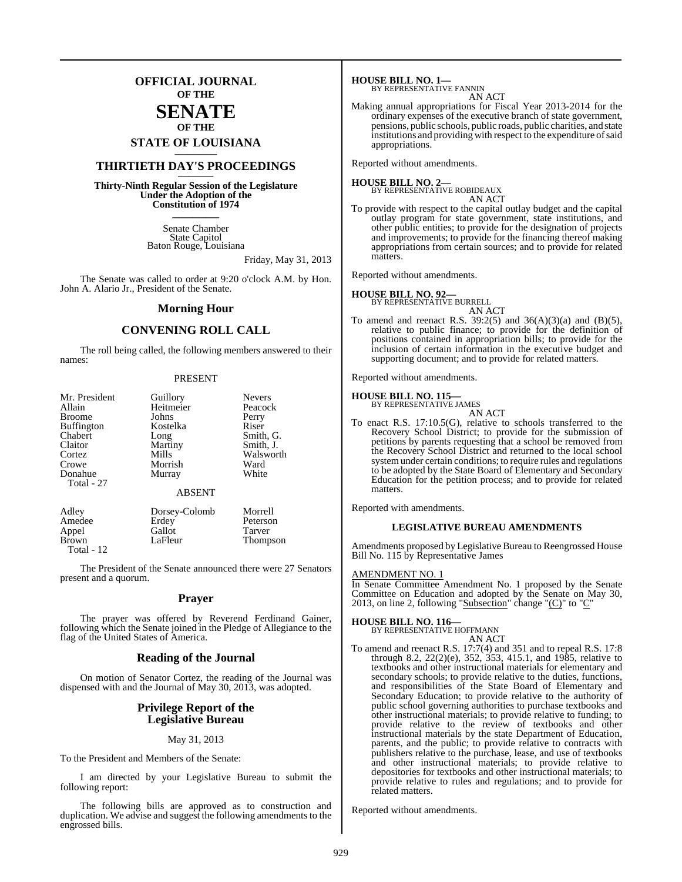# OFFICIAL JOURNAL OF THE SENATE OF THE STATE OF LOUISIANA

## THIRTIETH DAY'S PROCEEDINGS

**Thirty-Ninth Regular Session of the Legislature Under the Adoption of the Constitution of 1974**

Senate Chamber
State Capitol
Baton Rouge, Louisiana

Friday, May 31, 2013

The Senate was called to order at 9:20 o'clock A.M. by Hon. John A. Alario Jr., President of the Senate.

## Morning Hour

## CONVENING ROLL CALL

The roll being called, the following members answered to their names:

PRESENT

| | | |
|---|---|---|
| Mr. President | Guillory | Nevers |
| Allain | Heitmeier | Peacock |
| Broome | Johns | Perry |
| Buffington | Kostelka | Riser |
| Chabert | Long | Smith, G. |
| Claitor | Martiny | Smith, J. |
| Cortez | Mills | Walsworth |
| Crowe | Morrish | Ward |
| Donahue | Murray | White |
| Total - 27 | | |

ABSENT

| | | |
|---|---|---|
| Adley | Dorsey-Colomb | Morrell |
| Amedee | Erdey | Peterson |
| Appel | Gallot | Tarver |
| Brown | LaFleur | Thompson |
| Total - 12 | | |

The President of the Senate announced there were 27 Senators present and a quorum.

## Prayer

The prayer was offered by Reverend Ferdinand Gainer, following which the Senate joined in the Pledge of Allegiance to the flag of the United States of America.

## Reading of the Journal

On motion of Senator Cortez, the reading of the Journal was dispensed with and the Journal of May 30, 2013, was adopted.

## Privilege Report of the Legislative Bureau

May 31, 2013

To the President and Members of the Senate:

I am directed by your Legislative Bureau to submit the following report:

The following bills are approved as to construction and duplication. We advise and suggest the following amendments to the engrossed bills.

**HOUSE BILL NO. 1—**
BY REPRESENTATIVE FANNIN
AN ACT
Making annual appropriations for Fiscal Year 2013-2014 for the ordinary expenses of the executive branch of state government, pensions, public schools, public roads, public charities, and state institutions and providing with respect to the expenditure of said appropriations.

Reported without amendments.

**HOUSE BILL NO. 2—**
BY REPRESENTATIVE ROBIDEAUX
AN ACT
To provide with respect to the capital outlay budget and the capital outlay program for state government, state institutions, and other public entities; to provide for the designation of projects and improvements; to provide for the financing thereof making appropriations from certain sources; and to provide for related matters.

Reported without amendments.

**HOUSE BILL NO. 92—**
BY REPRESENTATIVE BURRELL
AN ACT
To amend and reenact R.S. 39:2(5) and 36(A)(3)(a) and (B)(5), relative to public finance; to provide for the definition of positions contained in appropriation bills; to provide for the inclusion of certain information in the executive budget and supporting document; and to provide for related matters.

Reported without amendments.

**HOUSE BILL NO. 115—**
BY REPRESENTATIVE JAMES
AN ACT
To enact R.S. 17:10.5(G), relative to schools transferred to the Recovery School District; to provide for the submission of petitions by parents requesting that a school be removed from the Recovery School District and returned to the local school system under certain conditions; to require rules and regulations to be adopted by the State Board of Elementary and Secondary Education for the petition process; and to provide for related matters.

Reported with amendments.

### LEGISLATIVE BUREAU AMENDMENTS

Amendments proposed by Legislative Bureau to Reengrossed House Bill No. 115 by Representative James

AMENDMENT NO. 1
In Senate Committee Amendment No. 1 proposed by the Senate Committee on Education and adopted by the Senate on May 30, 2013, on line 2, following "Subsection" change "(C)" to "C"

**HOUSE BILL NO. 116—**
BY REPRESENTATIVE HOFFMANN
AN ACT
To amend and reenact R.S. 17:7(4) and 351 and to repeal R.S. 17:8 through 8.2, 22(2)(e), 352, 353, 415.1, and 1985, relative to textbooks and other instructional materials for elementary and secondary schools; to provide relative to the duties, functions, and responsibilities of the State Board of Elementary and Secondary Education; to provide relative to the authority of public school governing authorities to purchase textbooks and other instructional materials; to provide relative to funding; to provide relative to the review of textbooks and other instructional materials by the state Department of Education, parents, and the public; to provide relative to contracts with publishers relative to the purchase, lease, and use of textbooks and other instructional materials; to provide relative to depositories for textbooks and other instructional materials; to provide relative to rules and regulations; and to provide for related matters.

Reported without amendments.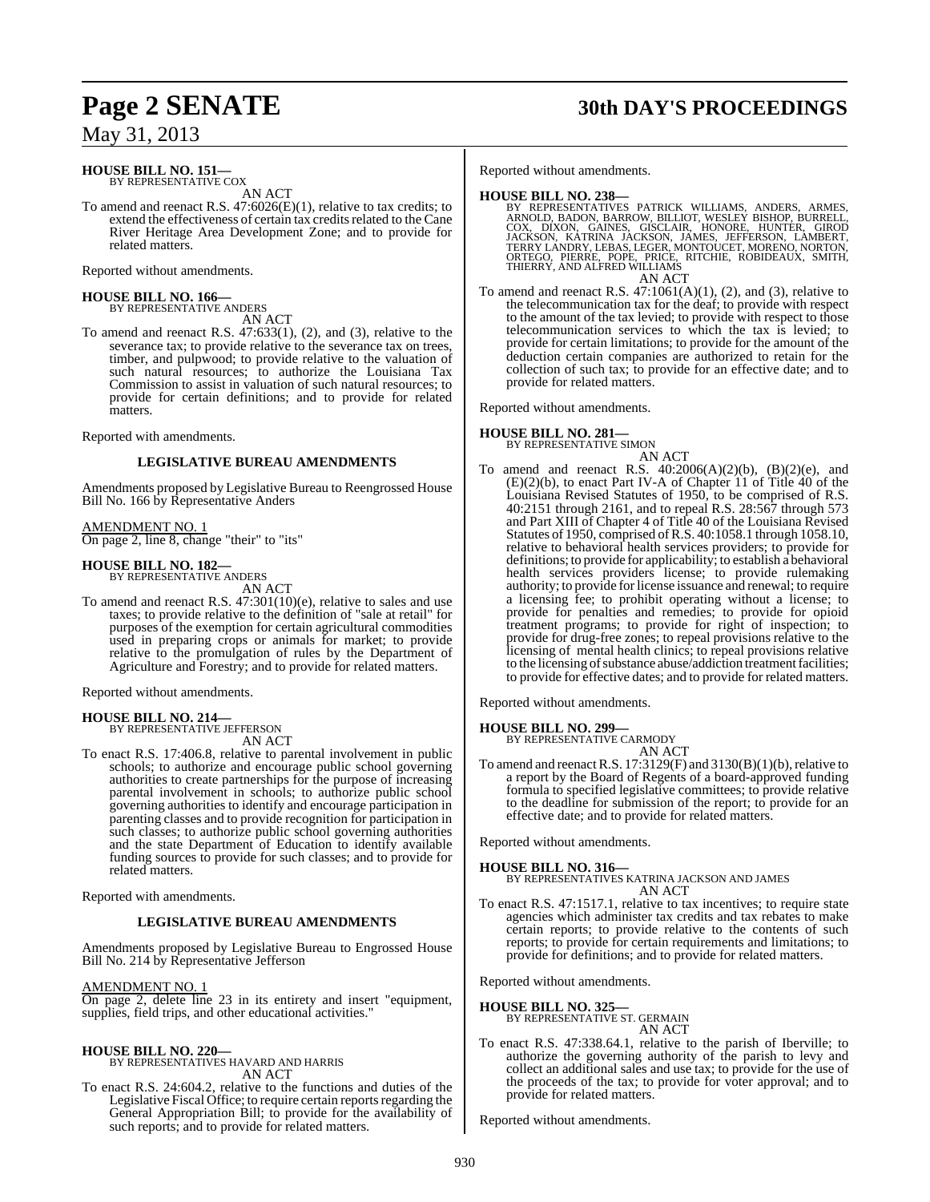**HOUSE BILL NO. 151—**
BY REPRESENTATIVE COX

AN ACT

To amend and reenact R.S. 47:6026(E)(1), relative to tax credits; to extend the effectiveness of certain tax credits related to the Cane River Heritage Area Development Zone; and to provide for related matters.

Reported without amendments.

**HOUSE BILL NO. 166—**
BY REPRESENTATIVE ANDERS

AN ACT

To amend and reenact R.S. 47:633(1), (2), and (3), relative to the severance tax; to provide relative to the severance tax on trees, timber, and pulpwood; to provide relative to the valuation of such natural resources; to authorize the Louisiana Tax Commission to assist in valuation of such natural resources; to provide for certain definitions; and to provide for related matters.

Reported with amendments.

**LEGISLATIVE BUREAU AMENDMENTS**

Amendments proposed by Legislative Bureau to Reengrossed House Bill No. 166 by Representative Anders

AMENDMENT NO. 1
On page 2, line 8, change "their" to "its"

**HOUSE BILL NO. 182—**
BY REPRESENTATIVE ANDERS

AN ACT

To amend and reenact R.S. 47:301(10)(e), relative to sales and use taxes; to provide relative to the definition of "sale at retail" for purposes of the exemption for certain agricultural commodities used in preparing crops or animals for market; to provide relative to the promulgation of rules by the Department of Agriculture and Forestry; and to provide for related matters.

Reported without amendments.

**HOUSE BILL NO. 214—**
BY REPRESENTATIVE JEFFERSON

AN ACT

To enact R.S. 17:406.8, relative to parental involvement in public schools; to authorize and encourage public school governing authorities to create partnerships for the purpose of increasing parental involvement in schools; to authorize public school governing authorities to identify and encourage participation in parenting classes and to provide recognition for participation in such classes; to authorize public school governing authorities and the state Department of Education to identify available funding sources to provide for such classes; and to provide for related matters.

Reported with amendments.

**LEGISLATIVE BUREAU AMENDMENTS**

Amendments proposed by Legislative Bureau to Engrossed House Bill No. 214 by Representative Jefferson

AMENDMENT NO. 1
On page 2, delete line 23 in its entirety and insert "equipment, supplies, field trips, and other educational activities."

**HOUSE BILL NO. 220—**
BY REPRESENTATIVES HAVARD AND HARRIS

AN ACT

To enact R.S. 24:604.2, relative to the functions and duties of the Legislative Fiscal Office; to require certain reports regarding the General Appropriation Bill; to provide for the availability of such reports; and to provide for related matters.

Reported without amendments.

**HOUSE BILL NO. 238—**
BY REPRESENTATIVES PATRICK WILLIAMS, ANDERS, ARMES, ARNOLD, BADON, BARROW, BILLIOT, WESLEY BISHOP, BURRELL, COX, DIXON, GAINES, GISCLAIR, HONORE, HUNTER, GIROD JACKSON, KATRINA JACKSON, JAMES, JEFFERSON, LAMBERT, TERRY LANDRY, LEBAS, LEGER, MONTOUCET, MORENO, NORTON, ORTEGO, PIERRE, POPE, PRICE, RITCHIE, ROBIDEAUX, SMITH, THIERRY, AND ALFRED WILLIAMS

AN ACT

To amend and reenact R.S. 47:1061(A)(1), (2), and (3), relative to the telecommunication tax for the deaf; to provide with respect to the amount of the tax levied; to provide with respect to those telecommunication services to which the tax is levied; to provide for certain limitations; to provide for the amount of the deduction certain companies are authorized to retain for the collection of such tax; to provide for an effective date; and to provide for related matters.

Reported without amendments.

**HOUSE BILL NO. 281—**
BY REPRESENTATIVE SIMON

AN ACT

To amend and reenact R.S. 40:2006(A)(2)(b), (B)(2)(e), and (E)(2)(b), to enact Part IV-A of Chapter 11 of Title 40 of the Louisiana Revised Statutes of 1950, to be comprised of R.S. 40:2151 through 2161, and to repeal R.S. 28:567 through 573 and Part XIII of Chapter 4 of Title 40 of the Louisiana Revised Statutes of 1950, comprised of R.S. 40:1058.1 through 1058.10, relative to behavioral health services providers; to provide for definitions; to provide for applicability; to establish a behavioral health services providers license; to provide rulemaking authority; to provide for license issuance and renewal; to require a licensing fee; to prohibit operating without a license; to provide for penalties and remedies; to provide for opioid treatment programs; to provide for right of inspection; to provide for drug-free zones; to repeal provisions relative to the licensing of mental health clinics; to repeal provisions relative to the licensing of substance abuse/addiction treatment facilities; to provide for effective dates; and to provide for related matters.

Reported without amendments.

**HOUSE BILL NO. 299—**
BY REPRESENTATIVE CARMODY

AN ACT

To amend and reenact R.S. 17:3129(F) and 3130(B)(1)(b), relative to a report by the Board of Regents of a board-approved funding formula to specified legislative committees; to provide relative to the deadline for submission of the report; to provide for an effective date; and to provide for related matters.

Reported without amendments.

**HOUSE BILL NO. 316—**
BY REPRESENTATIVES KATRINA JACKSON AND JAMES

AN ACT

To enact R.S. 47:1517.1, relative to tax incentives; to require state agencies which administer tax credits and tax rebates to make certain reports; to provide relative to the contents of such reports; to provide for certain requirements and limitations; to provide for definitions; and to provide for related matters.

Reported without amendments.

**HOUSE BILL NO. 325—**
BY REPRESENTATIVE ST. GERMAIN

AN ACT

To enact R.S. 47:338.64.1, relative to the parish of Iberville; to authorize the governing authority of the parish to levy and collect an additional sales and use tax; to provide for the use of the proceeds of the tax; to provide for voter approval; and to provide for related matters.

Reported without amendments.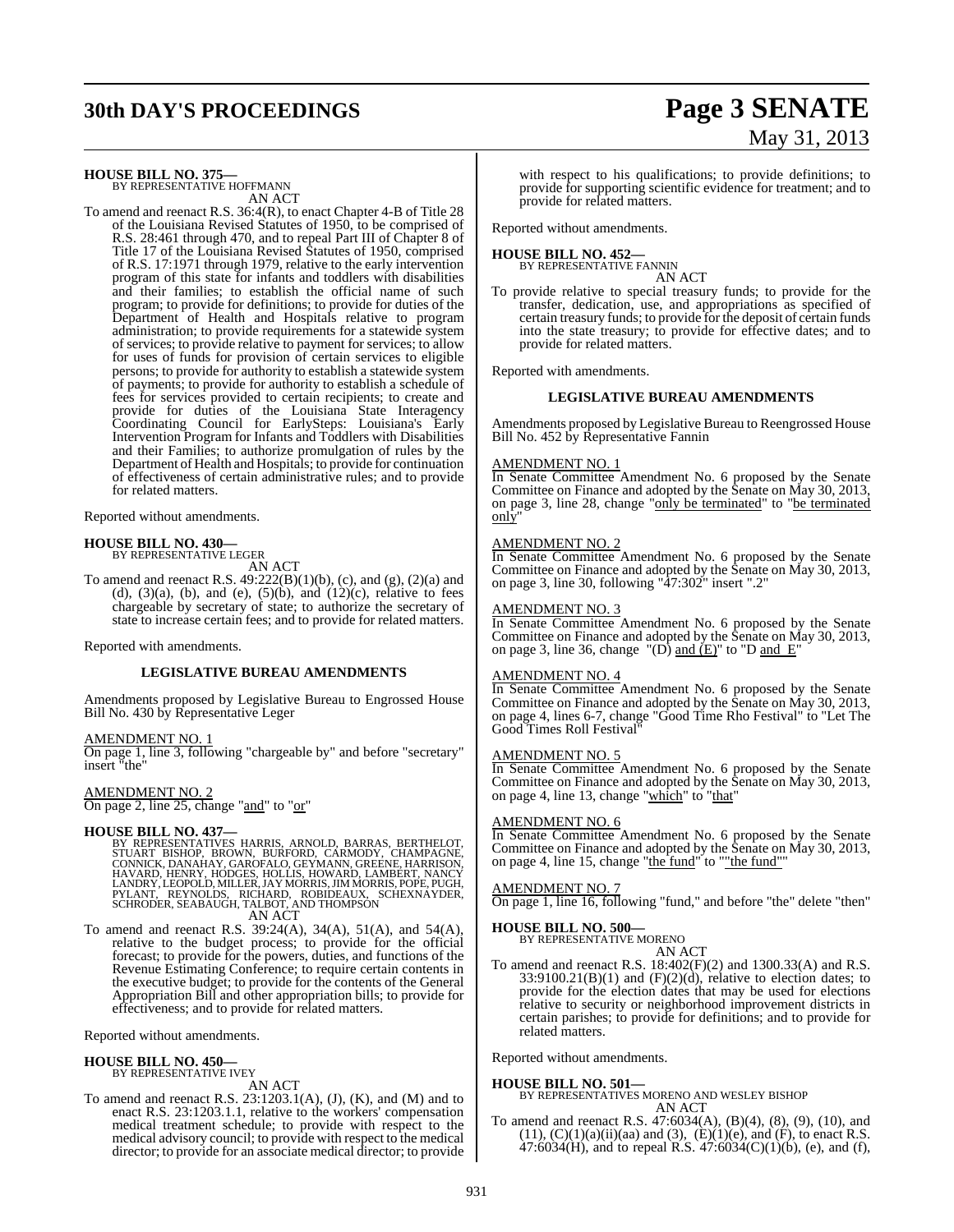**HOUSE BILL NO. 375—**
BY REPRESENTATIVE HOFFMANN
AN ACT

To amend and reenact R.S. 36:4(R), to enact Chapter 4-B of Title 28 of the Louisiana Revised Statutes of 1950, to be comprised of R.S. 28:461 through 470, and to repeal Part III of Chapter 8 of Title 17 of the Louisiana Revised Statutes of 1950, comprised of R.S. 17:1971 through 1979, relative to the early intervention program of this state for infants and toddlers with disabilities and their families; to establish the official name of such program; to provide for definitions; to provide for duties of the Department of Health and Hospitals relative to program administration; to provide requirements for a statewide system of services; to provide relative to payment for services; to allow for uses of funds for provision of certain services to eligible persons; to provide for authority to establish a statewide system of payments; to provide for authority to establish a schedule of fees for services provided to certain recipients; to create and provide for duties of the Louisiana State Interagency Coordinating Council for EarlySteps: Louisiana's Early Intervention Program for Infants and Toddlers with Disabilities and their Families; to authorize promulgation of rules by the Department of Health and Hospitals; to provide for continuation of effectiveness of certain administrative rules; and to provide for related matters.

Reported without amendments.

**HOUSE BILL NO. 430—**
BY REPRESENTATIVE LEGER
AN ACT

To amend and reenact R.S. 49:222(B)(1)(b), (c), and (g), (2)(a) and (d), (3)(a), (b), and (e), (5)(b), and (12)(c), relative to fees chargeable by secretary of state; to authorize the secretary of state to increase certain fees; and to provide for related matters.

Reported with amendments.

**LEGISLATIVE BUREAU AMENDMENTS**

Amendments proposed by Legislative Bureau to Engrossed House Bill No. 430 by Representative Leger

AMENDMENT NO. 1
On page 1, line 3, following "chargeable by" and before "secretary" insert "the"

AMENDMENT NO. 2
On page 2, line 25, change "and" to "or"

**HOUSE BILL NO. 437—**
BY REPRESENTATIVES HARRIS, ARNOLD, BARRAS, BERTHELOT, STUART BISHOP, BROWN, BURFORD, CARMODY, CHAMPAGNE, CONNICK, DANAHAY, GAROFALO, GEYMANN, GREENE, HARRISON, HAVARD, HENRY, HODGES, HOLLIS, HOWARD, LAMBERT, NANCY LANDRY, LEOPOLD, MILLER, JAY MORRIS, JIM MORRIS, POPE, PUGH, PYLANT, REYNOLDS, RICHARD, ROBIDEAUX, SCHEXNAYDER, SCHRODER, SEABAUGH, TALBOT, AND THOMPSON
AN ACT

To amend and reenact R.S. 39:24(A), 34(A), 51(A), and 54(A), relative to the budget process; to provide for the official forecast; to provide for the powers, duties, and functions of the Revenue Estimating Conference; to require certain contents in the executive budget; to provide for the contents of the General Appropriation Bill and other appropriation bills; to provide for effectiveness; and to provide for related matters.

Reported without amendments.

**HOUSE BILL NO. 450—**
BY REPRESENTATIVE IVEY
AN ACT

To amend and reenact R.S. 23:1203.1(A), (J), (K), and (M) and to enact R.S. 23:1203.1.1, relative to the workers' compensation medical treatment schedule; to provide with respect to the medical advisory council; to provide with respect to the medical director; to provide for an associate medical director; to provide with respect to his qualifications; to provide definitions; to provide for supporting scientific evidence for treatment; and to provide for related matters.

Reported without amendments.

**HOUSE BILL NO. 452—**
BY REPRESENTATIVE FANNIN
AN ACT

To provide relative to special treasury funds; to provide for the transfer, dedication, use, and appropriations as specified of certain treasury funds; to provide for the deposit of certain funds into the state treasury; to provide for effective dates; and to provide for related matters.

Reported with amendments.

**LEGISLATIVE BUREAU AMENDMENTS**

Amendments proposed by Legislative Bureau to Reengrossed House Bill No. 452 by Representative Fannin

AMENDMENT NO. 1
In Senate Committee Amendment No. 6 proposed by the Senate Committee on Finance and adopted by the Senate on May 30, 2013, on page 3, line 28, change "only be terminated" to "be terminated only"

AMENDMENT NO. 2
In Senate Committee Amendment No. 6 proposed by the Senate Committee on Finance and adopted by the Senate on May 30, 2013, on page 3, line 30, following "47:302" insert ".2"

AMENDMENT NO. 3
In Senate Committee Amendment No. 6 proposed by the Senate Committee on Finance and adopted by the Senate on May 30, 2013, on page 3, line 36, change "(D) and (E)" to "D and E"

AMENDMENT NO. 4
In Senate Committee Amendment No. 6 proposed by the Senate Committee on Finance and adopted by the Senate on May 30, 2013, on page 4, lines 6-7, change "Good Time Rho Festival" to "Let The Good Times Roll Festival"

AMENDMENT NO. 5
In Senate Committee Amendment No. 6 proposed by the Senate Committee on Finance and adopted by the Senate on May 30, 2013, on page 4, line 13, change "which" to "that"

AMENDMENT NO. 6
In Senate Committee Amendment No. 6 proposed by the Senate Committee on Finance and adopted by the Senate on May 30, 2013, on page 4, line 15, change "the fund" to ""the fund""

AMENDMENT NO. 7
On page 1, line 16, following "fund," and before "the" delete "then"

**HOUSE BILL NO. 500—**
BY REPRESENTATIVE MORENO
AN ACT

To amend and reenact R.S. 18:402(F)(2) and 1300.33(A) and R.S. 33:9100.21(B)(1) and (F)(2)(d), relative to election dates; to provide for the election dates that may be used for elections relative to security or neighborhood improvement districts in certain parishes; to provide for definitions; and to provide for related matters.

Reported without amendments.

**HOUSE BILL NO. 501—**
BY REPRESENTATIVES MORENO AND WESLEY BISHOP
AN ACT

To amend and reenact R.S. 47:6034(A), (B)(4), (8), (9), (10), and (11), (C)(1)(a)(ii)(aa) and (3), (E)(1)(e), and (F), to enact R.S. 47:6034(H), and to repeal R.S. 47:6034(C)(1)(b), (e), and (f),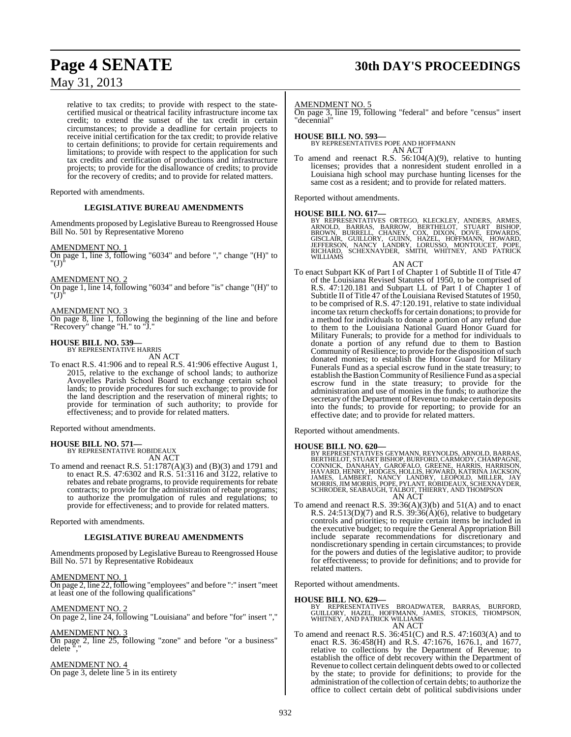relative to tax credits; to provide with respect to the state-certified musical or theatrical facility infrastructure income tax credit; to extend the sunset of the tax credit in certain circumstances; to provide a deadline for certain projects to receive initial certification for the tax credit; to provide relative to certain definitions; to provide for certain requirements and limitations; to provide with respect to the application for such tax credits and certification of productions and infrastructure projects; to provide for the disallowance of credits; to provide for the recovery of credits; and to provide for related matters.

Reported with amendments.

### LEGISLATIVE BUREAU AMENDMENTS

Amendments proposed by Legislative Bureau to Reengrossed House Bill No. 501 by Representative Moreno

AMENDMENT NO. 1
On page 1, line 3, following "6034" and before "," change "(H)" to "(J)"

AMENDMENT NO. 2
On page 1, line 14, following "6034" and before "is" change "(H)" to "(J)"

AMENDMENT NO. 3
On page 8, line 1, following the beginning of the line and before "Recovery" change "H." to "J."

**HOUSE BILL NO. 539—**
BY REPRESENTATIVE HARRIS
AN ACT

To enact R.S. 41:906 and to repeal R.S. 41:906 effective August 1, 2015, relative to the exchange of school lands; to authorize Avoyelles Parish School Board to exchange certain school lands; to provide procedures for such exchange; to provide for the land description and the reservation of mineral rights; to provide for termination of such authority; to provide for effectiveness; and to provide for related matters.

Reported without amendments.

**HOUSE BILL NO. 571—**
BY REPRESENTATIVE ROBIDEAUX
AN ACT

To amend and reenact R.S. 51:1787(A)(3) and (B)(3) and 1791 and to enact R.S. 47:6302 and R.S. 51:3116 and 3122, relative to rebates and rebate programs, to provide requirements for rebate contracts; to provide for the administration of rebate programs; to authorize the promulgation of rules and regulations; to provide for effectiveness; and to provide for related matters.

Reported with amendments.

### LEGISLATIVE BUREAU AMENDMENTS

Amendments proposed by Legislative Bureau to Reengrossed House Bill No. 571 by Representative Robideaux

AMENDMENT NO. 1
On page 2, line 22, following "employees" and before ":" insert "meet at least one of the following qualifications"

AMENDMENT NO. 2
On page 2, line 24, following "Louisiana" and before "for" insert ","

AMENDMENT NO. 3
On page 2, line 25, following "zone" and before "or a business" delete ","

AMENDMENT NO. 4
On page 3, delete line 5 in its entirety

AMENDMENT NO. 5
On page 3, line 19, following "federal" and before "census" insert "decennial"

**HOUSE BILL NO. 593—**
BY REPRESENTATIVES POPE AND HOFFMANN
AN ACT

To amend and reenact R.S. 56:104(A)(9), relative to hunting licenses; provides that a nonresident student enrolled in a Louisiana high school may purchase hunting licenses for the same cost as a resident; and to provide for related matters.

Reported without amendments.

**HOUSE BILL NO. 617—**
BY REPRESENTATIVES ORTEGO, KLECKLEY, ANDERS, ARMES, ARNOLD, BARRAS, BARROW, BERTHELOT, STUART BISHOP, BROWN, BURRELL, CHANEY, COX, DIXON, DOVE, EDWARDS, GISCLAIR, GUILLORY, GUINN, HAZEL, HOFFMANN, HOWARD, JEFFERSON, NANCY LANDRY, LORUSSO, MONTOUCET, POPE, RICHARD, SCHEXNAYDER, SMITH, WHITNEY, AND PATRICK WILLIAMS
AN ACT

To enact Subpart KK of Part I of Chapter 1 of Subtitle II of Title 47 of the Louisiana Revised Statutes of 1950, to be comprised of R.S. 47:120.181 and Subpart LL of Part I of Chapter 1 of Subtitle II of Title 47 of the Louisiana Revised Statutes of 1950, to be comprised of R.S. 47:120.191, relative to state individual income tax return checkoffs for certain donations; to provide for a method for individuals to donate a portion of any refund due to them to the Louisiana National Guard Honor Guard for Military Funerals; to provide for a method for individuals to donate a portion of any refund due to them to Bastion Community of Resilience; to provide for the disposition of such donated monies; to establish the Honor Guard for Military Funerals Fund as a special escrow fund in the state treasury; to establish the Bastion Community of Resilience Fund as a special escrow fund in the state treasury; to provide for the administration and use of monies in the funds; to authorize the secretary of the Department of Revenue to make certain deposits into the funds; to provide for reporting; to provide for an effective date; and to provide for related matters.

Reported without amendments.

**HOUSE BILL NO. 620—**
BY REPRESENTATIVES GEYMANN, REYNOLDS, ARNOLD, BARRAS, BERTHELOT, STUART BISHOP, BURFORD, CARMODY, CHAMPAGNE, CONNICK, DANAHAY, GAROFALO, GREENE, HARRIS, HARRISON, HAVARD, HENRY, HODGES, HOLLIS, HOWARD, KATRINA JACKSON, JAMES, LAMBERT, NANCY LANDRY, LEOPOLD, MILLER, JAY MORRIS, JIM MORRIS, POPE, PYLANT, ROBIDEAUX, SCHEXNAYDER, SCHRODER, SEABAUGH, TALBOT, THIERRY, AND THOMPSON
AN ACT

To amend and reenact R.S. 39:36(A)(3)(b) and 51(A) and to enact R.S. 24:513(D)(7) and R.S. 39:36(A)(6), relative to budgetary controls and priorities; to require certain items be included in the executive budget; to require the General Appropriation Bill include separate recommendations for discretionary and nondiscretionary spending in certain circumstances; to provide for the powers and duties of the legislative auditor; to provide for effectiveness; to provide for definitions; and to provide for related matters.

Reported without amendments.

**HOUSE BILL NO. 629—**
BY REPRESENTATIVES BROADWATER, BARRAS, BURFORD, GUILLORY, HAZEL, HOFFMANN, JAMES, STOKES, THOMPSON, WHITNEY, AND PATRICK WILLIAMS
AN ACT

To amend and reenact R.S. 36:451(C) and R.S. 47:1603(A) and to enact R.S. 36:458(H) and R.S. 47:1676, 1676.1, and 1677, relative to collections by the Department of Revenue; to establish the office of debt recovery within the Department of Revenue to collect certain delinquent debts owed to or collected by the state; to provide for definitions; to provide for the administration of the collection of certain debts; to authorize the office to collect certain debt of political subdivisions under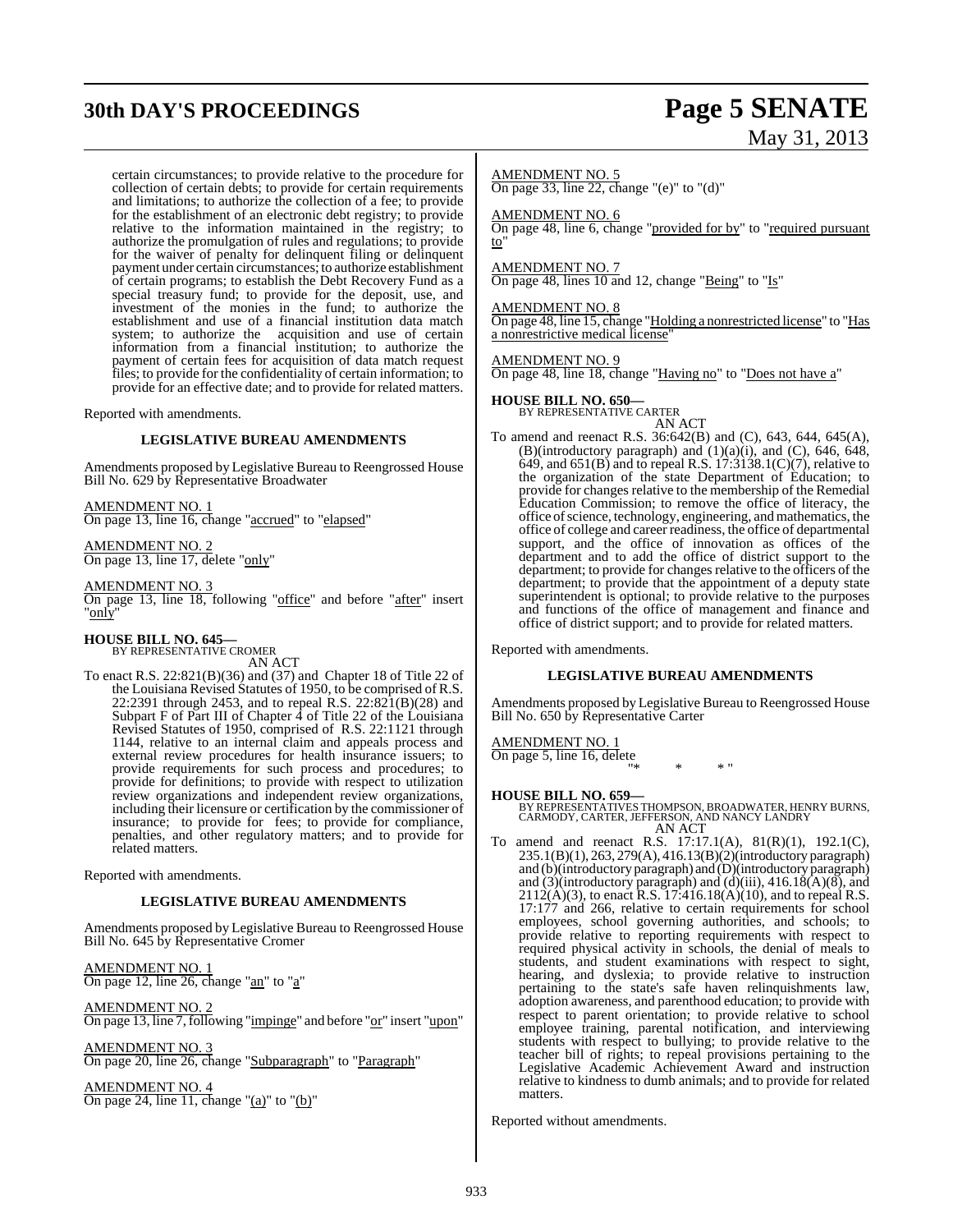certain circumstances; to provide relative to the procedure for collection of certain debts; to provide for certain requirements and limitations; to authorize the collection of a fee; to provide for the establishment of an electronic debt registry; to provide relative to the information maintained in the registry; to authorize the promulgation of rules and regulations; to provide for the waiver of penalty for delinquent filing or delinquent payment under certain circumstances; to authorize establishment of certain programs; to establish the Debt Recovery Fund as a special treasury fund; to provide for the deposit, use, and investment of the monies in the fund; to authorize the establishment and use of a financial institution data match system; to authorize the acquisition and use of certain information from a financial institution; to authorize the payment of certain fees for acquisition of data match request files; to provide for the confidentiality of certain information; to provide for an effective date; and to provide for related matters.

Reported with amendments.

**LEGISLATIVE BUREAU AMENDMENTS**

Amendments proposed by Legislative Bureau to Reengrossed House Bill No. 629 by Representative Broadwater

AMENDMENT NO. 1
On page 13, line 16, change "accrued" to "elapsed"

AMENDMENT NO. 2
On page 13, line 17, delete "only"

AMENDMENT NO. 3
On page 13, line 18, following "office" and before "after" insert "only"

**HOUSE BILL NO. 645—**
BY REPRESENTATIVE CROMER
AN ACT

To enact R.S. 22:821(B)(36) and (37) and Chapter 18 of Title 22 of the Louisiana Revised Statutes of 1950, to be comprised of R.S. 22:2391 through 2453, and to repeal R.S. 22:821(B)(28) and Subpart F of Part III of Chapter 4 of Title 22 of the Louisiana Revised Statutes of 1950, comprised of R.S. 22:1121 through 1144, relative to an internal claim and appeals process and external review procedures for health insurance issuers; to provide requirements for such process and procedures; to provide for definitions; to provide with respect to utilization review organizations and independent review organizations, including their licensure or certification by the commissioner of insurance; to provide for fees; to provide for compliance, penalties, and other regulatory matters; and to provide for related matters.

Reported with amendments.

**LEGISLATIVE BUREAU AMENDMENTS**

Amendments proposed by Legislative Bureau to Reengrossed House Bill No. 645 by Representative Cromer

AMENDMENT NO. 1
On page 12, line 26, change "an" to "a"

AMENDMENT NO. 2
On page 13, line 7, following "impinge" and before "or" insert "upon"

AMENDMENT NO. 3
On page 20, line 26, change "Subparagraph" to "Paragraph"

AMENDMENT NO. 4
On page 24, line 11, change "(a)" to "(b)"

AMENDMENT NO. 5
On page 33, line 22, change "(e)" to "(d)"

AMENDMENT NO. 6
On page 48, line 6, change "provided for by" to "required pursuant to"

AMENDMENT NO. 7
On page 48, lines 10 and 12, change "Being" to "Is"

AMENDMENT NO. 8
On page 48, line 15, change "Holding a nonrestricted license" to "Has a nonrestrictive medical license"

AMENDMENT NO. 9
On page 48, line 18, change "Having no" to "Does not have a"

**HOUSE BILL NO. 650—**
BY REPRESENTATIVE CARTER
AN ACT

To amend and reenact R.S. 36:642(B) and (C), 643, 644, 645(A), (B)(introductory paragraph) and (1)(a)(i), and (C), 646, 648, 649, and 651(B) and to repeal R.S. 17:3138.1(C)(7), relative to the organization of the state Department of Education; to provide for changes relative to the membership of the Remedial Education Commission; to remove the office of literacy, the office of science, technology, engineering, and mathematics, the office of college and career readiness, the office of departmental support, and the office of innovation as offices of the department and to add the office of district support to the department; to provide for changes relative to the officers of the department; to provide that the appointment of a deputy state superintendent is optional; to provide relative to the purposes and functions of the office of management and finance and office of district support; and to provide for related matters.

Reported with amendments.

**LEGISLATIVE BUREAU AMENDMENTS**

Amendments proposed by Legislative Bureau to Reengrossed House Bill No. 650 by Representative Carter

AMENDMENT NO. 1
On page 5, line 16, delete
"* * * "

**HOUSE BILL NO. 659—**
BY REPRESENTATIVES THOMPSON, BROADWATER, HENRY BURNS, CARMODY, CARTER, JEFFERSON, AND NANCY LANDRY
AN ACT

To amend and reenact R.S. 17:17.1(A), 81(R)(1), 192.1(C), 235.1(B)(1), 263, 279(A), 416.13(B)(2)(introductory paragraph) and (b)(introductory paragraph) and (D)(introductory paragraph) and (3)(introductory paragraph) and (d)(iii), 416.18(A)(8), and 2112(A)(3), to enact R.S. 17:416.18(A)(10), and to repeal R.S. 17:177 and 266, relative to certain requirements for school employees, school governing authorities, and schools; to provide relative to reporting requirements with respect to required physical activity in schools, the denial of meals to students, and student examinations with respect to sight, hearing, and dyslexia; to provide relative to instruction pertaining to the state's safe haven relinquishments law, adoption awareness, and parenthood education; to provide with respect to parent orientation; to provide relative to school employee training, parental notification, and interviewing students with respect to bullying; to provide relative to the teacher bill of rights; to repeal provisions pertaining to the Legislative Academic Achievement Award and instruction relative to kindness to dumb animals; and to provide for related matters.

Reported without amendments.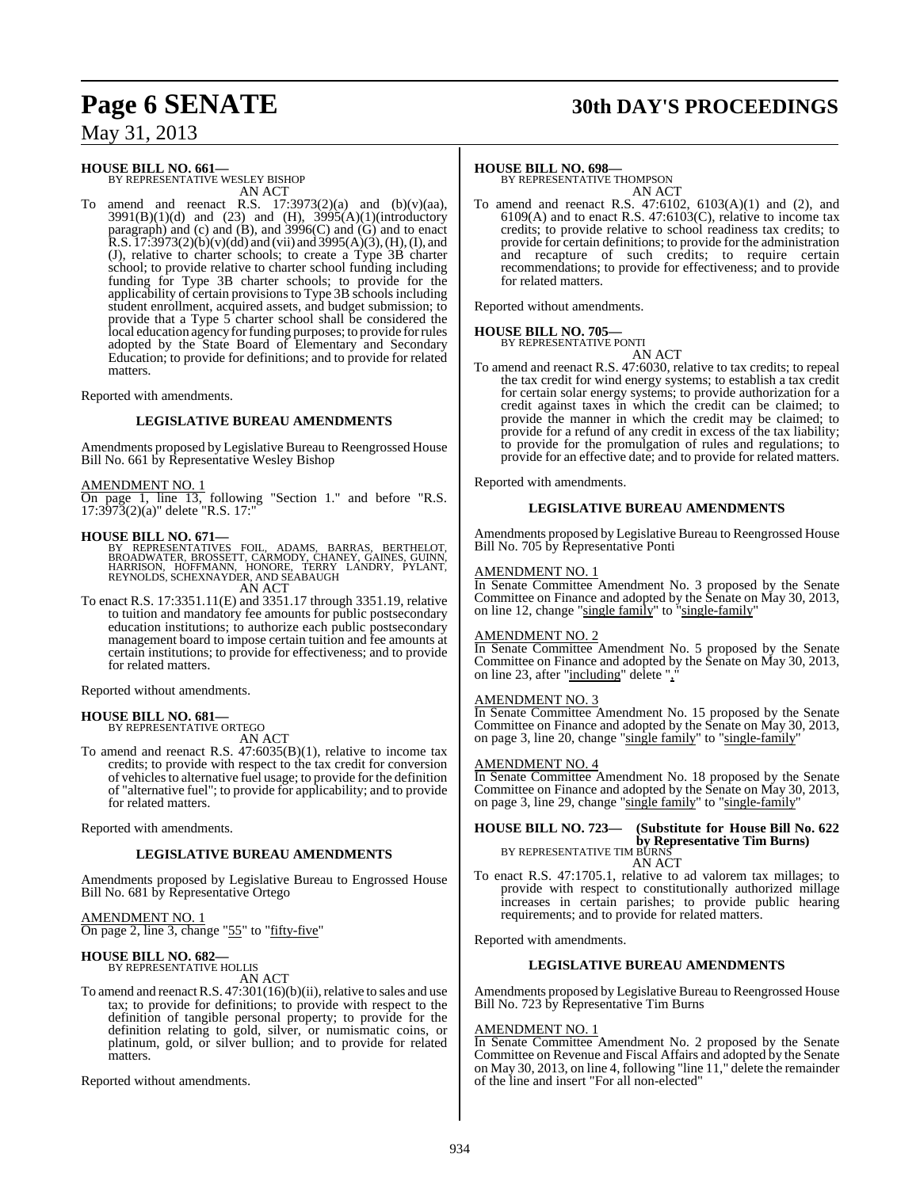**HOUSE BILL NO. 661—**
BY REPRESENTATIVE WESLEY BISHOP
AN ACT

To amend and reenact R.S. 17:3973(2)(a) and (b)(v)(aa), 3991(B)(1)(d) and (23) and (H), 3995(A)(1)(introductory paragraph) and (c) and (B), and 3996(C) and (G) and to enact R.S. 17:3973(2)(b)(v)(dd) and (vii) and 3995(A)(3), (H), (I), and (J), relative to charter schools; to create a Type 3B charter school; to provide relative to charter school funding including funding for Type 3B charter schools; to provide for the applicability of certain provisions to Type 3B schools including student enrollment, acquired assets, and budget submission; to provide that a Type 5 charter school shall be considered the local education agency for funding purposes; to provide for rules adopted by the State Board of Elementary and Secondary Education; to provide for definitions; and to provide for related matters.

Reported with amendments.

**LEGISLATIVE BUREAU AMENDMENTS**

Amendments proposed by Legislative Bureau to Reengrossed House Bill No. 661 by Representative Wesley Bishop

AMENDMENT NO. 1
On page 1, line 13, following "Section 1." and before "R.S. 17:3973(2)(a)" delete "R.S. 17:"

**HOUSE BILL NO. 671—**
BY REPRESENTATIVES FOIL, ADAMS, BARRAS, BERTHELOT, BROADWATER, BROSSETT, CARMODY, CHANEY, GAINES, GUINN, HARRISON, HOFFMANN, HONORE, TERRY LANDRY, PYLANT, REYNOLDS, SCHEXNAYDER, AND SEABAUGH
AN ACT

To enact R.S. 17:3351.11(E) and 3351.17 through 3351.19, relative to tuition and mandatory fee amounts for public postsecondary education institutions; to authorize each public postsecondary management board to impose certain tuition and fee amounts at certain institutions; to provide for effectiveness; and to provide for related matters.

Reported without amendments.

**HOUSE BILL NO. 681—**
BY REPRESENTATIVE ORTEGO
AN ACT

To amend and reenact R.S. 47:6035(B)(1), relative to income tax credits; to provide with respect to the tax credit for conversion of vehicles to alternative fuel usage; to provide for the definition of "alternative fuel"; to provide for applicability; and to provide for related matters.

Reported with amendments.

**LEGISLATIVE BUREAU AMENDMENTS**

Amendments proposed by Legislative Bureau to Engrossed House Bill No. 681 by Representative Ortego

AMENDMENT NO. 1
On page 2, line 3, change "55" to "fifty-five"

**HOUSE BILL NO. 682—**
BY REPRESENTATIVE HOLLIS
AN ACT

To amend and reenact R.S. 47:301(16)(b)(ii), relative to sales and use tax; to provide for definitions; to provide with respect to the definition of tangible personal property; to provide for the definition relating to gold, silver, or numismatic coins, or platinum, gold, or silver bullion; and to provide for related matters.

Reported without amendments.

**HOUSE BILL NO. 698—**
BY REPRESENTATIVE THOMPSON
AN ACT

To amend and reenact R.S. 47:6102, 6103(A)(1) and (2), and 6109(A) and to enact R.S. 47:6103(C), relative to income tax credits; to provide relative to school readiness tax credits; to provide for certain definitions; to provide for the administration and recapture of such credits; to require certain recommendations; to provide for effectiveness; and to provide for related matters.

Reported without amendments.

**HOUSE BILL NO. 705—**
BY REPRESENTATIVE PONTI
AN ACT

To amend and reenact R.S. 47:6030, relative to tax credits; to repeal the tax credit for wind energy systems; to establish a tax credit for certain solar energy systems; to provide authorization for a credit against taxes in which the credit can be claimed; to provide the manner in which the credit may be claimed; to provide for a refund of any credit in excess of the tax liability; to provide for the promulgation of rules and regulations; to provide for an effective date; and to provide for related matters.

Reported with amendments.

**LEGISLATIVE BUREAU AMENDMENTS**

Amendments proposed by Legislative Bureau to Reengrossed House Bill No. 705 by Representative Ponti

AMENDMENT NO. 1
In Senate Committee Amendment No. 3 proposed by the Senate Committee on Finance and adopted by the Senate on May 30, 2013, on line 12, change "single family" to "single-family"

AMENDMENT NO. 2
In Senate Committee Amendment No. 5 proposed by the Senate Committee on Finance and adopted by the Senate on May 30, 2013, on line 23, after "including" delete ","

AMENDMENT NO. 3
In Senate Committee Amendment No. 15 proposed by the Senate Committee on Finance and adopted by the Senate on May 30, 2013, on page 3, line 20, change "single family" to "single-family"

AMENDMENT NO. 4
In Senate Committee Amendment No. 18 proposed by the Senate Committee on Finance and adopted by the Senate on May 30, 2013, on page 3, line 29, change "single family" to "single-family"

**HOUSE BILL NO. 723— (Substitute for House Bill No. 622 by Representative Tim Burns)**
BY REPRESENTATIVE TIM BURNS
AN ACT

To enact R.S. 47:1705.1, relative to ad valorem tax millages; to provide with respect to constitutionally authorized millage increases in certain parishes; to provide public hearing requirements; and to provide for related matters.

Reported with amendments.

**LEGISLATIVE BUREAU AMENDMENTS**

Amendments proposed by Legislative Bureau to Reengrossed House Bill No. 723 by Representative Tim Burns

AMENDMENT NO. 1
In Senate Committee Amendment No. 2 proposed by the Senate Committee on Revenue and Fiscal Affairs and adopted by the Senate on May 30, 2013, on line 4, following "line 11," delete the remainder of the line and insert "For all non-elected"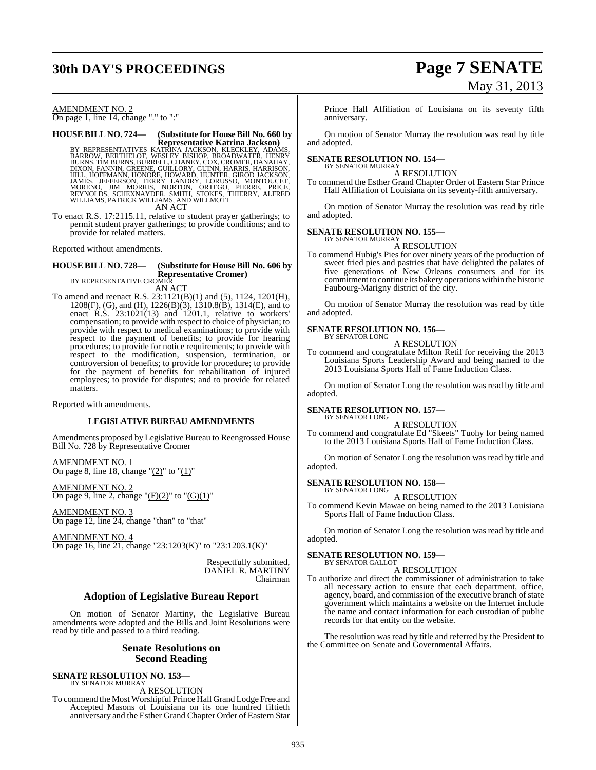AMENDMENT NO. 2
On page 1, line 14, change "." to ":"

**HOUSE BILL NO. 724— (Substitute for House Bill No. 660 by Representative Katrina Jackson)**
BY REPRESENTATIVES KATRINA JACKSON, KLECKLEY, ADAMS, BARROW, BERTHELOT, WESLEY BISHOP, BROADWATER, HENRY BURNS, TIM BURNS, BURRELL, CHANEY, COX, CROMER, DANAHAY, DIXON, FANNIN, GREENE, GUILLORY, GUINN, HARRIS, HARRISON, HILL, HOFFMANN, HONORE, HOWARD, HUNTER, GIROD JACKSON, JAMES, JEFFERSON, TERRY LANDRY, LORUSSO, MONTOUCET, MORENO, JIM MORRIS, NORTON, ORTEGO, PIERRE, PRICE, REYNOLDS, SCHEXNAYDER, SMITH, STOKES, THIERRY, ALFRED WILLIAMS, PATRICK WILLIAMS, AND WILLMOTT

AN ACT

To enact R.S. 17:2115.11, relative to student prayer gatherings; to permit student prayer gatherings; to provide conditions; and to provide for related matters.

Reported without amendments.

**HOUSE BILL NO. 728— (Substitute for House Bill No. 606 by Representative Cromer)**
BY REPRESENTATIVE CROMER

AN ACT

To amend and reenact R.S. 23:1121(B)(1) and (5), 1124, 1201(H), 1208(F), (G), and (H), 1226(B)(3), 1310.8(B), 1314(E), and to enact R.S. 23:1021(13) and 1201.1, relative to workers' compensation; to provide with respect to choice of physician; to provide with respect to medical examinations; to provide with respect to the payment of benefits; to provide for hearing procedures; to provide for notice requirements; to provide with respect to the modification, suspension, termination, or controversion of benefits; to provide for procedure; to provide for the payment of benefits for rehabilitation of injured employees; to provide for disputes; and to provide for related matters.

Reported with amendments.

### LEGISLATIVE BUREAU AMENDMENTS

Amendments proposed by Legislative Bureau to Reengrossed House Bill No. 728 by Representative Cromer

AMENDMENT NO. 1
On page 8, line 18, change "(2)" to "(1)"

AMENDMENT NO. 2
On page 9, line 2, change "(F)(2)" to "(G)(1)"

AMENDMENT NO. 3
On page 12, line 24, change "than" to "that"

AMENDMENT NO. 4
On page 16, line 21, change "23:1203(K)" to "23:1203.1(K)"

Respectfully submitted,
DANIEL R. MARTINY
Chairman

## Adoption of Legislative Bureau Report

On motion of Senator Martiny, the Legislative Bureau amendments were adopted and the Bills and Joint Resolutions were read by title and passed to a third reading.

## Senate Resolutions on Second Reading

**SENATE RESOLUTION NO. 153—**
BY SENATOR MURRAY

A RESOLUTION

To commend the Most Worshipful Prince Hall Grand Lodge Free and Accepted Masons of Louisiana on its one hundred fiftieth anniversary and the Esther Grand Chapter Order of Eastern Star Prince Hall Affiliation of Louisiana on its seventy fifth anniversary.

On motion of Senator Murray the resolution was read by title and adopted.

**SENATE RESOLUTION NO. 154—**
BY SENATOR MURRAY

A RESOLUTION

To commend the Esther Grand Chapter Order of Eastern Star Prince Hall Affiliation of Louisiana on its seventy-fifth anniversary.

On motion of Senator Murray the resolution was read by title and adopted.

**SENATE RESOLUTION NO. 155—**
BY SENATOR MURRAY

A RESOLUTION

To commend Hubig's Pies for over ninety years of the production of sweet fried pies and pastries that have delighted the palates of five generations of New Orleans consumers and for its commitment to continue its bakery operations within the historic Faubourg-Marigny district of the city.

On motion of Senator Murray the resolution was read by title and adopted.

**SENATE RESOLUTION NO. 156—**
BY SENATOR LONG

A RESOLUTION

To commend and congratulate Milton Retif for receiving the 2013 Louisiana Sports Leadership Award and being named to the 2013 Louisiana Sports Hall of Fame Induction Class.

On motion of Senator Long the resolution was read by title and adopted.

**SENATE RESOLUTION NO. 157—**
BY SENATOR LONG

A RESOLUTION

To commend and congratulate Ed "Skeets" Tuohy for being named to the 2013 Louisiana Sports Hall of Fame Induction Class.

On motion of Senator Long the resolution was read by title and adopted.

**SENATE RESOLUTION NO. 158—**
BY SENATOR LONG

A RESOLUTION

To commend Kevin Mawae on being named to the 2013 Louisiana Sports Hall of Fame Induction Class.

On motion of Senator Long the resolution was read by title and adopted.

**SENATE RESOLUTION NO. 159—**
BY SENATOR GALLOT

A RESOLUTION

To authorize and direct the commissioner of administration to take all necessary action to ensure that each department, office, agency, board, and commission of the executive branch of state government which maintains a website on the Internet include the name and contact information for each custodian of public records for that entity on the website.

The resolution was read by title and referred by the President to the Committee on Senate and Governmental Affairs.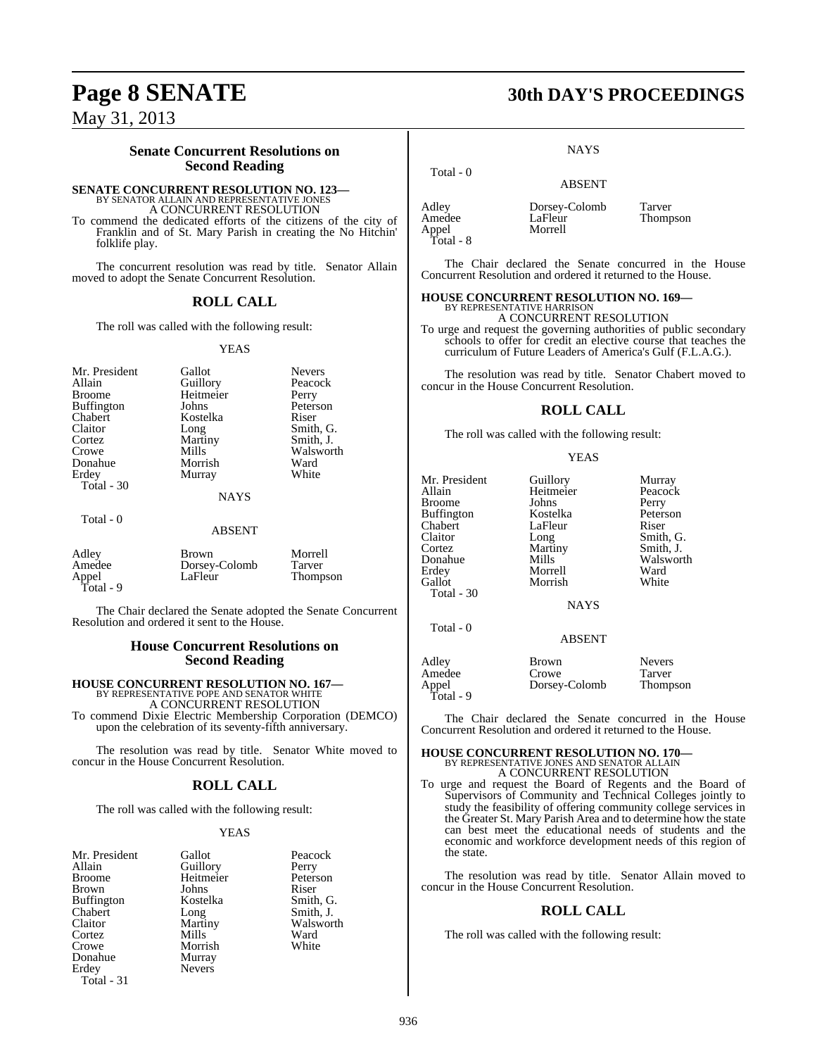## Senate Concurrent Resolutions on Second Reading

**SENATE CONCURRENT RESOLUTION NO. 123—**
BY SENATOR ALLAIN AND REPRESENTATIVE JONES
A CONCURRENT RESOLUTION

To commend the dedicated efforts of the citizens of the city of Franklin and of St. Mary Parish in creating the No Hitchin' folklife play.

The concurrent resolution was read by title. Senator Allain moved to adopt the Senate Concurrent Resolution.

### ROLL CALL

The roll was called with the following result:

YEAS

| | | |
|---|---|---|
| Mr. President | Gallot | Nevers |
| Allain | Guillory | Peacock |
| Broome | Heitmeier | Perry |
| Buffington | Johns | Peterson |
| Chabert | Kostelka | Riser |
| Claitor | Long | Smith, G. |
| Cortez | Martiny | Smith, J. |
| Crowe | Mills | Walsworth |
| Donahue | Morrish | Ward |
| Erdey | Murray | White |

Total - 30

NAYS

Total - 0

ABSENT

| | | |
|---|---|---|
| Adley | Brown | Morrell |
| Amedee | Dorsey-Colomb | Tarver |
| Appel | LaFleur | Thompson |

Total - 9

The Chair declared the Senate adopted the Senate Concurrent Resolution and ordered it sent to the House.

## House Concurrent Resolutions on Second Reading

**HOUSE CONCURRENT RESOLUTION NO. 167—**
BY REPRESENTATIVE POPE AND SENATOR WHITE
A CONCURRENT RESOLUTION

To commend Dixie Electric Membership Corporation (DEMCO) upon the celebration of its seventy-fifth anniversary.

The resolution was read by title. Senator White moved to concur in the House Concurrent Resolution.

### ROLL CALL

The roll was called with the following result:

YEAS

| | | |
|---|---|---|
| Mr. President | Gallot | Peacock |
| Allain | Guillory | Perry |
| Broome | Heitmeier | Peterson |
| Brown | Johns | Riser |
| Buffington | Kostelka | Smith, G. |
| Chabert | Long | Smith, J. |
| Claitor | Martiny | Walsworth |
| Cortez | Mills | Ward |
| Crowe | Morrish | White |
| Donahue | Murray | |
| Erdey | Nevers | |

Total - 31

NAYS

Total - 0

ABSENT

| | | |
|---|---|---|
| Adley | Dorsey-Colomb | Tarver |
| Amedee | LaFleur | Thompson |
| Appel | Morrell | |

Total - 8

The Chair declared the Senate concurred in the House Concurrent Resolution and ordered it returned to the House.

**HOUSE CONCURRENT RESOLUTION NO. 169—**
BY REPRESENTATIVE HARRISON
A CONCURRENT RESOLUTION

To urge and request the governing authorities of public secondary schools to offer for credit an elective course that teaches the curriculum of Future Leaders of America's Gulf (F.L.A.G.).

The resolution was read by title. Senator Chabert moved to concur in the House Concurrent Resolution.

### ROLL CALL

The roll was called with the following result:

YEAS

| | | |
|---|---|---|
| Mr. President | Guillory | Murray |
| Allain | Heitmeier | Peacock |
| Broome | Johns | Perry |
| Buffington | Kostelka | Peterson |
| Chabert | LaFleur | Riser |
| Claitor | Long | Smith, G. |
| Cortez | Martiny | Smith, J. |
| Donahue | Mills | Walsworth |
| Erdey | Morrell | Ward |
| Gallot | Morrish | White |

Total - 30

NAYS

Total - 0

ABSENT

| | | |
|---|---|---|
| Adley | Brown | Nevers |
| Amedee | Crowe | Tarver |
| Appel | Dorsey-Colomb | Thompson |

Total - 9

The Chair declared the Senate concurred in the House Concurrent Resolution and ordered it returned to the House.

**HOUSE CONCURRENT RESOLUTION NO. 170—**
BY REPRESENTATIVE JONES AND SENATOR ALLAIN
A CONCURRENT RESOLUTION

To urge and request the Board of Regents and the Board of Supervisors of Community and Technical Colleges jointly to study the feasibility of offering community college services in the Greater St. Mary Parish Area and to determine how the state can best meet the educational needs of students and the economic and workforce development needs of this region of the state.

The resolution was read by title. Senator Allain moved to concur in the House Concurrent Resolution.

### ROLL CALL

The roll was called with the following result: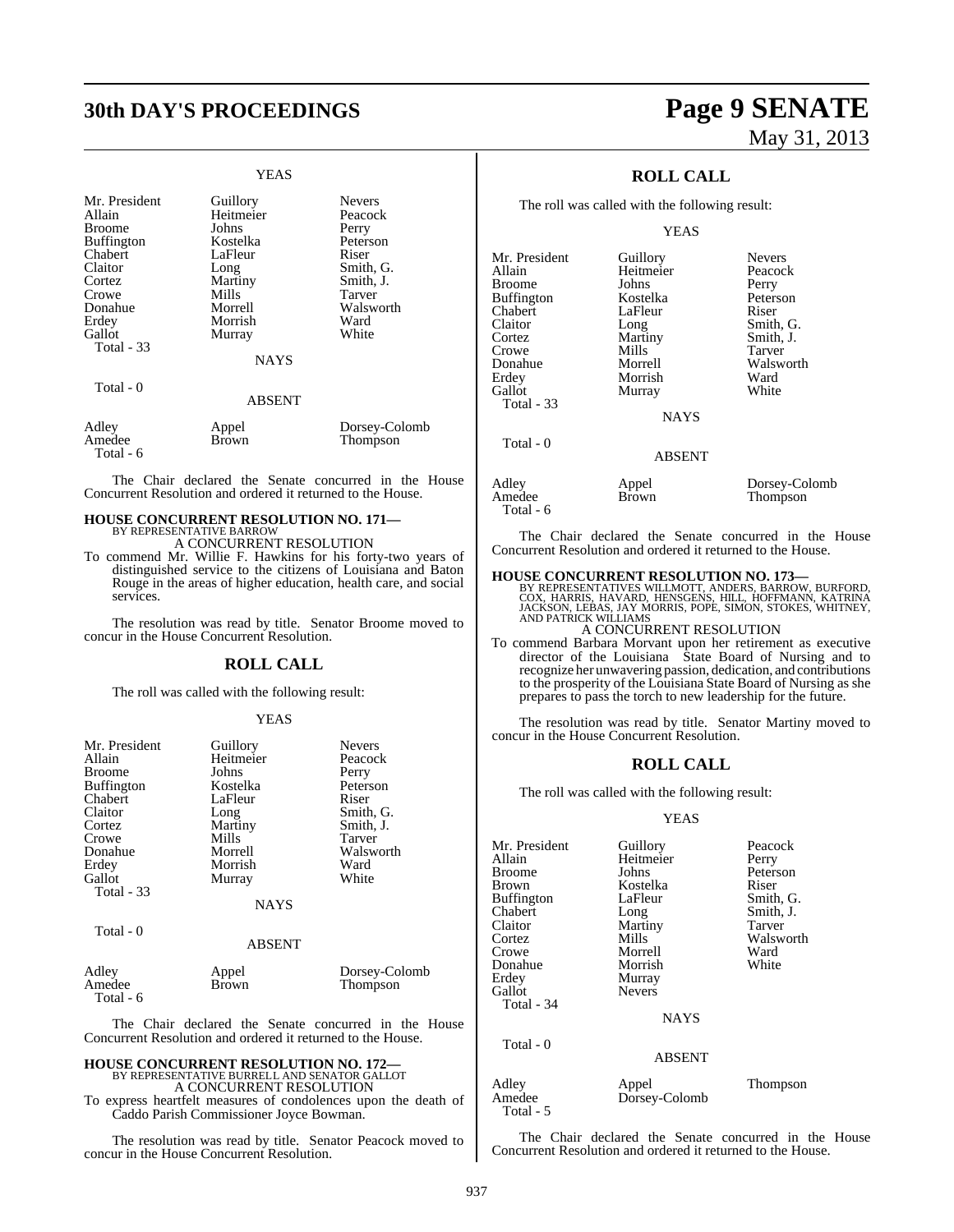YEAS

| | | |
|---|---|---|
| Mr. President | Guillory | Nevers |
| Allain | Heitmeier | Peacock |
| Broome | Johns | Perry |
| Buffington | Kostelka | Peterson |
| Chabert | LaFleur | Riser |
| Claitor | Long | Smith, G. |
| Cortez | Martiny | Smith, J. |
| Crowe | Mills | Tarver |
| Donahue | Morrell | Walsworth |
| Erdey | Morrish | Ward |
| Gallot | Murray | White |
| Total - 33 | | |

NAYS

Total - 0

ABSENT

| | | |
|---|---|---|
| Adley | Appel | Dorsey-Colomb |
| Amedee | Brown | Thompson |
| Total - 6 | | |

The Chair declared the Senate concurred in the House Concurrent Resolution and ordered it returned to the House.

**HOUSE CONCURRENT RESOLUTION NO. 171—**
BY REPRESENTATIVE BARROW
A CONCURRENT RESOLUTION

To commend Mr. Willie F. Hawkins for his forty-two years of distinguished service to the citizens of Louisiana and Baton Rouge in the areas of higher education, health care, and social services.

The resolution was read by title. Senator Broome moved to concur in the House Concurrent Resolution.

## ROLL CALL

The roll was called with the following result:

YEAS

| | | |
|---|---|---|
| Mr. President | Guillory | Nevers |
| Allain | Heitmeier | Peacock |
| Broome | Johns | Perry |
| Buffington | Kostelka | Peterson |
| Chabert | LaFleur | Riser |
| Claitor | Long | Smith, G. |
| Cortez | Martiny | Smith, J. |
| Crowe | Mills | Tarver |
| Donahue | Morrell | Walsworth |
| Erdey | Morrish | Ward |
| Gallot | Murray | White |
| Total - 33 | | |

NAYS

Total - 0

ABSENT

| | | |
|---|---|---|
| Adley | Appel | Dorsey-Colomb |
| Amedee | Brown | Thompson |
| Total - 6 | | |

The Chair declared the Senate concurred in the House Concurrent Resolution and ordered it returned to the House.

**HOUSE CONCURRENT RESOLUTION NO. 172—**
BY REPRESENTATIVE BURRELL AND SENATOR GALLOT
A CONCURRENT RESOLUTION

To express heartfelt measures of condolences upon the death of Caddo Parish Commissioner Joyce Bowman.

The resolution was read by title. Senator Peacock moved to concur in the House Concurrent Resolution.

## ROLL CALL

The roll was called with the following result:

YEAS

| | | |
|---|---|---|
| Mr. President | Guillory | Nevers |
| Allain | Heitmeier | Peacock |
| Broome | Johns | Perry |
| Buffington | Kostelka | Peterson |
| Chabert | LaFleur | Riser |
| Claitor | Long | Smith, G. |
| Cortez | Martiny | Smith, J. |
| Crowe | Mills | Tarver |
| Donahue | Morrell | Walsworth |
| Erdey | Morrish | Ward |
| Gallot | Murray | White |
| Total - 33 | | |

NAYS

Total - 0

ABSENT

| | | |
|---|---|---|
| Adley | Appel | Dorsey-Colomb |
| Amedee | Brown | Thompson |
| Total - 6 | | |

The Chair declared the Senate concurred in the House Concurrent Resolution and ordered it returned to the House.

**HOUSE CONCURRENT RESOLUTION NO. 173—**
BY REPRESENTATIVES WILLMOTT, ANDERS, BARROW, BURFORD, COX, HARRIS, HAVARD, HENSGENS, HILL, HOFFMANN, KATRINA JACKSON, LEBAS, JAY MORRIS, POPE, SIMON, STOKES, WHITNEY, AND PATRICK WILLIAMS
A CONCURRENT RESOLUTION

To commend Barbara Morvant upon her retirement as executive director of the Louisiana State Board of Nursing and to recognize her unwavering passion, dedication, and contributions to the prosperity of the Louisiana State Board of Nursing as she prepares to pass the torch to new leadership for the future.

The resolution was read by title. Senator Martiny moved to concur in the House Concurrent Resolution.

## ROLL CALL

The roll was called with the following result:

YEAS

| | | |
|---|---|---|
| Mr. President | Guillory | Peacock |
| Allain | Heitmeier | Perry |
| Broome | Johns | Peterson |
| Brown | Kostelka | Riser |
| Buffington | LaFleur | Smith, G. |
| Chabert | Long | Smith, J. |
| Claitor | Martiny | Tarver |
| Cortez | Mills | Walsworth |
| Crowe | Morrell | Ward |
| Donahue | Morrish | White |
| Erdey | Murray | |
| Gallot | Nevers | |
| Total - 34 | | |

NAYS

Total - 0

ABSENT

| | | |
|---|---|---|
| Adley | Appel | Thompson |
| Amedee | Dorsey-Colomb | |
| Total - 5 | | |

The Chair declared the Senate concurred in the House Concurrent Resolution and ordered it returned to the House.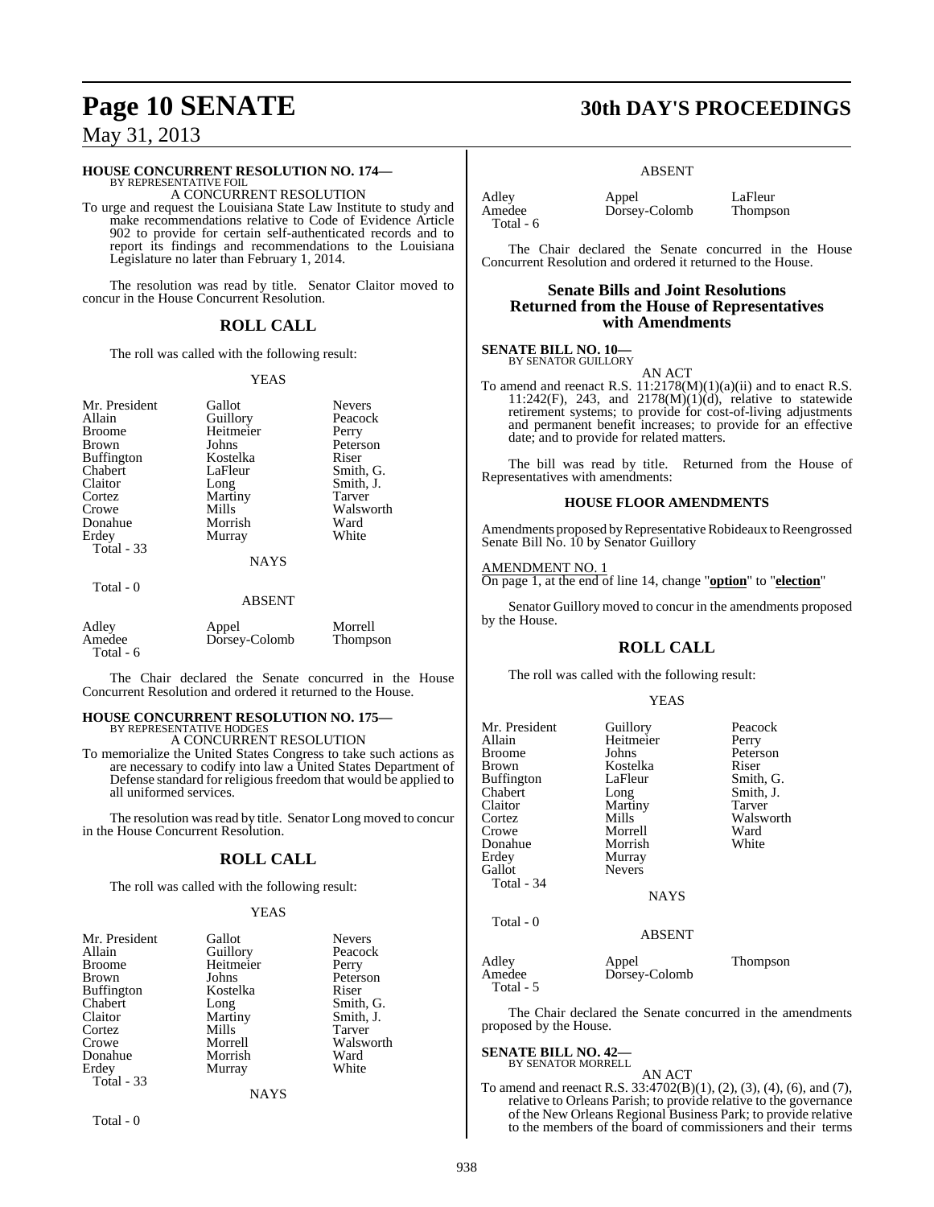**HOUSE CONCURRENT RESOLUTION NO. 174—**
BY REPRESENTATIVE FOIL

A CONCURRENT RESOLUTION

To urge and request the Louisiana State Law Institute to study and make recommendations relative to Code of Evidence Article 902 to provide for certain self-authenticated records and to report its findings and recommendations to the Louisiana Legislature no later than February 1, 2014.

The resolution was read by title. Senator Claitor moved to concur in the House Concurrent Resolution.

## ROLL CALL

The roll was called with the following result:

YEAS

| | | |
|---|---|---|
| Mr. President | Gallot | Nevers |
| Allain | Guillory | Peacock |
| Broome | Heitmeier | Perry |
| Brown | Johns | Peterson |
| Buffington | Kostelka | Riser |
| Chabert | LaFleur | Smith, G. |
| Claitor | Long | Smith, J. |
| Cortez | Martiny | Tarver |
| Crowe | Mills | Walsworth |
| Donahue | Morrish | Ward |
| Erdey | Murray | White |
| Total - 33 | | |

NAYS

Total - 0

ABSENT

| | | |
|---|---|---|
| Adley | Appel | Morrell |
| Amedee | Dorsey-Colomb | Thompson |
| Total - 6 | | |

The Chair declared the Senate concurred in the House Concurrent Resolution and ordered it returned to the House.

**HOUSE CONCURRENT RESOLUTION NO. 175—**
BY REPRESENTATIVE HODGES

A CONCURRENT RESOLUTION

To memorialize the United States Congress to take such actions as are necessary to codify into law a United States Department of Defense standard for religious freedom that would be applied to all uniformed services.

The resolution was read by title. Senator Long moved to concur in the House Concurrent Resolution.

## ROLL CALL

The roll was called with the following result:

YEAS

| | | |
|---|---|---|
| Mr. President | Gallot | Nevers |
| Allain | Guillory | Peacock |
| Broome | Heitmeier | Perry |
| Brown | Johns | Peterson |
| Buffington | Kostelka | Riser |
| Chabert | Long | Smith, G. |
| Claitor | Martiny | Smith, J. |
| Cortez | Mills | Tarver |
| Crowe | Morrell | Walsworth |
| Donahue | Morrish | Ward |
| Erdey | Murray | White |
| Total - 33 | | |

NAYS

Total - 0

ABSENT

| | | |
|---|---|---|
| Adley | Appel | LaFleur |
| Amedee | Dorsey-Colomb | Thompson |
| Total - 6 | | |

The Chair declared the Senate concurred in the House Concurrent Resolution and ordered it returned to the House.

## Senate Bills and Joint Resolutions Returned from the House of Representatives with Amendments

**SENATE BILL NO. 10—**
BY SENATOR GUILLORY

AN ACT

To amend and reenact R.S. 11:2178(M)(1)(a)(ii) and to enact R.S. 11:242(F), 243, and 2178(M)(1)(d), relative to statewide retirement systems; to provide for cost-of-living adjustments and permanent benefit increases; to provide for an effective date; and to provide for related matters.

The bill was read by title. Returned from the House of Representatives with amendments:

### HOUSE FLOOR AMENDMENTS

Amendments proposed by Representative Robideaux to Reengrossed Senate Bill No. 10 by Senator Guillory

AMENDMENT NO. 1

On page 1, at the end of line 14, change "**option**" to "**election**"

Senator Guillory moved to concur in the amendments proposed by the House.

## ROLL CALL

The roll was called with the following result:

YEAS

| | | |
|---|---|---|
| Mr. President | Guillory | Peacock |
| Allain | Heitmeier | Perry |
| Broome | Johns | Peterson |
| Brown | Kostelka | Riser |
| Buffington | LaFleur | Smith, G. |
| Chabert | Long | Smith, J. |
| Claitor | Martiny | Tarver |
| Cortez | Mills | Walsworth |
| Crowe | Morrell | Ward |
| Donahue | Morrish | White |
| Erdey | Murray | |
| Gallot | Nevers | |
| Total - 34 | | |

NAYS

Total - 0

ABSENT

| | | |
|---|---|---|
| Adley | Appel | Thompson |
| Amedee | Dorsey-Colomb | |
| Total - 5 | | |

The Chair declared the Senate concurred in the amendments proposed by the House.

**SENATE BILL NO. 42—**
BY SENATOR MORRELL

AN ACT

To amend and reenact R.S. 33:4702(B)(1), (2), (3), (4), (6), and (7), relative to Orleans Parish; to provide relative to the governance of the New Orleans Regional Business Park; to provide relative to the members of the board of commissioners and their terms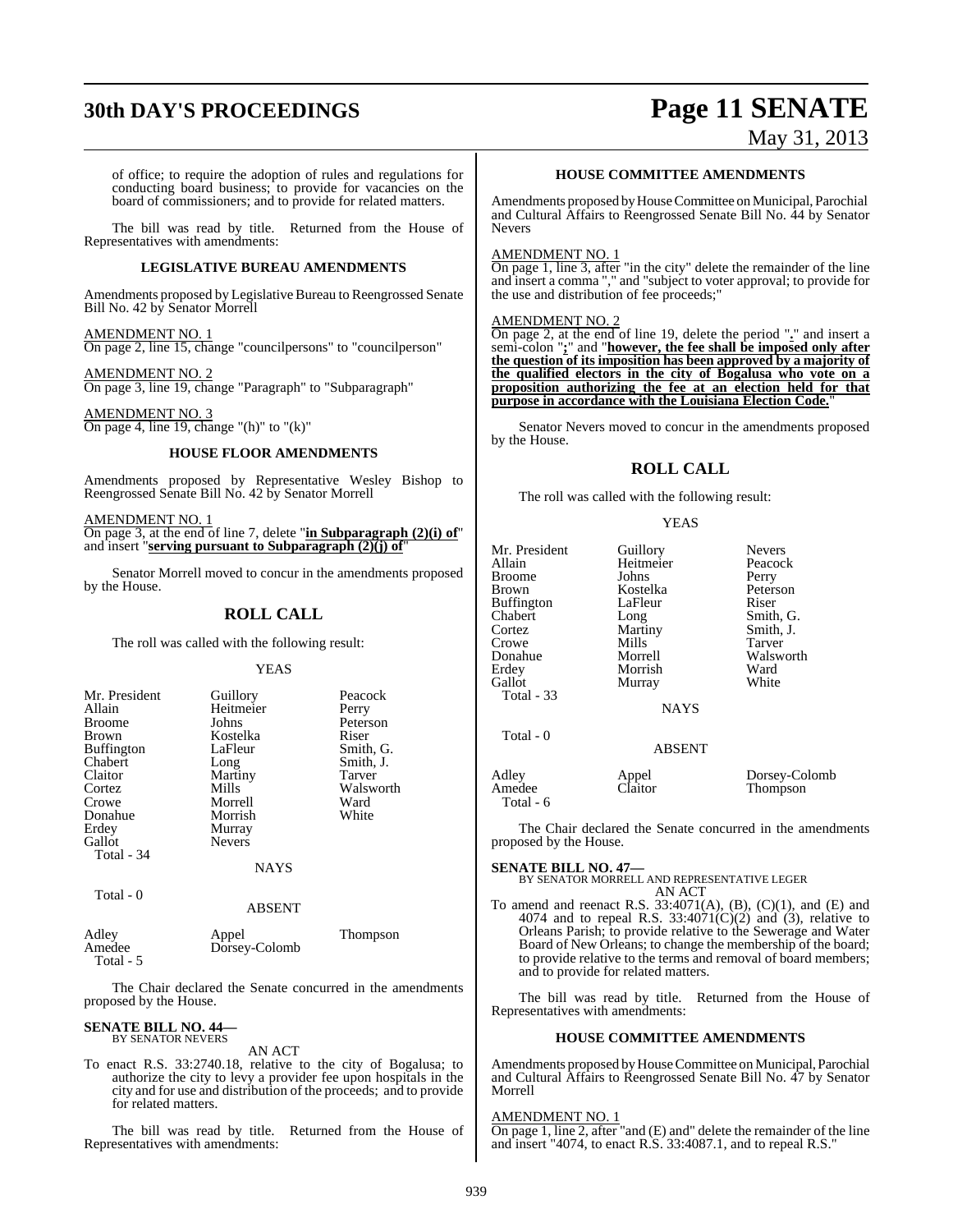of office; to require the adoption of rules and regulations for conducting board business; to provide for vacancies on the board of commissioners; and to provide for related matters.

The bill was read by title. Returned from the House of Representatives with amendments:

### LEGISLATIVE BUREAU AMENDMENTS

Amendments proposed by Legislative Bureau to Reengrossed Senate Bill No. 42 by Senator Morrell

AMENDMENT NO. 1
On page 2, line 15, change "councilpersons" to "councilperson"

AMENDMENT NO. 2
On page 3, line 19, change "Paragraph" to "Subparagraph"

AMENDMENT NO. 3
On page 4, line 19, change "(h)" to "(k)"

### HOUSE FLOOR AMENDMENTS

Amendments proposed by Representative Wesley Bishop to Reengrossed Senate Bill No. 42 by Senator Morrell

AMENDMENT NO. 1
On page 3, at the end of line 7, delete "**in Subparagraph (2)(i) of**" and insert "**serving pursuant to Subparagraph (2)(j) of**"

Senator Morrell moved to concur in the amendments proposed by the House.

## ROLL CALL

The roll was called with the following result:

YEAS

| | | |
|---|---|---|
| Mr. President | Guillory | Peacock |
| Allain | Heitmeier | Perry |
| Broome | Johns | Peterson |
| Brown | Kostelka | Riser |
| Buffington | LaFleur | Smith, G. |
| Chabert | Long | Smith, J. |
| Claitor | Martiny | Tarver |
| Cortez | Mills | Walsworth |
| Crowe | Morrell | Ward |
| Donahue | Morrish | White |
| Erdey | Murray | |
| Gallot | Nevers | |

Total - 34

NAYS

Total - 0

ABSENT

| | | |
|---|---|---|
| Adley | Appel | Thompson |
| Amedee | Dorsey-Colomb | |

Total - 5

The Chair declared the Senate concurred in the amendments proposed by the House.

**SENATE BILL NO. 44—**
BY SENATOR NEVERS

AN ACT

To enact R.S. 33:2740.18, relative to the city of Bogalusa; to authorize the city to levy a provider fee upon hospitals in the city and for use and distribution of the proceeds; and to provide for related matters.

The bill was read by title. Returned from the House of Representatives with amendments:

### HOUSE COMMITTEE AMENDMENTS

Amendments proposed by House Committee on Municipal, Parochial and Cultural Affairs to Reengrossed Senate Bill No. 44 by Senator Nevers

AMENDMENT NO. 1
On page 1, line 3, after "in the city" delete the remainder of the line and insert a comma "," and "subject to voter approval; to provide for the use and distribution of fee proceeds;"

AMENDMENT NO. 2
On page 2, at the end of line 19, delete the period "**.**" and insert a semi-colon "**;**" and "**however, the fee shall be imposed only after the question of its imposition has been approved by a majority of the qualified electors in the city of Bogalusa who vote on a proposition authorizing the fee at an election held for that purpose in accordance with the Louisiana Election Code.**"

Senator Nevers moved to concur in the amendments proposed by the House.

## ROLL CALL

The roll was called with the following result:

YEAS

| | | |
|---|---|---|
| Mr. President | Guillory | Nevers |
| Allain | Heitmeier | Peacock |
| Broome | Johns | Perry |
| Brown | Kostelka | Peterson |
| Buffington | LaFleur | Riser |
| Chabert | Long | Smith, G. |
| Cortez | Martiny | Smith, J. |
| Crowe | Mills | Tarver |
| Donahue | Morrell | Walsworth |
| Erdey | Morrish | Ward |
| Gallot | Murray | White |

Total - 33

NAYS

Total - 0

ABSENT

| | | |
|---|---|---|
| Adley | Appel | Dorsey-Colomb |
| Amedee | Claitor | Thompson |

Total - 6

The Chair declared the Senate concurred in the amendments proposed by the House.

**SENATE BILL NO. 47—**
BY SENATOR MORRELL AND REPRESENTATIVE LEGER

AN ACT

To amend and reenact R.S. 33:4071(A), (B), (C)(1), and (E) and 4074 and to repeal R.S. 33:4071(C)(2) and (3), relative to Orleans Parish; to provide relative to the Sewerage and Water Board of New Orleans; to change the membership of the board; to provide relative to the terms and removal of board members; and to provide for related matters.

The bill was read by title. Returned from the House of Representatives with amendments:

### HOUSE COMMITTEE AMENDMENTS

Amendments proposed by House Committee on Municipal, Parochial and Cultural Affairs to Reengrossed Senate Bill No. 47 by Senator Morrell

AMENDMENT NO. 1
On page 1, line 2, after "and (E) and" delete the remainder of the line and insert "4074, to enact R.S. 33:4087.1, and to repeal R.S."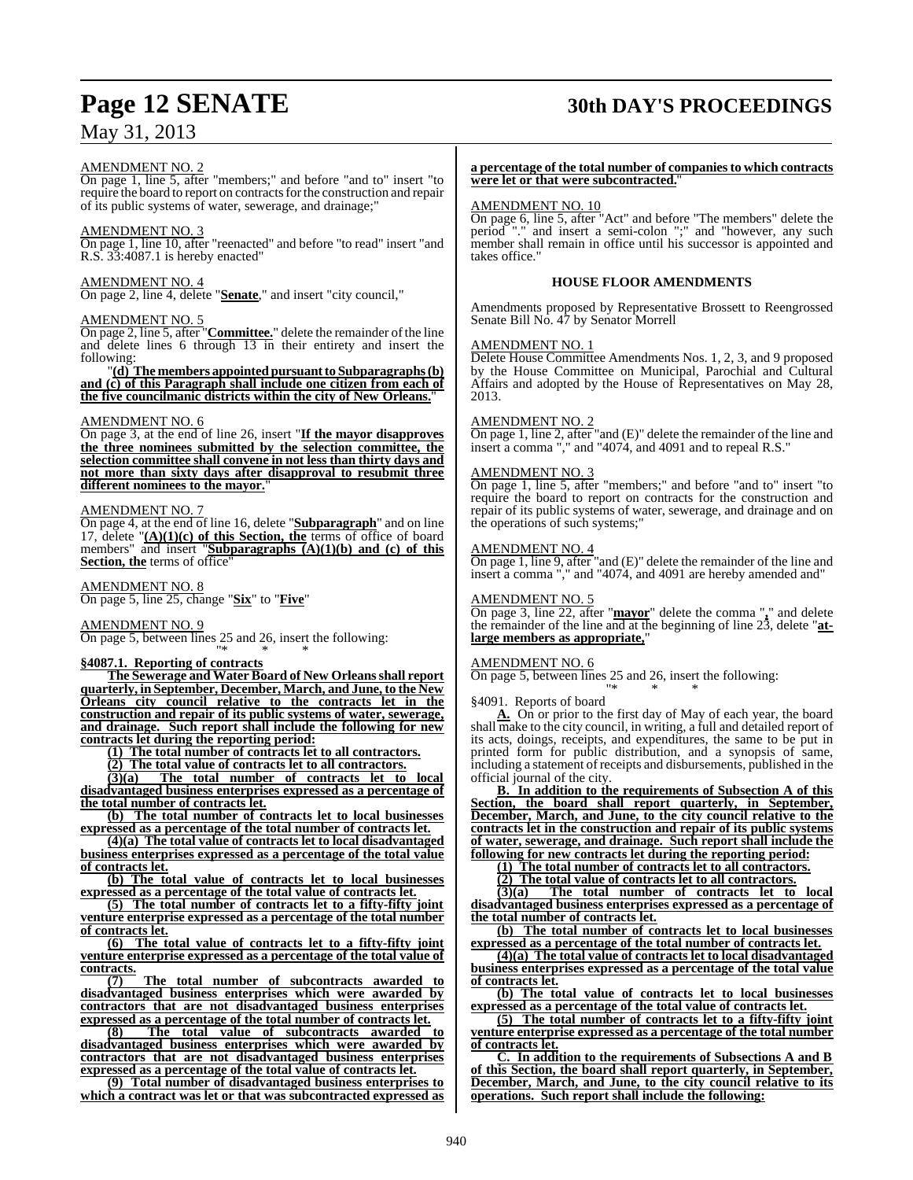AMENDMENT NO. 2

On page 1, line 5, after "members;" and before "and to" insert "to require the board to report on contracts for the construction and repair of its public systems of water, sewerage, and drainage;"

AMENDMENT NO. 3

On page 1, line 10, after "reenacted" and before "to read" insert "and R.S. 33:4087.1 is hereby enacted"

AMENDMENT NO. 4

On page 2, line 4, delete "**Senate**," and insert "city council,"

AMENDMENT NO. 5

On page 2, line 5, after "**Committee.**" delete the remainder of the line and delete lines 6 through 13 in their entirety and insert the following:

"**(d) The members appointed pursuant to Subparagraphs (b) and (c) of this Paragraph shall include one citizen from each of the five councilmanic districts within the city of New Orleans.**"

AMENDMENT NO. 6

On page 3, at the end of line 26, insert "**If the mayor disapproves the three nominees submitted by the selection committee, the selection committee shall convene in not less than thirty days and not more than sixty days after disapproval to resubmit three different nominees to the mayor.**"

AMENDMENT NO. 7

On page 4, at the end of line 16, delete "**Subparagraph**" and on line 17, delete "**(A)(1)(c) of this Section, the** terms of office of board members" and insert "**Subparagraphs (A)(1)(b) and (c) of this Section, the** terms of office"

AMENDMENT NO. 8

On page 5, line 25, change "**Six**" to "**Five**"

AMENDMENT NO. 9

On page 5, between lines 25 and 26, insert the following:

"* * *

**§4087.1. Reporting of contracts**

**The Sewerage and Water Board of New Orleans shall report quarterly, in September, December, March, and June, to the New Orleans city council relative to the contracts let in the construction and repair of its public systems of water, sewerage, and drainage. Such report shall include the following for new contracts let during the reporting period:**

**(1) The total number of contracts let to all contractors.**

**(2) The total value of contracts let to all contractors.**

**(3)(a) The total number of contracts let to local disadvantaged business enterprises expressed as a percentage of the total number of contracts let.**

**(b) The total number of contracts let to local businesses expressed as a percentage of the total number of contracts let.**

**(4)(a) The total value of contracts let to local disadvantaged business enterprises expressed as a percentage of the total value of contracts let.**

**(b) The total value of contracts let to local businesses expressed as a percentage of the total value of contracts let.**

**(5) The total number of contracts let to a fifty-fifty joint venture enterprise expressed as a percentage of the total number of contracts let.**

**(6) The total value of contracts let to a fifty-fifty joint venture enterprise expressed as a percentage of the total value of contracts.**

**(7) The total number of subcontracts awarded to disadvantaged business enterprises which were awarded by contractors that are not disadvantaged business enterprises expressed as a percentage of the total number of contracts let.**

**(8) The total value of subcontracts awarded to disadvantaged business enterprises which were awarded by contractors that are not disadvantaged business enterprises expressed as a percentage of the total value of contracts let.**

**(9) Total number of disadvantaged business enterprises to which a contract was let or that was subcontracted expressed as a percentage of the total number of companies to which contracts were let or that were subcontracted.**"

AMENDMENT NO. 10

On page 6, line 5, after "Act" and before "The members" delete the period "." and insert a semi-colon ";" and "however, any such member shall remain in office until his successor is appointed and takes office."

## HOUSE FLOOR AMENDMENTS

Amendments proposed by Representative Brossett to Reengrossed Senate Bill No. 47 by Senator Morrell

AMENDMENT NO. 1

Delete House Committee Amendments Nos. 1, 2, 3, and 9 proposed by the House Committee on Municipal, Parochial and Cultural Affairs and adopted by the House of Representatives on May 28, 2013.

AMENDMENT NO. 2

On page 1, line 2, after "and (E)" delete the remainder of the line and insert a comma "," and "4074, and 4091 and to repeal R.S."

AMENDMENT NO. 3

On page 1, line 5, after "members;" and before "and to" insert "to require the board to report on contracts for the construction and repair of its public systems of water, sewerage, and drainage and on the operations of such systems;"

AMENDMENT NO. 4

On page 1, line 9, after "and (E)" delete the remainder of the line and insert a comma "," and "4074, and 4091 are hereby amended and"

AMENDMENT NO. 5

On page 3, line 22, after "**mayor**" delete the comma "**,**" and delete the remainder of the line and at the beginning of line 23, delete "**at-large members as appropriate,**"

AMENDMENT NO. 6

On page 5, between lines 25 and 26, insert the following:

"* * *

§4091. Reports of board

**A.** On or prior to the first day of May of each year, the board shall make to the city council, in writing, a full and detailed report of its acts, doings, receipts, and expenditures, the same to be put in printed form for public distribution, and a synopsis of same, including a statement of receipts and disbursements, published in the official journal of the city.

**B. In addition to the requirements of Subsection A of this Section, the board shall report quarterly, in September, December, March, and June, to the city council relative to the contracts let in the construction and repair of its public systems of water, sewerage, and drainage. Such report shall include the following for new contracts let during the reporting period:**

**(1) The total number of contracts let to all contractors.**

**(2) The total value of contracts let to all contractors.**

**(3)(a) The total number of contracts let to local disadvantaged business enterprises expressed as a percentage of the total number of contracts let.**

**(b) The total number of contracts let to local businesses expressed as a percentage of the total number of contracts let.**

**(4)(a) The total value of contracts let to local disadvantaged business enterprises expressed as a percentage of the total value of contracts let.**

**(b) The total value of contracts let to local businesses expressed as a percentage of the total value of contracts let.**

**(5) The total number of contracts let to a fifty-fifty joint venture enterprise expressed as a percentage of the total number of contracts let.**

**C. In addition to the requirements of Subsections A and B of this Section, the board shall report quarterly, in September, December, March, and June, to the city council relative to its operations. Such report shall include the following:**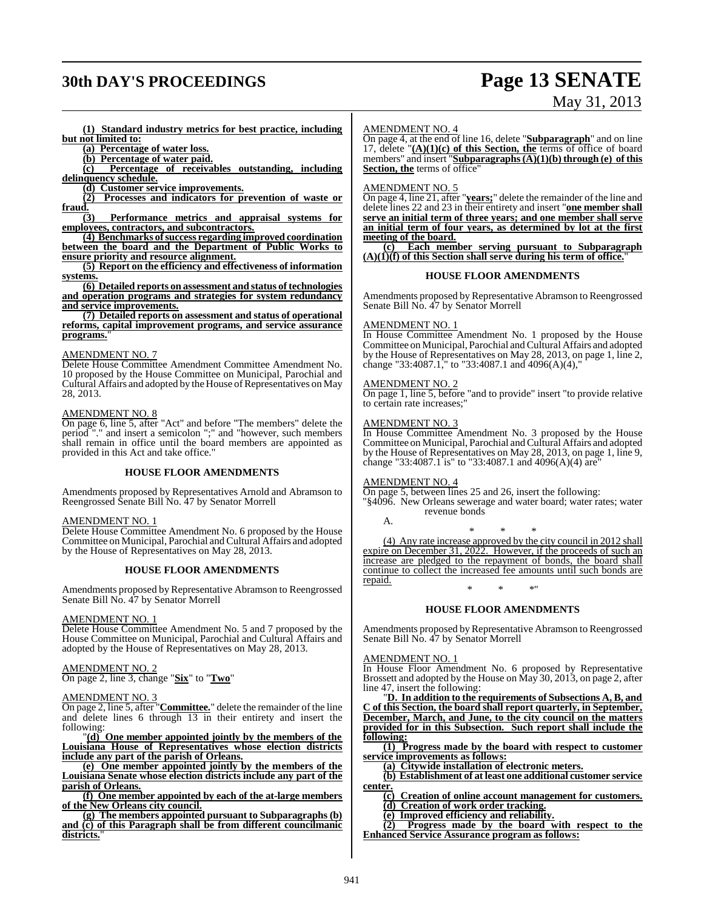**(1) Standard industry metrics for best practice, including but not limited to:**

**(a) Percentage of water loss.**

**(b) Percentage of water paid.**

**(c) Percentage of receivables outstanding, including delinquency schedule.**

**(d) Customer service improvements.**

**(2) Processes and indicators for prevention of waste or fraud.**

**(3) Performance metrics and appraisal systems for employees, contractors, and subcontractors.**

**(4) Benchmarks of success regarding improved coordination between the board and the Department of Public Works to ensure priority and resource alignment.**

**(5) Report on the efficiency and effectiveness of information systems.**

**(6) Detailed reports on assessment and status of technologies and operation programs and strategies for system redundancy and service improvements.**

**(7) Detailed reports on assessment and status of operational reforms, capital improvement programs, and service assurance programs.**"

AMENDMENT NO. 7

Delete House Committee Amendment Committee Amendment No. 10 proposed by the House Committee on Municipal, Parochial and Cultural Affairs and adopted by the House of Representatives on May 28, 2013.

AMENDMENT NO. 8

On page 6, line 5, after "Act" and before "The members" delete the period "." and insert a semicolon ";" and "however, such members shall remain in office until the board members are appointed as provided in this Act and take office."

**HOUSE FLOOR AMENDMENTS**

Amendments proposed by Representatives Arnold and Abramson to Reengrossed Senate Bill No. 47 by Senator Morrell

AMENDMENT NO. 1

Delete House Committee Amendment No. 6 proposed by the House Committee on Municipal, Parochial and Cultural Affairs and adopted by the House of Representatives on May 28, 2013.

**HOUSE FLOOR AMENDMENTS**

Amendments proposed by Representative Abramson to Reengrossed Senate Bill No. 47 by Senator Morrell

AMENDMENT NO. 1

Delete House Committee Amendment No. 5 and 7 proposed by the House Committee on Municipal, Parochial and Cultural Affairs and adopted by the House of Representatives on May 28, 2013.

AMENDMENT NO. 2

On page 2, line 3, change "**Six**" to "**Two**"

AMENDMENT NO. 3

On page 2, line 5, after "**Committee.**" delete the remainder of the line and delete lines 6 through 13 in their entirety and insert the following:

"**(d) One member appointed jointly by the members of the Louisiana House of Representatives whose election districts include any part of the parish of Orleans.**

**(e) One member appointed jointly by the members of the Louisiana Senate whose election districts include any part of the parish of Orleans.**

**(f) One member appointed by each of the at-large members of the New Orleans city council.**

**(g) The members appointed pursuant to Subparagraphs (b) and (c) of this Paragraph shall be from different councilmanic districts.**"

AMENDMENT NO. 4

On page 4, at the end of line 16, delete "**Subparagraph**" and on line 17, delete "**(A)(1)(c) of this Section, the** terms of office of board members" and insert "**Subparagraphs (A)(1)(b) through (e) of this Section, the** terms of office"

AMENDMENT NO. 5

On page 4, line 21, after "**years;**" delete the remainder of the line and delete lines 22 and 23 in their entirety and insert "**one member shall serve an initial term of three years; and one member shall serve an initial term of four years, as determined by lot at the first meeting of the board.**

**(c) Each member serving pursuant to Subparagraph (A)(1)(f) of this Section shall serve during his term of office.**"

**HOUSE FLOOR AMENDMENTS**

Amendments proposed by Representative Abramson to Reengrossed Senate Bill No. 47 by Senator Morrell

AMENDMENT NO. 1

In House Committee Amendment No. 1 proposed by the House Committee on Municipal, Parochial and Cultural Affairs and adopted by the House of Representatives on May 28, 2013, on page 1, line 2, change "33:4087.1," to "33:4087.1 and 4096(A)(4),"

AMENDMENT NO. 2

On page 1, line 5, before "and to provide" insert "to provide relative to certain rate increases;"

AMENDMENT NO. 3

In House Committee Amendment No. 3 proposed by the House Committee on Municipal, Parochial and Cultural Affairs and adopted by the House of Representatives on May 28, 2013, on page 1, line 9, change "33:4087.1 is" to "33:4087.1 and 4096(A)(4) are"

AMENDMENT NO. 4

On page 5, between lines 25 and 26, insert the following:

"§4096. New Orleans sewerage and water board; water rates; water revenue bonds

A.

\* \* \*

(4) Any rate increase approved by the city council in 2012 shall expire on December 31, 2022. However, if the proceeds of such an increase are pledged to the repayment of bonds, the board shall continue to collect the increased fee amounts until such bonds are repaid.

\* \* \*"

**HOUSE FLOOR AMENDMENTS**

Amendments proposed by Representative Abramson to Reengrossed Senate Bill No. 47 by Senator Morrell

AMENDMENT NO. 1

In House Floor Amendment No. 6 proposed by Representative Brossett and adopted by the House on May 30, 2013, on page 2, after line 47, insert the following:

"**D. In addition to the requirements of Subsections A, B, and C of this Section, the board shall report quarterly, in September, December, March, and June, to the city council on the matters provided for in this Subsection. Such report shall include the following:**

**(1) Progress made by the board with respect to customer service improvements as follows:**

**(a) Citywide installation of electronic meters.**

**(b) Establishment of at least one additional customer service center.**

**(c) Creation of online account management for customers.**

**(d) Creation of work order tracking.**

**(e) Improved efficiency and reliability.**

**(2) Progress made by the board with respect to the Enhanced Service Assurance program as follows:**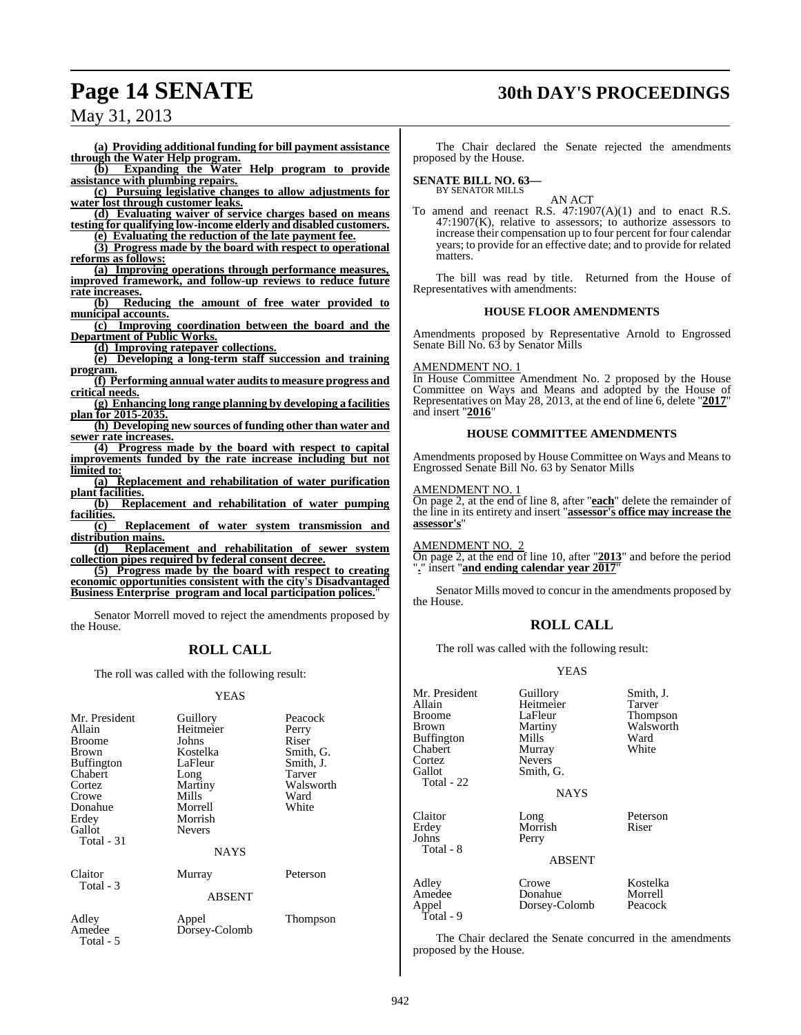**(a) Providing additional funding for bill payment assistance through the Water Help program.**

**(b) Expanding the Water Help program to provide assistance with plumbing repairs.**

**(c) Pursuing legislative changes to allow adjustments for water lost through customer leaks.**

**(d) Evaluating waiver of service charges based on means testing for qualifying low-income elderly and disabled customers.**

**(e) Evaluating the reduction of the late payment fee.**

**(3) Progress made by the board with respect to operational reforms as follows:**

**(a) Improving operations through performance measures, improved framework, and follow-up reviews to reduce future rate increases.**

**(b) Reducing the amount of free water provided to municipal accounts.**

**(c) Improving coordination between the board and the Department of Public Works.**

**(d) Improving ratepayer collections.**

**(e) Developing a long-term staff succession and training program.**

**(f) Performing annual water audits to measure progress and critical needs.**

**(g) Enhancing long range planning by developing a facilities plan for 2015-2035.**

**(h) Developing new sources of funding other than water and sewer rate increases.**

**(4) Progress made by the board with respect to capital improvements funded by the rate increase including but not limited to:**

**(a) Replacement and rehabilitation of water purification plant facilities.**

**(b) Replacement and rehabilitation of water pumping facilities.**

**(c) Replacement of water system transmission and distribution mains.**

**(d) Replacement and rehabilitation of sewer system collection pipes required by federal consent decree.**

**(5) Progress made by the board with respect to creating economic opportunities consistent with the city's Disadvantaged Business Enterprise program and local participation polices.**"

Senator Morrell moved to reject the amendments proposed by the House.

## ROLL CALL

The roll was called with the following result:

YEAS

| | | |
|---|---|---|
| Mr. President | Guillory | Peacock |
| Allain | Heitmeier | Perry |
| Broome | Johns | Riser |
| Brown | Kostelka | Smith, G. |
| Buffington | LaFleur | Smith, J. |
| Chabert | Long | Tarver |
| Cortez | Martiny | Walsworth |
| Crowe | Mills | Ward |
| Donahue | Morrell | White |
| Erdey | Morrish | |
| Gallot | Nevers | |
| Total - 31 | | |

NAYS

| | | |
|---|---|---|
| Claitor | Murray | Peterson |
| Total - 3 | | |

ABSENT

| | | |
|---|---|---|
| Adley | Appel | Thompson |
| Amedee | Dorsey-Colomb | |
| Total - 5 | | |

The Chair declared the Senate rejected the amendments proposed by the House.

**SENATE BILL NO. 63—**
BY SENATOR MILLS

AN ACT

To amend and reenact R.S. 47:1907(A)(1) and to enact R.S. 47:1907(K), relative to assessors; to authorize assessors to increase their compensation up to four percent for four calendar years; to provide for an effective date; and to provide for related matters.

The bill was read by title. Returned from the House of Representatives with amendments:

### HOUSE FLOOR AMENDMENTS

Amendments proposed by Representative Arnold to Engrossed Senate Bill No. 63 by Senator Mills

AMENDMENT NO. 1

In House Committee Amendment No. 2 proposed by the House Committee on Ways and Means and adopted by the House of Representatives on May 28, 2013, at the end of line 6, delete "**2017**" and insert "**2016**"

### HOUSE COMMITTEE AMENDMENTS

Amendments proposed by House Committee on Ways and Means to Engrossed Senate Bill No. 63 by Senator Mills

AMENDMENT NO. 1

On page 2, at the end of line 8, after "**each**" delete the remainder of the line in its entirety and insert "**assessor's office may increase the assessor's**"

AMENDMENT NO. 2

On page 2, at the end of line 10, after "**2013**" and before the period "**.**" insert "**and ending calendar year 2017**"

Senator Mills moved to concur in the amendments proposed by the House.

## ROLL CALL

The roll was called with the following result:

YEAS

| | | |
|---|---|---|
| Mr. President | Guillory | Smith, J. |
| Allain | Heitmeier | Tarver |
| Broome | LaFleur | Thompson |
| Brown | Martiny | Walsworth |
| Buffington | Mills | Ward |
| Chabert | Murray | White |
| Cortez | Nevers | |
| Gallot | Smith, G. | |
| Total - 22 | | |

NAYS

| | | |
|---|---|---|
| Claitor | Long | Peterson |
| Erdey | Morrish | Riser |
| Johns | Perry | |
| Total - 8 | | |

ABSENT

| | | |
|---|---|---|
| Adley | Crowe | Kostelka |
| Amedee | Donahue | Morrell |
| Appel | Dorsey-Colomb | Peacock |
| Total - 9 | | |

The Chair declared the Senate concurred in the amendments proposed by the House.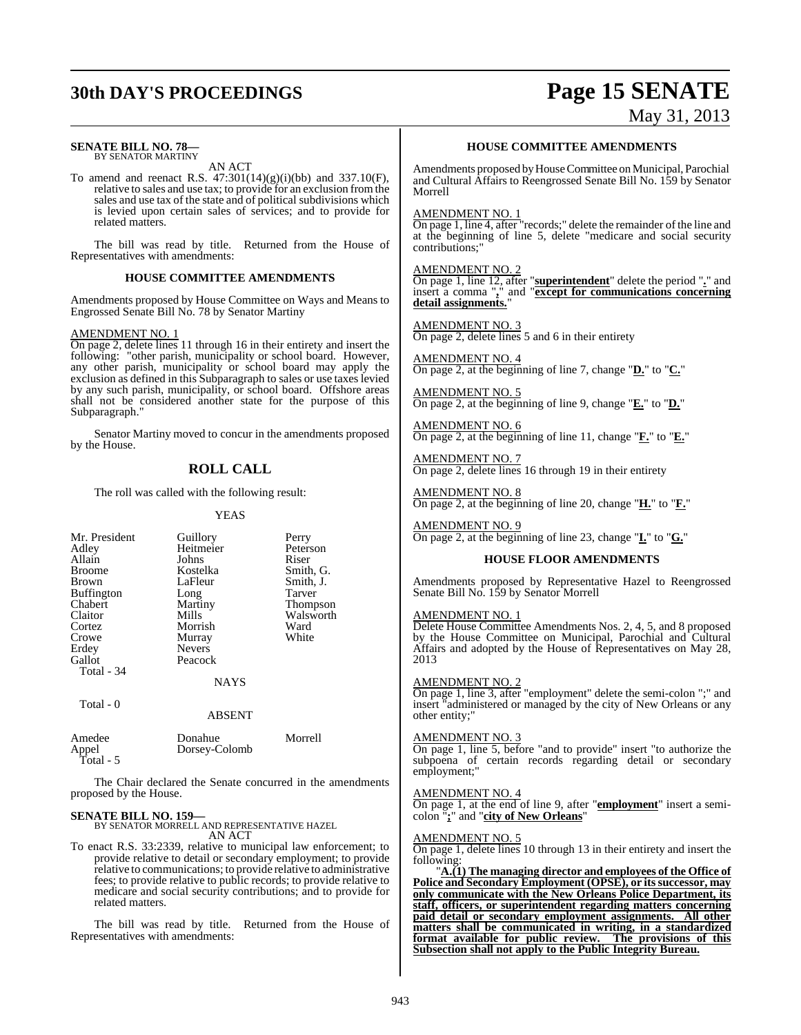**SENATE BILL NO. 78—**
BY SENATOR MARTINY

AN ACT

To amend and reenact R.S. 47:301(14)(g)(i)(bb) and 337.10(F), relative to sales and use tax; to provide for an exclusion from the sales and use tax of the state and of political subdivisions which is levied upon certain sales of services; and to provide for related matters.

The bill was read by title. Returned from the House of Representatives with amendments:

### HOUSE COMMITTEE AMENDMENTS

Amendments proposed by House Committee on Ways and Means to Engrossed Senate Bill No. 78 by Senator Martiny

AMENDMENT NO. 1
On page 2, delete lines 11 through 16 in their entirety and insert the following: "other parish, municipality or school board. However, any other parish, municipality or school board may apply the exclusion as defined in this Subparagraph to sales or use taxes levied by any such parish, municipality, or school board. Offshore areas shall not be considered another state for the purpose of this Subparagraph."

Senator Martiny moved to concur in the amendments proposed by the House.

## ROLL CALL

The roll was called with the following result:

YEAS

| | | |
|---|---|---|
| Mr. President | Guillory | Perry |
| Adley | Heitmeier | Peterson |
| Allain | Johns | Riser |
| Broome | Kostelka | Smith, G. |
| Brown | LaFleur | Smith, J. |
| Buffington | Long | Tarver |
| Chabert | Martiny | Thompson |
| Claitor | Mills | Walsworth |
| Cortez | Morrish | Ward |
| Crowe | Murray | White |
| Erdey | Nevers | |
| Gallot | Peacock | |
| Total - 34 | | |

NAYS

Total - 0

ABSENT

| | | |
|---|---|---|
| Amedee | Donahue | Morrell |
| Appel | Dorsey-Colomb | |
| Total - 5 | | |

The Chair declared the Senate concurred in the amendments proposed by the House.

**SENATE BILL NO. 159—**
BY SENATOR MORRELL AND REPRESENTATIVE HAZEL

AN ACT

To enact R.S. 33:2339, relative to municipal law enforcement; to provide relative to detail or secondary employment; to provide relative to communications; to provide relative to administrative fees; to provide relative to public records; to provide relative to medicare and social security contributions; and to provide for related matters.

The bill was read by title. Returned from the House of Representatives with amendments:

### HOUSE COMMITTEE AMENDMENTS

Amendments proposed by House Committee on Municipal, Parochial and Cultural Affairs to Reengrossed Senate Bill No. 159 by Senator Morrell

AMENDMENT NO. 1
On page 1, line 4, after "records;" delete the remainder of the line and at the beginning of line 5, delete "medicare and social security contributions;"

AMENDMENT NO. 2
On page 1, line 12, after "**superintendent**" delete the period "**.**" and insert a comma "**,**" and "**except for communications concerning detail assignments.**"

AMENDMENT NO. 3
On page 2, delete lines 5 and 6 in their entirety

AMENDMENT NO. 4
On page 2, at the beginning of line 7, change "**D.**" to "**C.**"

AMENDMENT NO. 5
On page 2, at the beginning of line 9, change "**E.**" to "**D.**"

AMENDMENT NO. 6
On page 2, at the beginning of line 11, change "**F.**" to "**E.**"

AMENDMENT NO. 7
On page 2, delete lines 16 through 19 in their entirety

AMENDMENT NO. 8
On page 2, at the beginning of line 20, change "**H.**" to "**F.**"

AMENDMENT NO. 9
On page 2, at the beginning of line 23, change "**I.**" to "**G.**"

### HOUSE FLOOR AMENDMENTS

Amendments proposed by Representative Hazel to Reengrossed Senate Bill No. 159 by Senator Morrell

AMENDMENT NO. 1
Delete House Committee Amendments Nos. 2, 4, 5, and 8 proposed by the House Committee on Municipal, Parochial and Cultural Affairs and adopted by the House of Representatives on May 28, 2013

AMENDMENT NO. 2
On page 1, line 3, after "employment" delete the semi-colon ";" and insert "administered or managed by the city of New Orleans or any other entity;"

AMENDMENT NO. 3
On page 1, line 5, before "and to provide" insert "to authorize the subpoena of certain records regarding detail or secondary employment;"

AMENDMENT NO. 4
On page 1, at the end of line 9, after "**employment**" insert a semi-colon "**;**" and "**city of New Orleans**"

AMENDMENT NO. 5
On page 1, delete lines 10 through 13 in their entirety and insert the following:

"**A.(1) The managing director and employees of the Office of Police and Secondary Employment (OPSE), or its successor, may only communicate with the New Orleans Police Department, its staff, officers, or superintendent regarding matters concerning paid detail or secondary employment assignments. All other matters shall be communicated in writing, in a standardized format available for public review. The provisions of this Subsection shall not apply to the Public Integrity Bureau.**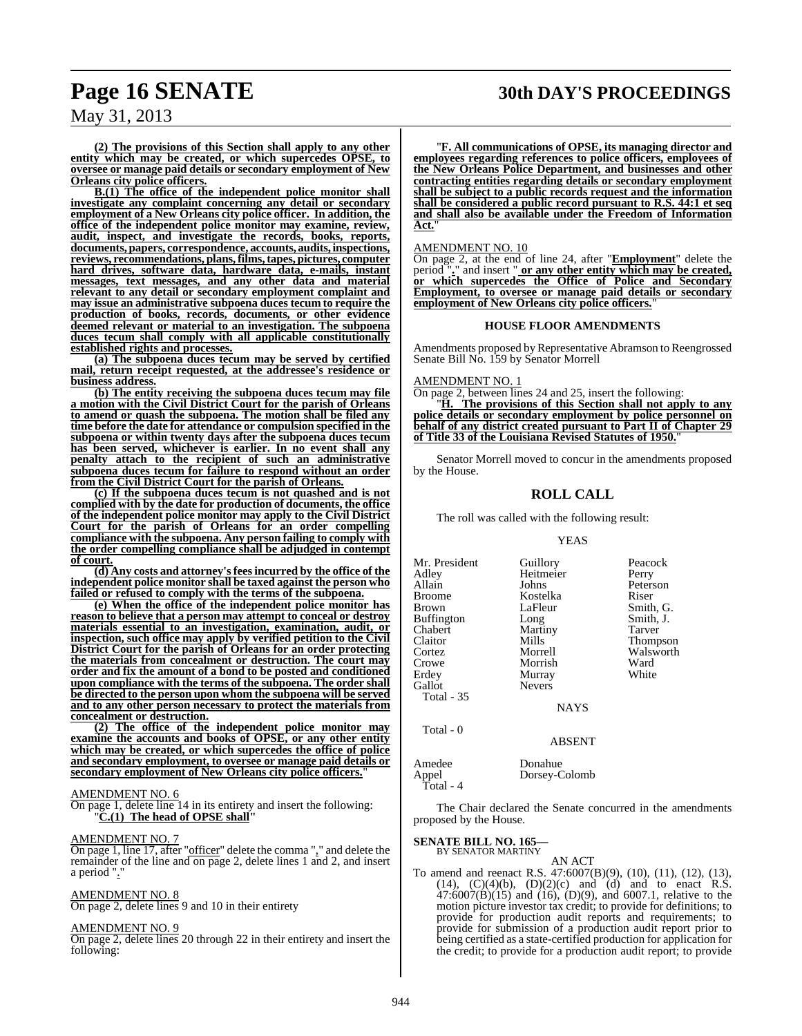**(2) The provisions of this Section shall apply to any other entity which may be created, or which supercedes OPSE, to oversee or manage paid details or secondary employment of New Orleans city police officers.**

**B.(1) The office of the independent police monitor shall investigate any complaint concerning any detail or secondary employment of a New Orleans city police officer. In addition, the office of the independent police monitor may examine, review, audit, inspect, and investigate the records, books, reports, documents, papers, correspondence, accounts, audits, inspections, reviews, recommendations, plans, films, tapes, pictures, computer hard drives, software data, hardware data, e-mails, instant messages, text messages, and any other data and material relevant to any detail or secondary employment complaint and may issue an administrative subpoena duces tecum to require the production of books, records, documents, or other evidence deemed relevant or material to an investigation. The subpoena duces tecum shall comply with all applicable constitutionally established rights and processes.**

**(a) The subpoena duces tecum may be served by certified mail, return receipt requested, at the addressee's residence or business address.**

**(b) The entity receiving the subpoena duces tecum may file a motion with the Civil District Court for the parish of Orleans to amend or quash the subpoena. The motion shall be filed any time before the date for attendance or compulsion specified in the subpoena or within twenty days after the subpoena duces tecum has been served, whichever is earlier. In no event shall any penalty attach to the recipient of such an administrative subpoena duces tecum for failure to respond without an order from the Civil District Court for the parish of Orleans.**

**(c) If the subpoena duces tecum is not quashed and is not complied with by the date for production of documents, the office of the independent police monitor may apply to the Civil District Court for the parish of Orleans for an order compelling compliance with the subpoena. Any person failing to comply with the order compelling compliance shall be adjudged in contempt of court.**

**(d) Any costs and attorney's fees incurred by the office of the independent police monitor shall be taxed against the person who failed or refused to comply with the terms of the subpoena.**

**(e) When the office of the independent police monitor has reason to believe that a person may attempt to conceal or destroy materials essential to an investigation, examination, audit, or inspection, such office may apply by verified petition to the Civil District Court for the parish of Orleans for an order protecting the materials from concealment or destruction. The court may order and fix the amount of a bond to be posted and conditioned upon compliance with the terms of the subpoena. The order shall be directed to the person upon whom the subpoena will be served and to any other person necessary to protect the materials from concealment or destruction.**

**(2) The office of the independent police monitor may examine the accounts and books of OPSE, or any other entity which may be created, or which supercedes the office of police and secondary employment, to oversee or manage paid details or secondary employment of New Orleans city police officers.**"

AMENDMENT NO. 6

On page 1, delete line 14 in its entirety and insert the following:

"**C.(1) The head of OPSE shall**"

AMENDMENT NO. 7

On page 1, line 17, after "officer" delete the comma "," and delete the remainder of the line and on page 2, delete lines 1 and 2, and insert a period "."

AMENDMENT NO. 8

On page 2, delete lines 9 and 10 in their entirety

AMENDMENT NO. 9

On page 2, delete lines 20 through 22 in their entirety and insert the following:

"**F. All communications of OPSE, its managing director and employees regarding references to police officers, employees of the New Orleans Police Department, and businesses and other contracting entities regarding details or secondary employment shall be subject to a public records request and the information shall be considered a public record pursuant to R.S. 44:1 et seq and shall also be available under the Freedom of Information Act.**"

AMENDMENT NO. 10

On page 2, at the end of line 24, after "**Employment**" delete the period "**.**" and insert " **or any other entity which may be created, or which supercedes the Office of Police and Secondary Employment, to oversee or manage paid details or secondary employment of New Orleans city police officers.**"

### HOUSE FLOOR AMENDMENTS

Amendments proposed by Representative Abramson to Reengrossed Senate Bill No. 159 by Senator Morrell

AMENDMENT NO. 1

On page 2, between lines 24 and 25, insert the following:

"**H. The provisions of this Section shall not apply to any police details or secondary employment by police personnel on behalf of any district created pursuant to Part II of Chapter 29 of Title 33 of the Louisiana Revised Statutes of 1950.**"

Senator Morrell moved to concur in the amendments proposed by the House.

## ROLL CALL

The roll was called with the following result:

YEAS

| | | |
|---|---|---|
| Mr. President | Guillory | Peacock |
| Adley | Heitmeier | Perry |
| Allain | Johns | Peterson |
| Broome | Kostelka | Riser |
| Brown | LaFleur | Smith, G. |
| Buffington | Long | Smith, J. |
| Chabert | Martiny | Tarver |
| Claitor | Mills | Thompson |
| Cortez | Morrell | Walsworth |
| Crowe | Morrish | Ward |
| Erdey | Murray | White |
| Gallot | Nevers | |

Total - 35

NAYS

Total - 0

ABSENT

| | |
|---|---|
| Amedee | Donahue |
| Appel | Dorsey-Colomb |

Total - 4

The Chair declared the Senate concurred in the amendments proposed by the House.

**SENATE BILL NO. 165—**
BY SENATOR MARTINY

AN ACT

To amend and reenact R.S. 47:6007(B)(9), (10), (11), (12), (13), (14), (C)(4)(b), (D)(2)(c) and (d) and to enact R.S. 47:6007(B)(15) and (16), (D)(9), and 6007.1, relative to the motion picture investor tax credit; to provide for definitions; to provide for production audit reports and requirements; to provide for submission of a production audit report prior to being certified as a state-certified production for application for the credit; to provide for a production audit report; to provide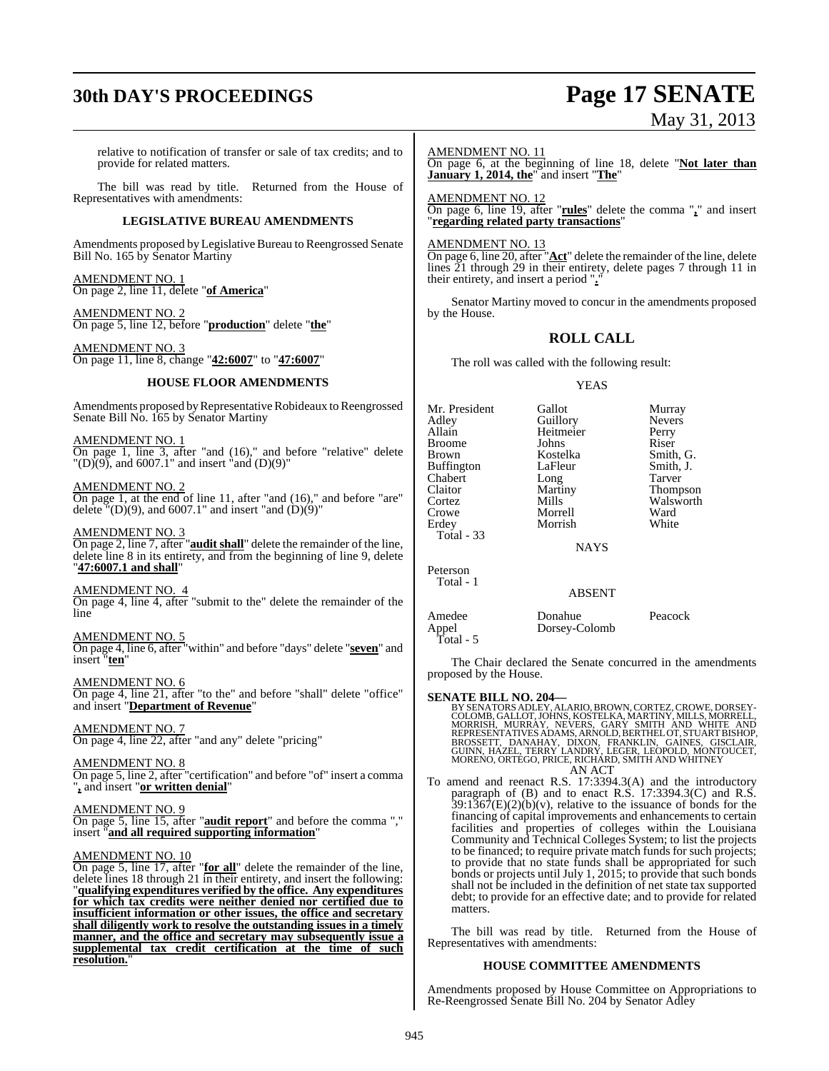relative to notification of transfer or sale of tax credits; and to provide for related matters.

The bill was read by title. Returned from the House of Representatives with amendments:

### LEGISLATIVE BUREAU AMENDMENTS

Amendments proposed by Legislative Bureau to Reengrossed Senate Bill No. 165 by Senator Martiny

AMENDMENT NO. 1
On page 2, line 11, delete "**of America**"

AMENDMENT NO. 2
On page 5, line 12, before "**production**" delete "**the**"

AMENDMENT NO. 3
On page 11, line 8, change "**42:6007**" to "**47:6007**"

### HOUSE FLOOR AMENDMENTS

Amendments proposed by Representative Robideaux to Reengrossed Senate Bill No. 165 by Senator Martiny

AMENDMENT NO. 1
On page 1, line 3, after "and (16)," and before "relative" delete "(D)(9), and 6007.1" and insert "and (D)(9)"

AMENDMENT NO. 2
On page 1, at the end of line 11, after "and (16)," and before "are" delete "(D)(9), and 6007.1" and insert "and (D)(9)"

AMENDMENT NO. 3
On page 2, line 7, after "**audit shall**" delete the remainder of the line, delete line 8 in its entirety, and from the beginning of line 9, delete "**47:6007.1 and shall**"

AMENDMENT NO. 4
On page 4, line 4, after "submit to the" delete the remainder of the line

AMENDMENT NO. 5
On page 4, line 6, after "within" and before "days" delete "**seven**" and insert "**ten**"

AMENDMENT NO. 6
On page 4, line 21, after "to the" and before "shall" delete "office" and insert "**Department of Revenue**"

AMENDMENT NO. 7
On page 4, line 22, after "and any" delete "pricing"

AMENDMENT NO. 8
On page 5, line 2, after "certification" and before "of" insert a comma "**,**" and insert "**or written denial**"

AMENDMENT NO. 9
On page 5, line 15, after "**audit report**" and before the comma "," insert "**and all required supporting information**"

AMENDMENT NO. 10
On page 5, line 17, after "**for all**" delete the remainder of the line, delete lines 18 through 21 in their entirety, and insert the following: "**qualifying expenditures verified by the office. Any expenditures for which tax credits were neither denied nor certified due to insufficient information or other issues, the office and secretary shall diligently work to resolve the outstanding issues in a timely manner, and the office and secretary may subsequently issue a supplemental tax credit certification at the time of such resolution.**"

AMENDMENT NO. 11
On page 6, at the beginning of line 18, delete "**Not later than January 1, 2014, the**" and insert "**The**"

AMENDMENT NO. 12
On page 6, line 19, after "**rules**" delete the comma "**,**" and insert "**regarding related party transactions**"

AMENDMENT NO. 13
On page 6, line 20, after "**Act**" delete the remainder of the line, delete lines 21 through 29 in their entirety, delete pages 7 through 11 in their entirety, and insert a period "**.**"

Senator Martiny moved to concur in the amendments proposed by the House.

## ROLL CALL

The roll was called with the following result:

YEAS

| | | |
|---|---|---|
| Mr. President | Gallot | Murray |
| Adley | Guillory | Nevers |
| Allain | Heitmeier | Perry |
| Broome | Johns | Riser |
| Brown | Kostelka | Smith, G. |
| Buffington | LaFleur | Smith, J. |
| Chabert | Long | Tarver |
| Claitor | Martiny | Thompson |
| Cortez | Mills | Walsworth |
| Crowe | Morrell | Ward |
| Erdey | Morrish | White |
| Total - 33 | | |

NAYS

Peterson
Total - 1

ABSENT

| | | |
|---|---|---|
| Amedee | Donahue | Peacock |
| Appel | Dorsey-Colomb | |
| Total - 5 | | |

The Chair declared the Senate concurred in the amendments proposed by the House.

**SENATE BILL NO. 204—**
BY SENATORS ADLEY, ALARIO, BROWN, CORTEZ, CROWE, DORSEY-COLOMB, GALLOT, JOHNS, KOSTELKA, MARTINY, MILLS, MORRELL, MORRISH, MURRAY, NEVERS, GARY SMITH AND WHITE AND REPRESENTATIVES ADAMS, ARNOLD, BERTHELOT, STUART BISHOP, BROSSETT, DANAHAY, DIXON, FRANKLIN, GAINES, GISCLAIR, GUINN, HAZEL, TERRY LANDRY, LEGER, LEOPOLD, MONTOUCET, MORENO, ORTEGO, PRICE, RICHARD, SMITH AND WHITNEY
AN ACT
To amend and reenact R.S. 17:3394.3(A) and the introductory paragraph of (B) and to enact R.S. 17:3394.3(C) and R.S. 39:1367(E)(2)(b)(v), relative to the issuance of bonds for the financing of capital improvements and enhancements to certain facilities and properties of colleges within the Louisiana Community and Technical Colleges System; to list the projects to be financed; to require private match funds for such projects; to provide that no state funds shall be appropriated for such bonds or projects until July 1, 2015; to provide that such bonds shall not be included in the definition of net state tax supported debt; to provide for an effective date; and to provide for related matters.

The bill was read by title. Returned from the House of Representatives with amendments:

### HOUSE COMMITTEE AMENDMENTS

Amendments proposed by House Committee on Appropriations to Re-Reengrossed Senate Bill No. 204 by Senator Adley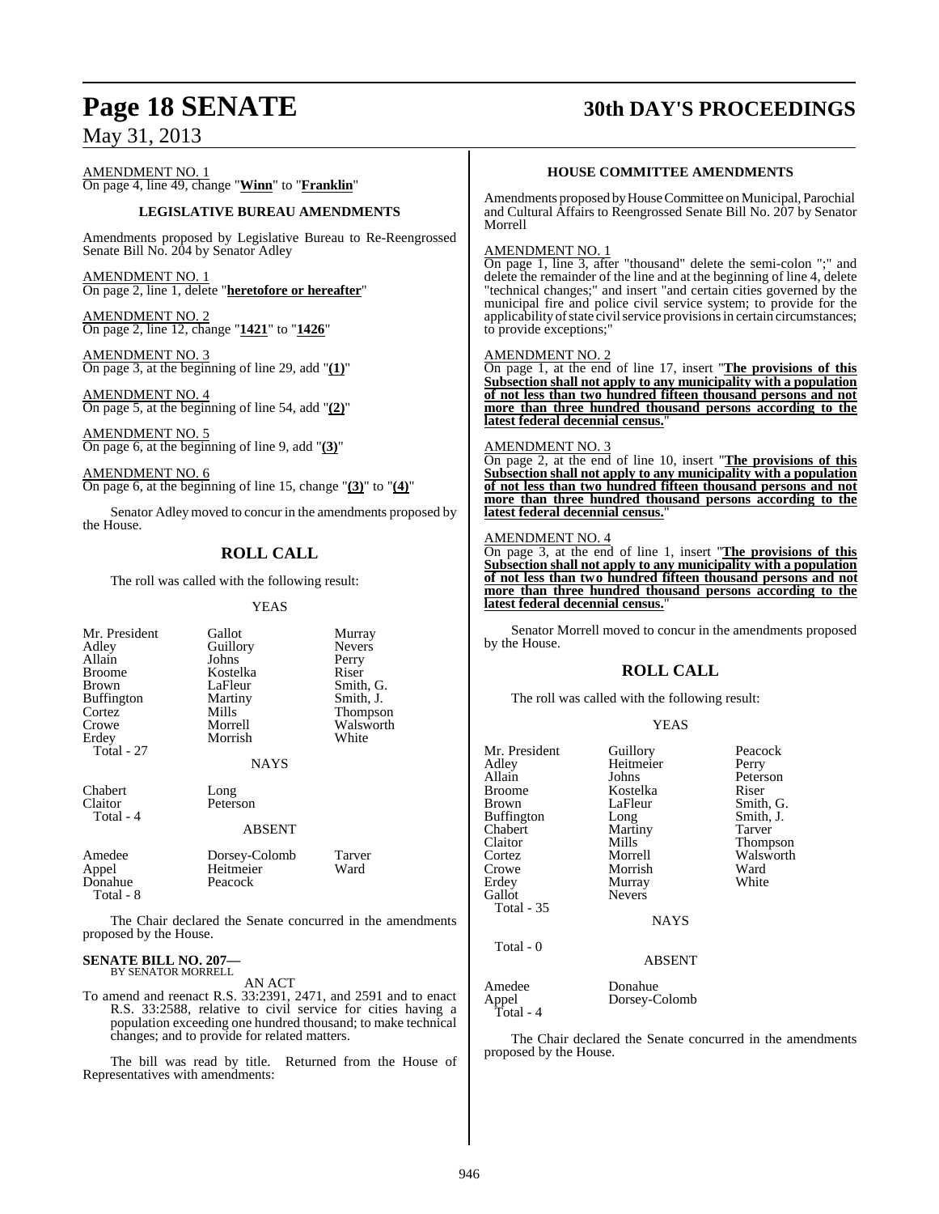AMENDMENT NO. 1
On page 4, line 49, change "**Winn**" to "**Franklin**"

### LEGISLATIVE BUREAU AMENDMENTS

Amendments proposed by Legislative Bureau to Re-Reengrossed Senate Bill No. 204 by Senator Adley

AMENDMENT NO. 1
On page 2, line 1, delete "**heretofore or hereafter**"

AMENDMENT NO. 2
On page 2, line 12, change "**1421**" to "**1426**"

AMENDMENT NO. 3
On page 3, at the beginning of line 29, add "**(1)**"

AMENDMENT NO. 4
On page 5, at the beginning of line 54, add "**(2)**"

AMENDMENT NO. 5
On page 6, at the beginning of line 9, add "**(3)**"

AMENDMENT NO. 6
On page 6, at the beginning of line 15, change "**(3)**" to "**(4)**"

Senator Adley moved to concur in the amendments proposed by the House.

## ROLL CALL

The roll was called with the following result:

YEAS

| | | |
|---|---|---|
| Mr. President | Gallot | Murray |
| Adley | Guillory | Nevers |
| Allain | Johns | Perry |
| Broome | Kostelka | Riser |
| Brown | LaFleur | Smith, G. |
| Buffington | Martiny | Smith, J. |
| Cortez | Mills | Thompson |
| Crowe | Morrell | Walsworth |
| Erdey | Morrish | White |
| Total - 27 | | |

NAYS

| | |
|---|---|
| Chabert | Long |
| Claitor | Peterson |
| Total - 4 | |

ABSENT

| | | |
|---|---|---|
| Amedee | Dorsey-Colomb | Tarver |
| Appel | Heitmeier | Ward |
| Donahue | Peacock | |
| Total - 8 | | |

The Chair declared the Senate concurred in the amendments proposed by the House.

**SENATE BILL NO. 207—**
BY SENATOR MORRELL

AN ACT

To amend and reenact R.S. 33:2391, 2471, and 2591 and to enact R.S. 33:2588, relative to civil service for cities having a population exceeding one hundred thousand; to make technical changes; and to provide for related matters.

The bill was read by title. Returned from the House of Representatives with amendments:

### HOUSE COMMITTEE AMENDMENTS

Amendments proposed by House Committee on Municipal, Parochial and Cultural Affairs to Reengrossed Senate Bill No. 207 by Senator Morrell

AMENDMENT NO. 1
On page 1, line 3, after "thousand" delete the semi-colon ";" and delete the remainder of the line and at the beginning of line 4, delete "technical changes;" and insert "and certain cities governed by the municipal fire and police civil service system; to provide for the applicability of state civil service provisions in certain circumstances; to provide exceptions;"

AMENDMENT NO. 2
On page 1, at the end of line 17, insert "**The provisions of this Subsection shall not apply to any municipality with a population of not less than two hundred fifteen thousand persons and not more than three hundred thousand persons according to the latest federal decennial census.**"

AMENDMENT NO. 3
On page 2, at the end of line 10, insert "**The provisions of this Subsection shall not apply to any municipality with a population of not less than two hundred fifteen thousand persons and not more than three hundred thousand persons according to the latest federal decennial census.**"

AMENDMENT NO. 4
On page 3, at the end of line 1, insert "**The provisions of this Subsection shall not apply to any municipality with a population of not less than two hundred fifteen thousand persons and not more than three hundred thousand persons according to the latest federal decennial census.**"

Senator Morrell moved to concur in the amendments proposed by the House.

## ROLL CALL

The roll was called with the following result:

YEAS

| | | |
|---|---|---|
| Mr. President | Guillory | Peacock |
| Adley | Heitmeier | Perry |
| Allain | Johns | Peterson |
| Broome | Kostelka | Riser |
| Brown | LaFleur | Smith, G. |
| Buffington | Long | Smith, J. |
| Chabert | Martiny | Tarver |
| Claitor | Mills | Thompson |
| Cortez | Morrell | Walsworth |
| Crowe | Morrish | Ward |
| Erdey | Murray | White |
| Gallot | Nevers | |
| Total - 35 | | |

NAYS

Total - 0

ABSENT

| | |
|---|---|
| Amedee | Donahue |
| Appel | Dorsey-Colomb |
| Total - 4 | |

The Chair declared the Senate concurred in the amendments proposed by the House.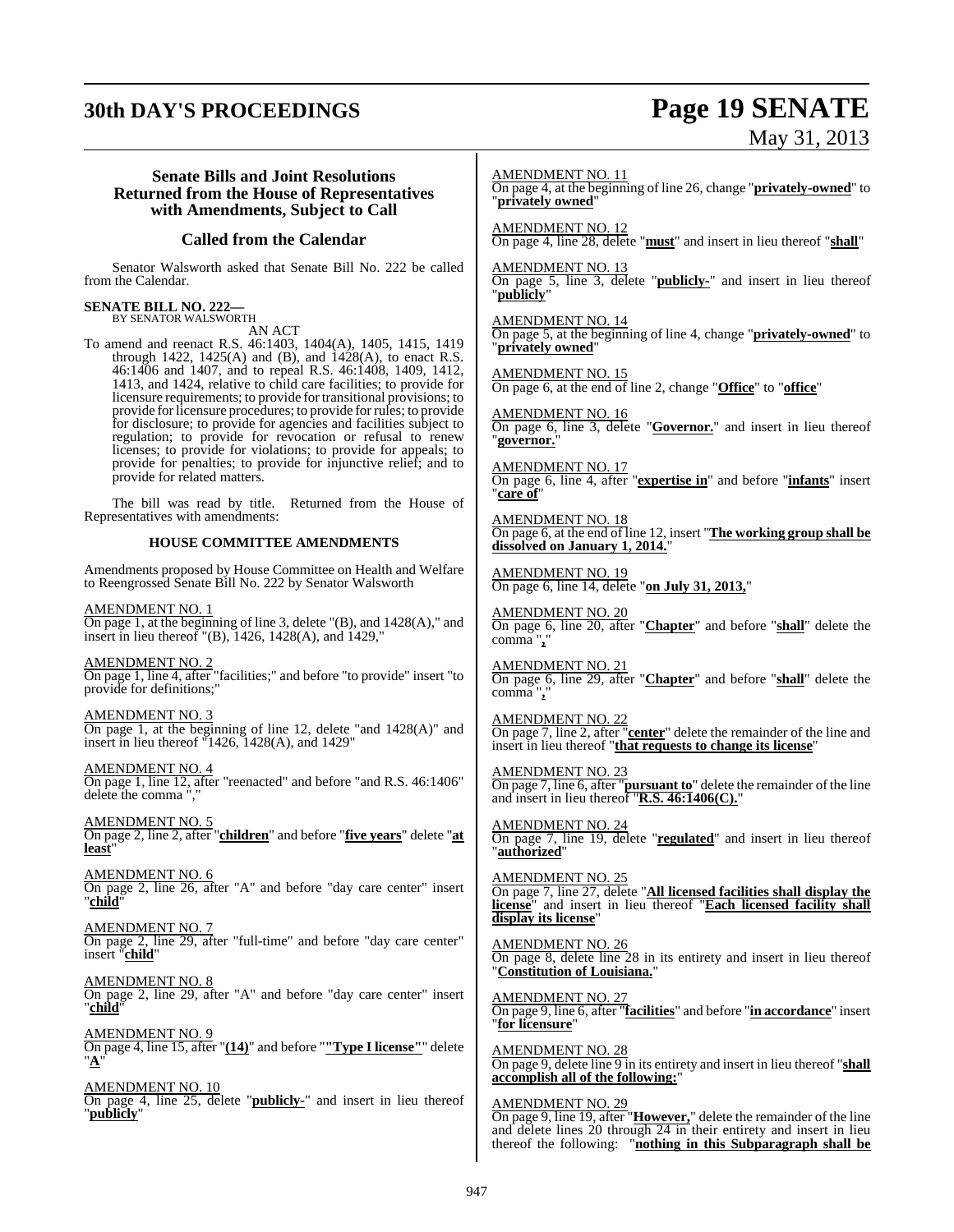**Senate Bills and Joint Resolutions Returned from the House of Representatives with Amendments, Subject to Call**

**Called from the Calendar**

Senator Walsworth asked that Senate Bill No. 222 be called from the Calendar.

**SENATE BILL NO. 222—**
BY SENATOR WALSWORTH

AN ACT

To amend and reenact R.S. 46:1403, 1404(A), 1405, 1415, 1419 through 1422, 1425(A) and (B), and 1428(A), to enact R.S. 46:1406 and 1407, and to repeal R.S. 46:1408, 1409, 1412, 1413, and 1424, relative to child care facilities; to provide for licensure requirements; to provide for transitional provisions; to provide for licensure procedures; to provide for rules; to provide for disclosure; to provide for agencies and facilities subject to regulation; to provide for revocation or refusal to renew licenses; to provide for violations; to provide for appeals; to provide for penalties; to provide for injunctive relief; and to provide for related matters.

The bill was read by title. Returned from the House of Representatives with amendments:

**HOUSE COMMITTEE AMENDMENTS**

Amendments proposed by House Committee on Health and Welfare to Reengrossed Senate Bill No. 222 by Senator Walsworth

AMENDMENT NO. 1
On page 1, at the beginning of line 3, delete "(B), and 1428(A)," and insert in lieu thereof "(B), 1426, 1428(A), and 1429,"

AMENDMENT NO. 2
On page 1, line 4, after "facilities;" and before "to provide" insert "to provide for definitions;"

AMENDMENT NO. 3
On page 1, at the beginning of line 12, delete "and 1428(A)" and insert in lieu thereof "1426, 1428(A), and 1429"

AMENDMENT NO. 4
On page 1, line 12, after "reenacted" and before "and R.S. 46:1406" delete the comma ","

AMENDMENT NO. 5
On page 2, line 2, after "**children**" and before "**five years**" delete "**at least**"

AMENDMENT NO. 6
On page 2, line 26, after "A" and before "day care center" insert "**child**"

AMENDMENT NO. 7
On page 2, line 29, after "full-time" and before "day care center" insert "**child**"

AMENDMENT NO. 8
On page 2, line 29, after "A" and before "day care center" insert "**child**"

AMENDMENT NO. 9
On page 4, line 15, after "**(14)**" and before "**"Type I license"**" delete "**A**"

AMENDMENT NO. 10
On page 4, line 25, delete "**publicly-**" and insert in lieu thereof "**publicly**"

AMENDMENT NO. 11
On page 4, at the beginning of line 26, change "**privately-owned**" to "**privately owned**"

AMENDMENT NO. 12
On page 4, line 28, delete "**must**" and insert in lieu thereof "**shall**"

AMENDMENT NO. 13
On page 5, line 3, delete "**publicly-**" and insert in lieu thereof "**publicly**"

AMENDMENT NO. 14
On page 5, at the beginning of line 4, change "**privately-owned**" to "**privately owned**"

AMENDMENT NO. 15
On page 6, at the end of line 2, change "**Office**" to "**office**"

AMENDMENT NO. 16
On page 6, line 3, delete "**Governor.**" and insert in lieu thereof "**governor.**"

AMENDMENT NO. 17
On page 6, line 4, after "**expertise in**" and before "**infants**" insert "**care of**"

AMENDMENT NO. 18
On page 6, at the end of line 12, insert "**The working group shall be dissolved on January 1, 2014.**"

AMENDMENT NO. 19
On page 6, line 14, delete "**on July 31, 2013,**"

AMENDMENT NO. 20
On page 6, line 20, after "**Chapter**" and before "**shall**" delete the comma "**,**"

AMENDMENT NO. 21
On page 6, line 29, after "**Chapter**" and before "**shall**" delete the comma "**,**"

AMENDMENT NO. 22
On page 7, line 2, after "**center**" delete the remainder of the line and insert in lieu thereof "**that requests to change its license**"

AMENDMENT NO. 23
On page 7, line 6, after "**pursuant to**" delete the remainder of the line and insert in lieu thereof "**R.S. 46:1406(C).**"

AMENDMENT NO. 24
On page 7, line 19, delete "**regulated**" and insert in lieu thereof "**authorized**"

AMENDMENT NO. 25
On page 7, line 27, delete "**All licensed facilities shall display the license**" and insert in lieu thereof "**Each licensed facility shall display its license**"

AMENDMENT NO. 26
On page 8, delete line 28 in its entirety and insert in lieu thereof "**Constitution of Louisiana.**"

AMENDMENT NO. 27
On page 9, line 6, after "**facilities**" and before "**in accordance**" insert "**for licensure**"

AMENDMENT NO. 28
On page 9, delete line 9 in its entirety and insert in lieu thereof "**shall accomplish all of the following:**"

AMENDMENT NO. 29
On page 9, line 19, after "**However,**" delete the remainder of the line and delete lines 20 through 24 in their entirety and insert in lieu thereof the following: "**nothing in this Subparagraph shall be**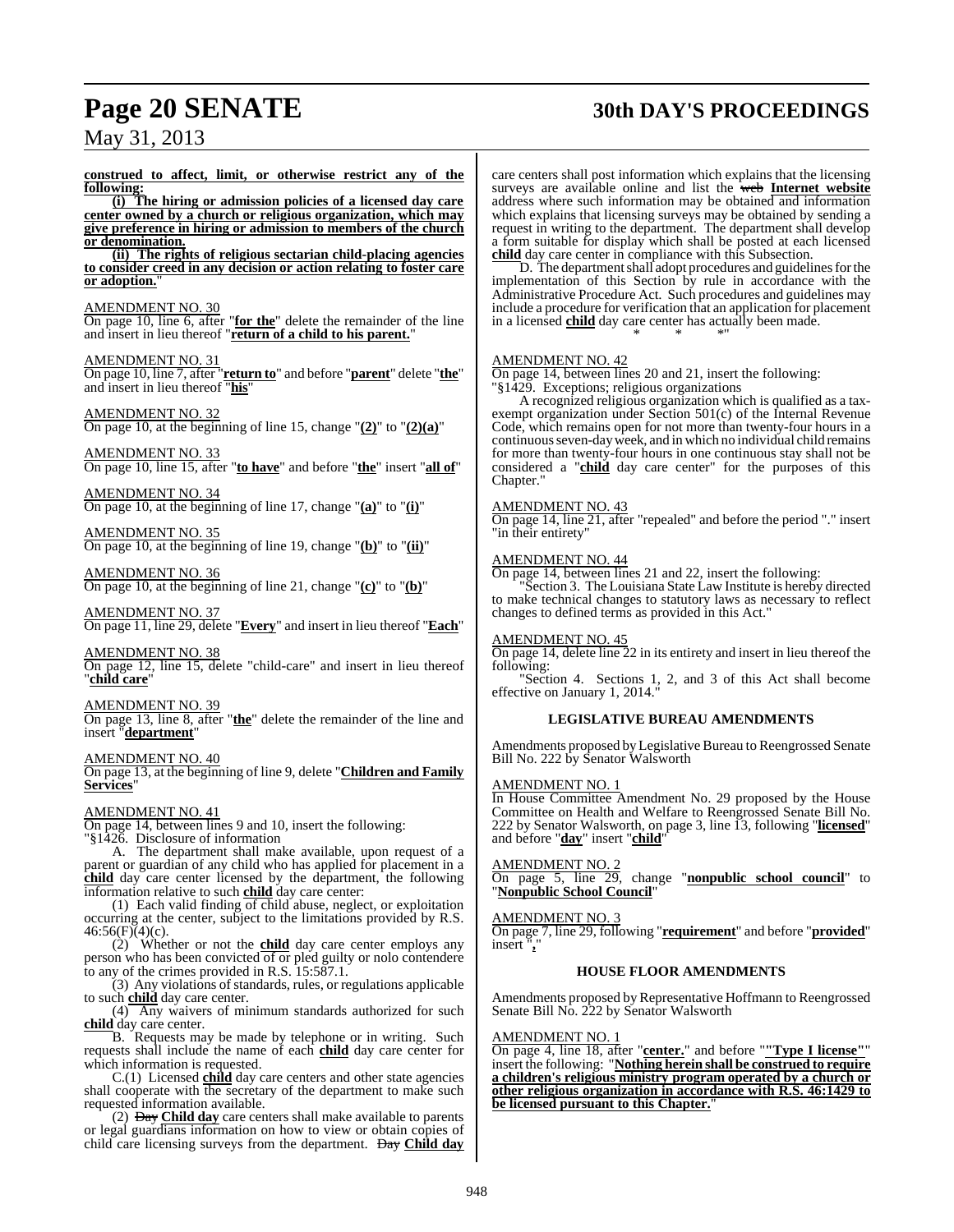**construed to affect, limit, or otherwise restrict any of the following:**

**(i) The hiring or admission policies of a licensed day care center owned by a church or religious organization, which may give preference in hiring or admission to members of the church or denomination.**

**(ii) The rights of religious sectarian child-placing agencies to consider creed in any decision or action relating to foster care or adoption.**"

AMENDMENT NO. 30

On page 10, line 6, after "**for the**" delete the remainder of the line and insert in lieu thereof "**return of a child to his parent.**"

AMENDMENT NO. 31

On page 10, line 7, after "**return to**" and before "**parent**" delete "**the**" and insert in lieu thereof "**his**"

AMENDMENT NO. 32

On page 10, at the beginning of line 15, change "**(2)**" to "**(2)(a)**"

AMENDMENT NO. 33

On page 10, line 15, after "**to have**" and before "**the**" insert "**all of**"

AMENDMENT NO. 34

On page 10, at the beginning of line 17, change "**(a)**" to "**(i)**"

AMENDMENT NO. 35

On page 10, at the beginning of line 19, change "**(b)**" to "**(ii)**"

AMENDMENT NO. 36

On page 10, at the beginning of line 21, change "**(c)**" to "**(b)**"

AMENDMENT NO. 37

On page 11, line 29, delete "**Every**" and insert in lieu thereof "**Each**"

AMENDMENT NO. 38

On page 12, line 15, delete "child-care" and insert in lieu thereof "**child care**"

AMENDMENT NO. 39

On page 13, line 8, after "**the**" delete the remainder of the line and insert "**department**"

AMENDMENT NO. 40

On page 13, at the beginning of line 9, delete "**Children and Family Services**"

AMENDMENT NO. 41

On page 14, between lines 9 and 10, insert the following:

"§1426. Disclosure of information

A. The department shall make available, upon request of a parent or guardian of any child who has applied for placement in a **child** day care center licensed by the department, the following information relative to such **child** day care center:

(1) Each valid finding of child abuse, neglect, or exploitation occurring at the center, subject to the limitations provided by R.S. 46:56(F)(4)(c).

(2) Whether or not the **child** day care center employs any person who has been convicted of or pled guilty or nolo contendere to any of the crimes provided in R.S. 15:587.1.

(3) Any violations of standards, rules, or regulations applicable to such **child** day care center.

(4) Any waivers of minimum standards authorized for such **child** day care center.

B. Requests may be made by telephone or in writing. Such requests shall include the name of each **child** day care center for which information is requested.

C.(1) Licensed **child** day care centers and other state agencies shall cooperate with the secretary of the department to make such requested information available.

(2) ~~Day~~ **Child day** care centers shall make available to parents or legal guardians information on how to view or obtain copies of child care licensing surveys from the department. ~~Day~~ **Child day** care centers shall post information which explains that the licensing surveys are available online and list the ~~web~~ **Internet website** address where such information may be obtained and information which explains that licensing surveys may be obtained by sending a request in writing to the department. The department shall develop a form suitable for display which shall be posted at each licensed **child** day care center in compliance with this Subsection.

D. The department shall adopt procedures and guidelines for the implementation of this Section by rule in accordance with the Administrative Procedure Act. Such procedures and guidelines may include a procedure for verification that an application for placement in a licensed **child** day care center has actually been made.

\* \* \*"

AMENDMENT NO. 42

On page 14, between lines 20 and 21, insert the following:

"§1429. Exceptions; religious organizations

A recognized religious organization which is qualified as a tax-exempt organization under Section 501(c) of the Internal Revenue Code, which remains open for not more than twenty-four hours in a continuous seven-day week, and in which no individual child remains for more than twenty-four hours in one continuous stay shall not be considered a "**child** day care center" for the purposes of this Chapter."

AMENDMENT NO. 43

On page 14, line 21, after "repealed" and before the period "." insert "in their entirety"

AMENDMENT NO. 44

On page 14, between lines 21 and 22, insert the following:

"Section 3. The Louisiana State Law Institute is hereby directed to make technical changes to statutory laws as necessary to reflect changes to defined terms as provided in this Act."

AMENDMENT NO. 45

On page 14, delete line 22 in its entirety and insert in lieu thereof the following:

"Section 4. Sections 1, 2, and 3 of this Act shall become effective on January 1, 2014."

### LEGISLATIVE BUREAU AMENDMENTS

Amendments proposed by Legislative Bureau to Reengrossed Senate Bill No. 222 by Senator Walsworth

AMENDMENT NO. 1

In House Committee Amendment No. 29 proposed by the House Committee on Health and Welfare to Reengrossed Senate Bill No. 222 by Senator Walsworth, on page 3, line 13, following "**licensed**" and before "**day**" insert "**child**"

AMENDMENT NO. 2

On page 5, line 29, change "**nonpublic school council**" to "**Nonpublic School Council**"

AMENDMENT NO. 3

On page 7, line 29, following "**requirement**" and before "**provided**" insert "**,**"

### HOUSE FLOOR AMENDMENTS

Amendments proposed by Representative Hoffmann to Reengrossed Senate Bill No. 222 by Senator Walsworth

AMENDMENT NO. 1

On page 4, line 18, after "**center.**" and before ""**Type I license**"" insert the following: "**Nothing herein shall be construed to require a children's religious ministry program operated by a church or other religious organization in accordance with R.S. 46:1429 to be licensed pursuant to this Chapter.**"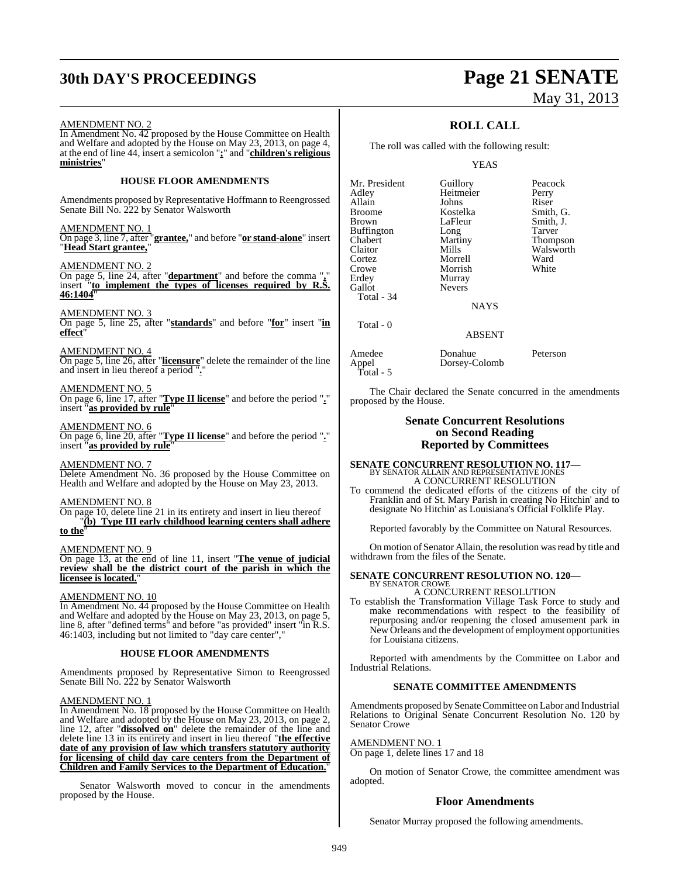AMENDMENT NO. 2
In Amendment No. 42 proposed by the House Committee on Health and Welfare and adopted by the House on May 23, 2013, on page 4, at the end of line 44, insert a semicolon "**;**" and "**children's religious ministries**"

### HOUSE FLOOR AMENDMENTS

Amendments proposed by Representative Hoffmann to Reengrossed Senate Bill No. 222 by Senator Walsworth

AMENDMENT NO. 1
On page 3, line 7, after "**grantee,**" and before "**or stand-alone**" insert "**Head Start grantee,**"

AMENDMENT NO. 2
On page 5, line 24, after "**department**" and before the comma "**,**" insert "**to implement the types of licenses required by R.S. 46:1404**"

AMENDMENT NO. 3
On page 5, line 25, after "**standards**" and before "**for**" insert "**in effect**"

AMENDMENT NO. 4
On page 5, line 26, after "**licensure**" delete the remainder of the line and insert in lieu thereof a period "**.**"

AMENDMENT NO. 5
On page 6, line 17, after "**Type II license**" and before the period "**.**" insert "**as provided by rule**"

AMENDMENT NO. 6
On page 6, line 20, after "**Type II license**" and before the period "**.**" insert "**as provided by rule**"

AMENDMENT NO. 7
Delete Amendment No. 36 proposed by the House Committee on Health and Welfare and adopted by the House on May 23, 2013.

AMENDMENT NO. 8
On page 10, delete line 21 in its entirety and insert in lieu thereof
"**(b) Type III early childhood learning centers shall adhere to the**"

AMENDMENT NO. 9
On page 13, at the end of line 11, insert "**The venue of judicial review shall be the district court of the parish in which the licensee is located.**"

AMENDMENT NO. 10
In Amendment No. 44 proposed by the House Committee on Health and Welfare and adopted by the House on May 23, 2013, on page 5, line 8, after "defined terms" and before "as provided" insert "in R.S. 46:1403, including but not limited to "day care center","

### HOUSE FLOOR AMENDMENTS

Amendments proposed by Representative Simon to Reengrossed Senate Bill No. 222 by Senator Walsworth

AMENDMENT NO. 1
In Amendment No. 18 proposed by the House Committee on Health and Welfare and adopted by the House on May 23, 2013, on page 2, line 12, after "**dissolved on**" delete the remainder of the line and delete line 13 in its entirety and insert in lieu thereof "**the effective date of any provision of law which transfers statutory authority for licensing of child day care centers from the Department of Children and Family Services to the Department of Education.**"

Senator Walsworth moved to concur in the amendments proposed by the House.

## ROLL CALL

The roll was called with the following result:

YEAS

| | | |
|---|---|---|
| Mr. President | Guillory | Peacock |
| Adley | Heitmeier | Perry |
| Allain | Johns | Riser |
| Broome | Kostelka | Smith, G. |
| Brown | LaFleur | Smith, J. |
| Buffington | Long | Tarver |
| Chabert | Martiny | Thompson |
| Claitor | Mills | Walsworth |
| Cortez | Morrell | Ward |
| Crowe | Morrish | White |
| Erdey | Murray | |
| Gallot | Nevers | |
| Total - 34 | | |

NAYS

Total - 0

ABSENT

| | | |
|---|---|---|
| Amedee | Donahue | Peterson |
| Appel | Dorsey-Colomb | |
| Total - 5 | | |

The Chair declared the Senate concurred in the amendments proposed by the House.

## Senate Concurrent Resolutions on Second Reading Reported by Committees

**SENATE CONCURRENT RESOLUTION NO. 117—**
BY SENATOR ALLAIN AND REPRESENTATIVE JONES
A CONCURRENT RESOLUTION

To commend the dedicated efforts of the citizens of the city of Franklin and of St. Mary Parish in creating No Hitchin' and to designate No Hitchin' as Louisiana's Official Folklife Play.

Reported favorably by the Committee on Natural Resources.

On motion of Senator Allain, the resolution was read by title and withdrawn from the files of the Senate.

**SENATE CONCURRENT RESOLUTION NO. 120—**
BY SENATOR CROWE
A CONCURRENT RESOLUTION

To establish the Transformation Village Task Force to study and make recommendations with respect to the feasibility of repurposing and/or reopening the closed amusement park in New Orleans and the development of employment opportunities for Louisiana citizens.

Reported with amendments by the Committee on Labor and Industrial Relations.

### SENATE COMMITTEE AMENDMENTS

Amendments proposed by Senate Committee on Labor and Industrial Relations to Original Senate Concurrent Resolution No. 120 by Senator Crowe

AMENDMENT NO. 1
On page 1, delete lines 17 and 18

On motion of Senator Crowe, the committee amendment was adopted.

## Floor Amendments

Senator Murray proposed the following amendments.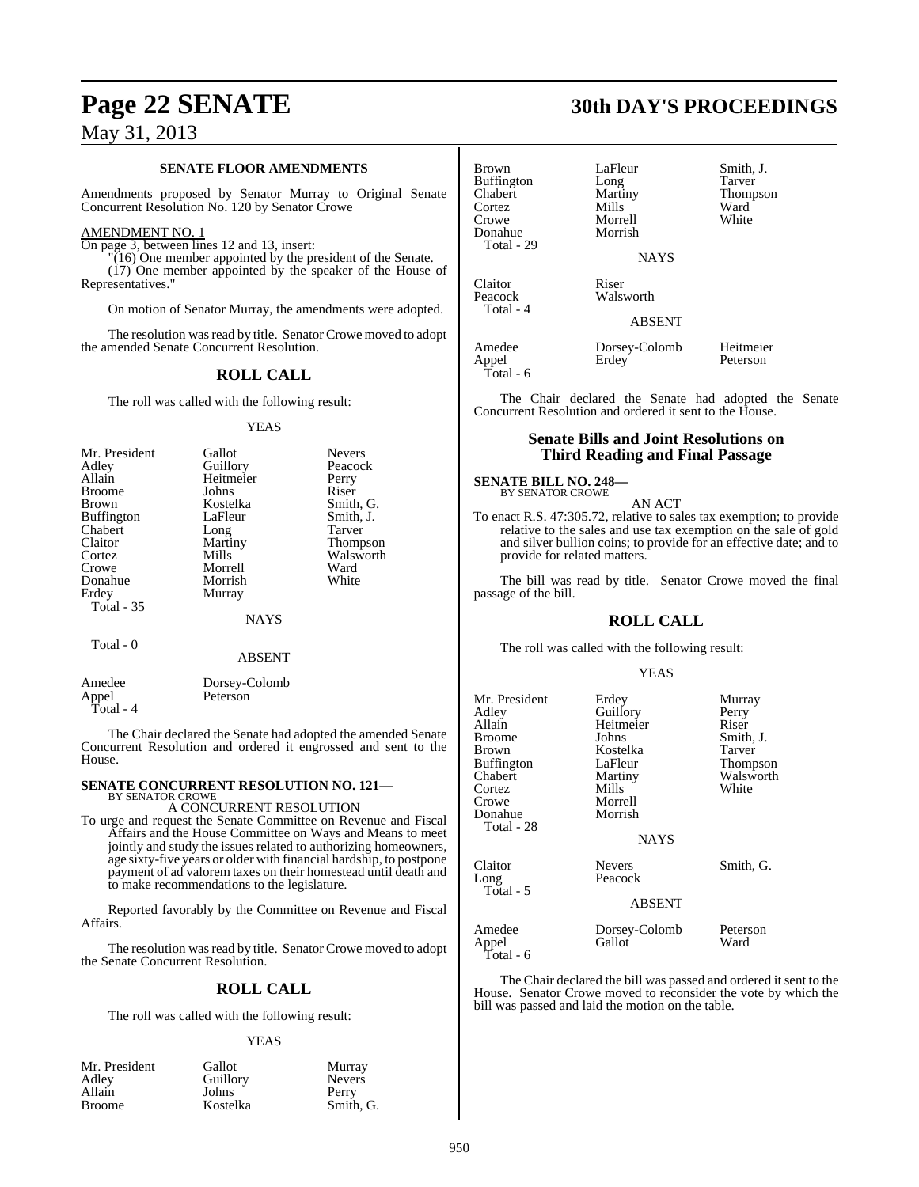**SENATE FLOOR AMENDMENTS**

Amendments proposed by Senator Murray to Original Senate Concurrent Resolution No. 120 by Senator Crowe

AMENDMENT NO. 1

On page 3, between lines 12 and 13, insert:

"(16) One member appointed by the president of the Senate.

(17) One member appointed by the speaker of the House of Representatives."

On motion of Senator Murray, the amendments were adopted.

The resolution was read by title. Senator Crowe moved to adopt the amended Senate Concurrent Resolution.

## ROLL CALL

The roll was called with the following result:

YEAS

| | | |
|---|---|---|
| Mr. President | Gallot | Nevers |
| Adley | Guillory | Peacock |
| Allain | Heitmeier | Perry |
| Broome | Johns | Riser |
| Brown | Kostelka | Smith, G. |
| Buffington | LaFleur | Smith, J. |
| Chabert | Long | Tarver |
| Claitor | Martiny | Thompson |
| Cortez | Mills | Walsworth |
| Crowe | Morrell | Ward |
| Donahue | Morrish | White |
| Erdey | Murray | |
| Total - 35 | | |

NAYS

Total - 0

ABSENT

| | |
|---|---|
| Amedee | Dorsey-Colomb |
| Appel | Peterson |
| Total - 4 | |

The Chair declared the Senate had adopted the amended Senate Concurrent Resolution and ordered it engrossed and sent to the House.

**SENATE CONCURRENT RESOLUTION NO. 121—**
BY SENATOR CROWE

A CONCURRENT RESOLUTION

To urge and request the Senate Committee on Revenue and Fiscal Affairs and the House Committee on Ways and Means to meet jointly and study the issues related to authorizing homeowners, age sixty-five years or older with financial hardship, to postpone payment of ad valorem taxes on their homestead until death and to make recommendations to the legislature.

Reported favorably by the Committee on Revenue and Fiscal Affairs.

The resolution was read by title. Senator Crowe moved to adopt the Senate Concurrent Resolution.

## ROLL CALL

The roll was called with the following result:

YEAS

| | | |
|---|---|---|
| Mr. President | Gallot | Murray |
| Adley | Guillory | Nevers |
| Allain | Johns | Perry |
| Broome | Kostelka | Smith, G. |
| Brown | LaFleur | Smith, J. |
| Buffington | Long | Tarver |
| Chabert | Martiny | Thompson |
| Cortez | Mills | Ward |
| Crowe | Morrell | White |
| Donahue | Morrish | |
| Total - 29 | | |

NAYS

| | |
|---|---|
| Claitor | Riser |
| Peacock | Walsworth |
| Total - 4 | |

ABSENT

| | | |
|---|---|---|
| Amedee | Dorsey-Colomb | Heitmeier |
| Appel | Erdey | Peterson |
| Total - 6 | | |

The Chair declared the Senate had adopted the Senate Concurrent Resolution and ordered it sent to the House.

## Senate Bills and Joint Resolutions on Third Reading and Final Passage

**SENATE BILL NO. 248—**
BY SENATOR CROWE

AN ACT

To enact R.S. 47:305.72, relative to sales tax exemption; to provide relative to the sales and use tax exemption on the sale of gold and silver bullion coins; to provide for an effective date; and to provide for related matters.

The bill was read by title. Senator Crowe moved the final passage of the bill.

## ROLL CALL

The roll was called with the following result:

YEAS

| | | |
|---|---|---|
| Mr. President | Erdey | Murray |
| Adley | Guillory | Perry |
| Allain | Heitmeier | Riser |
| Broome | Johns | Smith, J. |
| Brown | Kostelka | Tarver |
| Buffington | LaFleur | Thompson |
| Chabert | Martiny | Walsworth |
| Cortez | Mills | White |
| Crowe | Morrell | |
| Donahue | Morrish | |
| Total - 28 | | |

NAYS

| | | |
|---|---|---|
| Claitor | Nevers | Smith, G. |
| Long | Peacock | |
| Total - 5 | | |

ABSENT

| | | |
|---|---|---|
| Amedee | Dorsey-Colomb | Peterson |
| Appel | Gallot | Ward |
| Total - 6 | | |

The Chair declared the bill was passed and ordered it sent to the House. Senator Crowe moved to reconsider the vote by which the bill was passed and laid the motion on the table.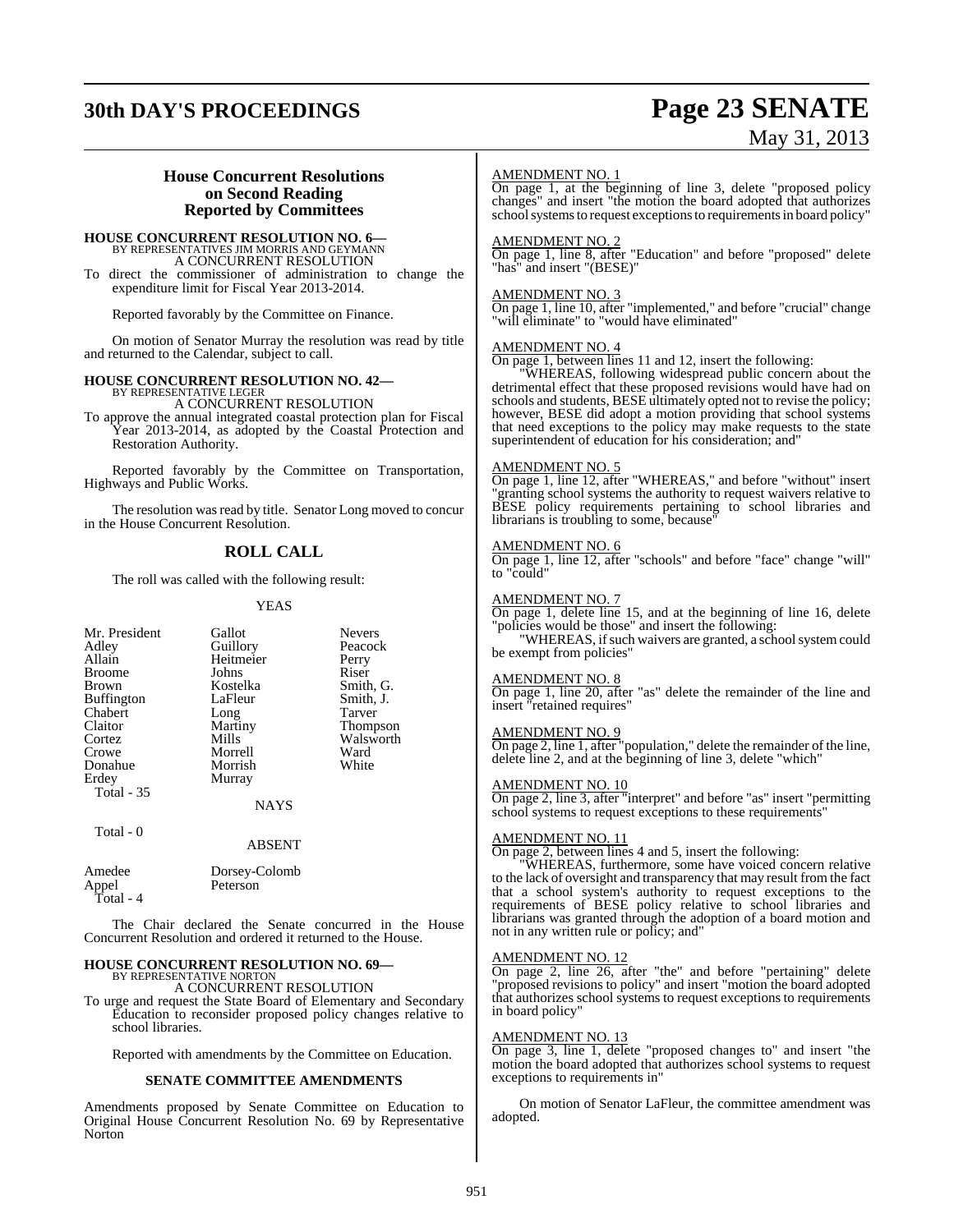## House Concurrent Resolutions on Second Reading Reported by Committees

**HOUSE CONCURRENT RESOLUTION NO. 6—**
BY REPRESENTATIVES JIM MORRIS AND GEYMANN
A CONCURRENT RESOLUTION

To direct the commissioner of administration to change the expenditure limit for Fiscal Year 2013-2014.

Reported favorably by the Committee on Finance.

On motion of Senator Murray the resolution was read by title and returned to the Calendar, subject to call.

**HOUSE CONCURRENT RESOLUTION NO. 42—**
BY REPRESENTATIVE LEGER
A CONCURRENT RESOLUTION

To approve the annual integrated coastal protection plan for Fiscal Year 2013-2014, as adopted by the Coastal Protection and Restoration Authority.

Reported favorably by the Committee on Transportation, Highways and Public Works.

The resolution was read by title. Senator Long moved to concur in the House Concurrent Resolution.

## ROLL CALL

The roll was called with the following result:

YEAS

| | | |
|---|---|---|
| Mr. President | Gallot | Nevers |
| Adley | Guillory | Peacock |
| Allain | Heitmeier | Perry |
| Broome | Johns | Riser |
| Brown | Kostelka | Smith, G. |
| Buffington | LaFleur | Smith, J. |
| Chabert | Long | Tarver |
| Claitor | Martiny | Thompson |
| Cortez | Mills | Walsworth |
| Crowe | Morrell | Ward |
| Donahue | Morrish | White |
| Erdey | Murray | |

Total - 35

NAYS

Total - 0

ABSENT

| | |
|---|---|
| Amedee | Dorsey-Colomb |
| Appel | Peterson |

Total - 4

The Chair declared the Senate concurred in the House Concurrent Resolution and ordered it returned to the House.

**HOUSE CONCURRENT RESOLUTION NO. 69—**
BY REPRESENTATIVE NORTON
A CONCURRENT RESOLUTION

To urge and request the State Board of Elementary and Secondary Education to reconsider proposed policy changes relative to school libraries.

Reported with amendments by the Committee on Education.

**SENATE COMMITTEE AMENDMENTS**

Amendments proposed by Senate Committee on Education to Original House Concurrent Resolution No. 69 by Representative Norton

AMENDMENT NO. 1
On page 1, at the beginning of line 3, delete "proposed policy changes" and insert "the motion the board adopted that authorizes school systems to request exceptions to requirements in board policy"

AMENDMENT NO. 2
On page 1, line 8, after "Education" and before "proposed" delete "has" and insert "(BESE)"

AMENDMENT NO. 3
On page 1, line 10, after "implemented," and before "crucial" change "will eliminate" to "would have eliminated"

AMENDMENT NO. 4
On page 1, between lines 11 and 12, insert the following:

"WHEREAS, following widespread public concern about the detrimental effect that these proposed revisions would have had on schools and students, BESE ultimately opted not to revise the policy; however, BESE did adopt a motion providing that school systems that need exceptions to the policy may make requests to the state superintendent of education for his consideration; and"

AMENDMENT NO. 5
On page 1, line 12, after "WHEREAS," and before "without" insert "granting school systems the authority to request waivers relative to BESE policy requirements pertaining to school libraries and librarians is troubling to some, because"

AMENDMENT NO. 6
On page 1, line 12, after "schools" and before "face" change "will" to "could"

AMENDMENT NO. 7
On page 1, delete line 15, and at the beginning of line 16, delete "policies would be those" and insert the following:

"WHEREAS, if such waivers are granted, a school system could be exempt from policies"

AMENDMENT NO. 8
On page 1, line 20, after "as" delete the remainder of the line and insert "retained requires"

AMENDMENT NO. 9
On page 2, line 1, after "population," delete the remainder of the line, delete line 2, and at the beginning of line 3, delete "which"

AMENDMENT NO. 10
On page 2, line 3, after "interpret" and before "as" insert "permitting school systems to request exceptions to these requirements"

AMENDMENT NO. 11
On page 2, between lines 4 and 5, insert the following:

"WHEREAS, furthermore, some have voiced concern relative to the lack of oversight and transparency that may result from the fact that a school system's authority to request exceptions to the requirements of BESE policy relative to school libraries and librarians was granted through the adoption of a board motion and not in any written rule or policy; and"

AMENDMENT NO. 12
On page 2, line 26, after "the" and before "pertaining" delete "proposed revisions to policy" and insert "motion the board adopted that authorizes school systems to request exceptions to requirements in board policy"

AMENDMENT NO. 13
On page 3, line 1, delete "proposed changes to" and insert "the motion the board adopted that authorizes school systems to request exceptions to requirements in"

On motion of Senator LaFleur, the committee amendment was adopted.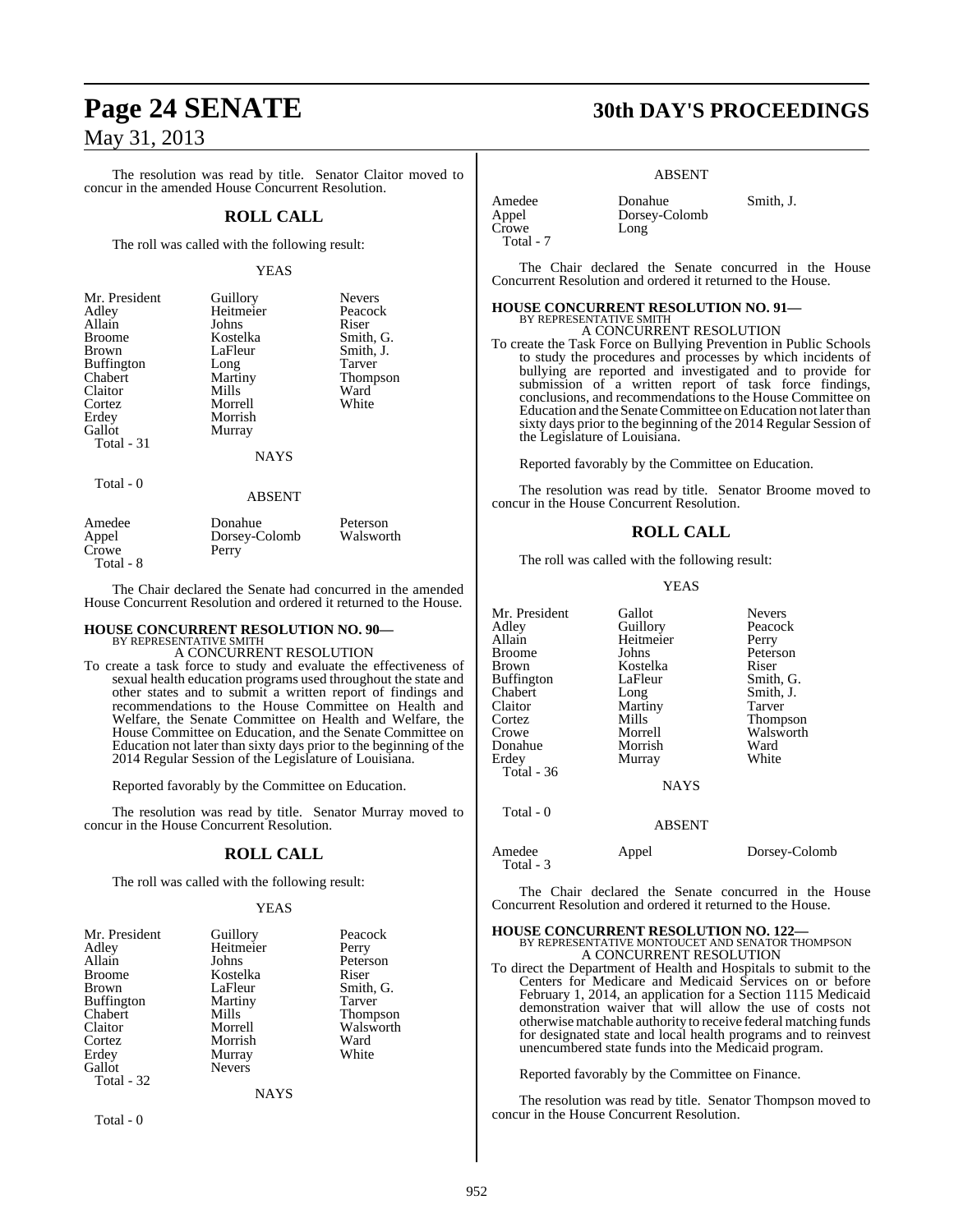The resolution was read by title. Senator Claitor moved to concur in the amended House Concurrent Resolution.

## ROLL CALL

The roll was called with the following result:

YEAS

| | | |
|---|---|---|
| Mr. President | Guillory | Nevers |
| Adley | Heitmeier | Peacock |
| Allain | Johns | Riser |
| Broome | Kostelka | Smith, G. |
| Brown | LaFleur | Smith, J. |
| Buffington | Long | Tarver |
| Chabert | Martiny | Thompson |
| Claitor | Mills | Ward |
| Cortez | Morrell | White |
| Erdey | Morrish | |
| Gallot | Murray | |
| Total - 31 | | |

NAYS

Total - 0

ABSENT

| | | |
|---|---|---|
| Amedee | Donahue | Peterson |
| Appel | Dorsey-Colomb | Walsworth |
| Crowe | Perry | |
| Total - 8 | | |

The Chair declared the Senate had concurred in the amended House Concurrent Resolution and ordered it returned to the House.

### HOUSE CONCURRENT RESOLUTION NO. 90—
BY REPRESENTATIVE SMITH

A CONCURRENT RESOLUTION

To create a task force to study and evaluate the effectiveness of sexual health education programs used throughout the state and other states and to submit a written report of findings and recommendations to the House Committee on Health and Welfare, the Senate Committee on Health and Welfare, the House Committee on Education, and the Senate Committee on Education not later than sixty days prior to the beginning of the 2014 Regular Session of the Legislature of Louisiana.

Reported favorably by the Committee on Education.

The resolution was read by title. Senator Murray moved to concur in the House Concurrent Resolution.

## ROLL CALL

The roll was called with the following result:

YEAS

| | | |
|---|---|---|
| Mr. President | Guillory | Peacock |
| Adley | Heitmeier | Perry |
| Allain | Johns | Peterson |
| Broome | Kostelka | Riser |
| Brown | LaFleur | Smith, G. |
| Buffington | Martiny | Tarver |
| Chabert | Mills | Thompson |
| Claitor | Morrell | Walsworth |
| Cortez | Morrish | Ward |
| Erdey | Murray | White |
| Gallot | Nevers | |
| Total - 32 | | |

NAYS

Total - 0

ABSENT

| | | |
|---|---|---|
| Amedee | Donahue | Smith, J. |
| Appel | Dorsey-Colomb | |
| Crowe | Long | |
| Total - 7 | | |

The Chair declared the Senate concurred in the House Concurrent Resolution and ordered it returned to the House.

### HOUSE CONCURRENT RESOLUTION NO. 91—
BY REPRESENTATIVE SMITH

A CONCURRENT RESOLUTION

To create the Task Force on Bullying Prevention in Public Schools to study the procedures and processes by which incidents of bullying are reported and investigated and to provide for submission of a written report of task force findings, conclusions, and recommendations to the House Committee on Education and the Senate Committee on Education not later than sixty days prior to the beginning of the 2014 Regular Session of the Legislature of Louisiana.

Reported favorably by the Committee on Education.

The resolution was read by title. Senator Broome moved to concur in the House Concurrent Resolution.

## ROLL CALL

The roll was called with the following result:

YEAS

| | | |
|---|---|---|
| Mr. President | Gallot | Nevers |
| Adley | Guillory | Peacock |
| Allain | Heitmeier | Perry |
| Broome | Johns | Peterson |
| Brown | Kostelka | Riser |
| Buffington | LaFleur | Smith, G. |
| Chabert | Long | Smith, J. |
| Claitor | Martiny | Tarver |
| Cortez | Mills | Thompson |
| Crowe | Morrell | Walsworth |
| Donahue | Morrish | Ward |
| Erdey | Murray | White |
| Total - 36 | | |

NAYS

Total - 0

ABSENT

| | | |
|---|---|---|
| Amedee | Appel | Dorsey-Colomb |
| Total - 3 | | |

The Chair declared the Senate concurred in the House Concurrent Resolution and ordered it returned to the House.

### HOUSE CONCURRENT RESOLUTION NO. 122—
BY REPRESENTATIVE MONTOUCET AND SENATOR THOMPSON

A CONCURRENT RESOLUTION

To direct the Department of Health and Hospitals to submit to the Centers for Medicare and Medicaid Services on or before February 1, 2014, an application for a Section 1115 Medicaid demonstration waiver that will allow the use of costs not otherwise matchable authority to receive federal matching funds for designated state and local health programs and to reinvest unencumbered state funds into the Medicaid program.

Reported favorably by the Committee on Finance.

The resolution was read by title. Senator Thompson moved to concur in the House Concurrent Resolution.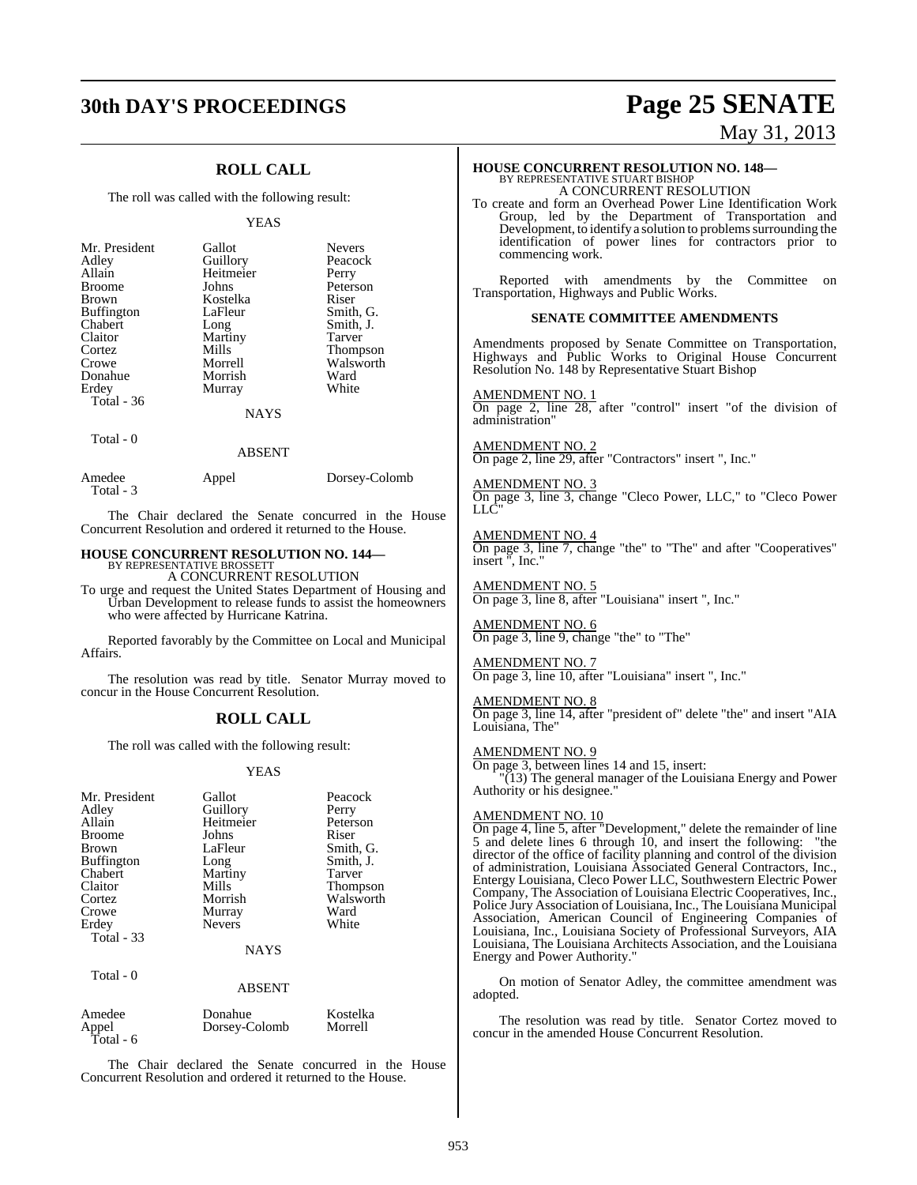## ROLL CALL

The roll was called with the following result:

YEAS

| | | |
|---|---|---|
| Mr. President | Gallot | Nevers |
| Adley | Guillory | Peacock |
| Allain | Heitmeier | Perry |
| Broome | Johns | Peterson |
| Brown | Kostelka | Riser |
| Buffington | LaFleur | Smith, G. |
| Chabert | Long | Smith, J. |
| Claitor | Martiny | Tarver |
| Cortez | Mills | Thompson |
| Crowe | Morrell | Walsworth |
| Donahue | Morrish | Ward |
| Erdey | Murray | White |
| Total - 36 | | |

NAYS

Total - 0

ABSENT

| | | |
|---|---|---|
| Amedee | Appel | Dorsey-Colomb |
| Total - 3 | | |

The Chair declared the Senate concurred in the House Concurrent Resolution and ordered it returned to the House.

**HOUSE CONCURRENT RESOLUTION NO. 144—**
BY REPRESENTATIVE BROSSETT
A CONCURRENT RESOLUTION

To urge and request the United States Department of Housing and Urban Development to release funds to assist the homeowners who were affected by Hurricane Katrina.

Reported favorably by the Committee on Local and Municipal Affairs.

The resolution was read by title. Senator Murray moved to concur in the House Concurrent Resolution.

## ROLL CALL

The roll was called with the following result:

YEAS

| | | |
|---|---|---|
| Mr. President | Gallot | Peacock |
| Adley | Guillory | Perry |
| Allain | Heitmeier | Peterson |
| Broome | Johns | Riser |
| Brown | LaFleur | Smith, G. |
| Buffington | Long | Smith, J. |
| Chabert | Martiny | Tarver |
| Claitor | Mills | Thompson |
| Cortez | Morrish | Walsworth |
| Crowe | Murray | Ward |
| Erdey | Nevers | White |
| Total - 33 | | |

NAYS

Total - 0

ABSENT

| | | |
|---|---|---|
| Amedee | Donahue | Kostelka |
| Appel | Dorsey-Colomb | Morrell |
| Total - 6 | | |

The Chair declared the Senate concurred in the House Concurrent Resolution and ordered it returned to the House.

**HOUSE CONCURRENT RESOLUTION NO. 148—**
BY REPRESENTATIVE STUART BISHOP
A CONCURRENT RESOLUTION

To create and form an Overhead Power Line Identification Work Group, led by the Department of Transportation and Development, to identify a solution to problems surrounding the identification of power lines for contractors prior to commencing work.

Reported with amendments by the Committee on Transportation, Highways and Public Works.

### SENATE COMMITTEE AMENDMENTS

Amendments proposed by Senate Committee on Transportation, Highways and Public Works to Original House Concurrent Resolution No. 148 by Representative Stuart Bishop

AMENDMENT NO. 1
On page 2, line 28, after "control" insert "of the division of administration"

AMENDMENT NO. 2
On page 2, line 29, after "Contractors" insert ", Inc."

AMENDMENT NO. 3
On page 3, line 3, change "Cleco Power, LLC," to "Cleco Power LLC"

AMENDMENT NO. 4
On page 3, line 7, change "the" to "The" and after "Cooperatives" insert ", Inc."

AMENDMENT NO. 5
On page 3, line 8, after "Louisiana" insert ", Inc."

AMENDMENT NO. 6
On page 3, line 9, change "the" to "The"

AMENDMENT NO. 7
On page 3, line 10, after "Louisiana" insert ", Inc."

AMENDMENT NO. 8
On page 3, line 14, after "president of" delete "the" and insert "AIA Louisiana, The"

AMENDMENT NO. 9
On page 3, between lines 14 and 15, insert:
"(13) The general manager of the Louisiana Energy and Power Authority or his designee."

AMENDMENT NO. 10
On page 4, line 5, after "Development," delete the remainder of line 5 and delete lines 6 through 10, and insert the following: "the director of the office of facility planning and control of the division of administration, Louisiana Associated General Contractors, Inc., Entergy Louisiana, Cleco Power LLC, Southwestern Electric Power Company, The Association of Louisiana Electric Cooperatives, Inc., Police Jury Association of Louisiana, Inc., The Louisiana Municipal Association, American Council of Engineering Companies of Louisiana, Inc., Louisiana Society of Professional Surveyors, AIA Louisiana, The Louisiana Architects Association, and the Louisiana Energy and Power Authority."

On motion of Senator Adley, the committee amendment was adopted.

The resolution was read by title. Senator Cortez moved to concur in the amended House Concurrent Resolution.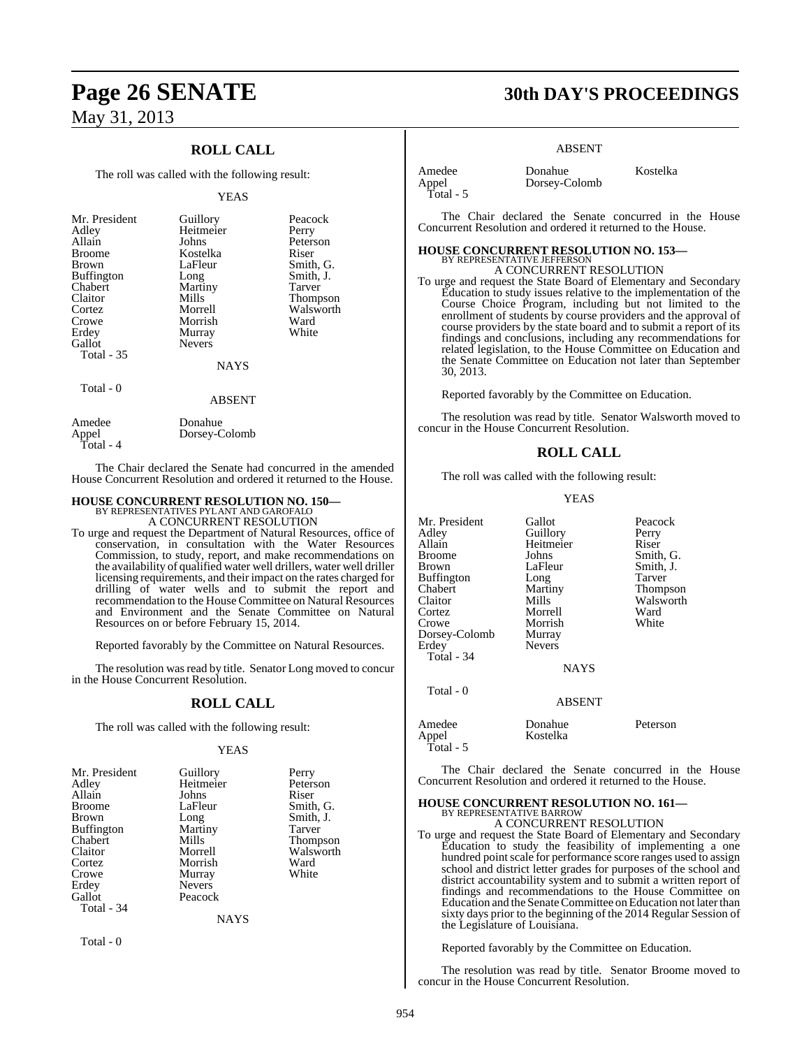## ROLL CALL

The roll was called with the following result:

YEAS

| | | |
|---|---|---|
| Mr. President | Guillory | Peacock |
| Adley | Heitmeier | Perry |
| Allain | Johns | Peterson |
| Broome | Kostelka | Riser |
| Brown | LaFleur | Smith, G. |
| Buffington | Long | Smith, J. |
| Chabert | Martiny | Tarver |
| Claitor | Mills | Thompson |
| Cortez | Morrell | Walsworth |
| Crowe | Morrish | Ward |
| Erdey | Murray | White |
| Gallot | Nevers | |
| Total - 35 | | |

NAYS

Total - 0

ABSENT

| | |
|---|---|
| Amedee | Donahue |
| Appel | Dorsey-Colomb |
| Total - 4 | |

The Chair declared the Senate had concurred in the amended House Concurrent Resolution and ordered it returned to the House.

### HOUSE CONCURRENT RESOLUTION NO. 150—
BY REPRESENTATIVES PYLANT AND GAROFALO

A CONCURRENT RESOLUTION

To urge and request the Department of Natural Resources, office of conservation, in consultation with the Water Resources Commission, to study, report, and make recommendations on the availability of qualified water well drillers, water well driller licensing requirements, and their impact on the rates charged for drilling of water wells and to submit the report and recommendation to the House Committee on Natural Resources and Environment and the Senate Committee on Natural Resources on or before February 15, 2014.

Reported favorably by the Committee on Natural Resources.

The resolution was read by title. Senator Long moved to concur in the House Concurrent Resolution.

## ROLL CALL

The roll was called with the following result:

YEAS

| | | |
|---|---|---|
| Mr. President | Guillory | Perry |
| Adley | Heitmeier | Peterson |
| Allain | Johns | Riser |
| Broome | LaFleur | Smith, G. |
| Brown | Long | Smith, J. |
| Buffington | Martiny | Tarver |
| Chabert | Mills | Thompson |
| Claitor | Morrell | Walsworth |
| Cortez | Morrish | Ward |
| Crowe | Murray | White |
| Erdey | Nevers | |
| Gallot | Peacock | |
| Total - 34 | | |

NAYS

Total - 0

ABSENT

| | | |
|---|---|---|
| Amedee | Donahue | Kostelka |
| Appel | Dorsey-Colomb | |
| Total - 5 | | |

The Chair declared the Senate concurred in the House Concurrent Resolution and ordered it returned to the House.

### HOUSE CONCURRENT RESOLUTION NO. 153—
BY REPRESENTATIVE JEFFERSON

A CONCURRENT RESOLUTION

To urge and request the State Board of Elementary and Secondary Education to study issues relative to the implementation of the Course Choice Program, including but not limited to the enrollment of students by course providers and the approval of course providers by the state board and to submit a report of its findings and conclusions, including any recommendations for related legislation, to the House Committee on Education and the Senate Committee on Education not later than September 30, 2013.

Reported favorably by the Committee on Education.

The resolution was read by title. Senator Walsworth moved to concur in the House Concurrent Resolution.

## ROLL CALL

The roll was called with the following result:

YEAS

| | | |
|---|---|---|
| Mr. President | Gallot | Peacock |
| Adley | Guillory | Perry |
| Allain | Heitmeier | Riser |
| Broome | Johns | Smith, G. |
| Brown | LaFleur | Smith, J. |
| Buffington | Long | Tarver |
| Chabert | Martiny | Thompson |
| Claitor | Mills | Walsworth |
| Cortez | Morrell | Ward |
| Crowe | Morrish | White |
| Dorsey-Colomb | Murray | |
| Erdey | Nevers | |
| Total - 34 | | |

NAYS

Total - 0

ABSENT

| | | |
|---|---|---|
| Amedee | Donahue | Peterson |
| Appel | Kostelka | |
| Total - 5 | | |

The Chair declared the Senate concurred in the House Concurrent Resolution and ordered it returned to the House.

### HOUSE CONCURRENT RESOLUTION NO. 161—
BY REPRESENTATIVE BARROW

A CONCURRENT RESOLUTION

To urge and request the State Board of Elementary and Secondary Education to study the feasibility of implementing a one hundred point scale for performance score ranges used to assign school and district letter grades for purposes of the school and district accountability system and to submit a written report of findings and recommendations to the House Committee on Education and the Senate Committee on Education not later than sixty days prior to the beginning of the 2014 Regular Session of the Legislature of Louisiana.

Reported favorably by the Committee on Education.

The resolution was read by title. Senator Broome moved to concur in the House Concurrent Resolution.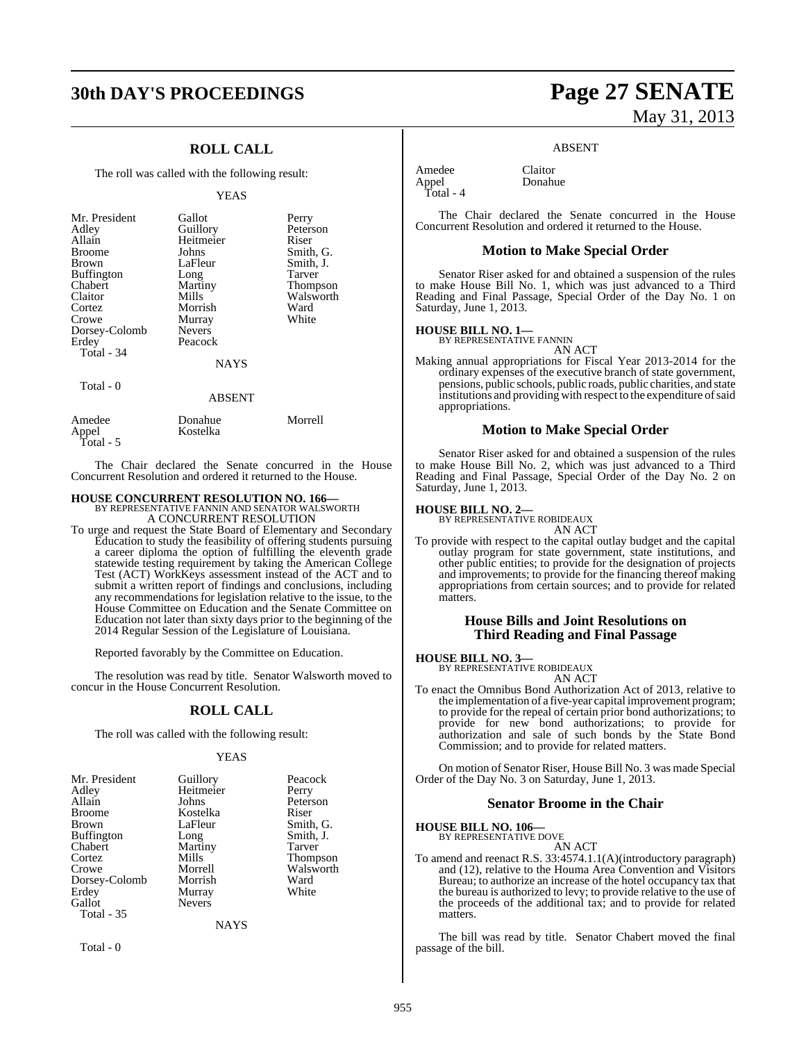## ROLL CALL

The roll was called with the following result:

YEAS

| | | |
|---|---|---|
| Mr. President | Gallot | Perry |
| Adley | Guillory | Peterson |
| Allain | Heitmeier | Riser |
| Broome | Johns | Smith, G. |
| Brown | LaFleur | Smith, J. |
| Buffington | Long | Tarver |
| Chabert | Martiny | Thompson |
| Claitor | Mills | Walsworth |
| Cortez | Morrish | Ward |
| Crowe | Murray | White |
| Dorsey-Colomb | Nevers | |
| Erdey | Peacock | |

Total - 34

NAYS

Total - 0

ABSENT

| | | |
|---|---|---|
| Amedee | Donahue | Morrell |
| Appel | Kostelka | |

Total - 5

The Chair declared the Senate concurred in the House Concurrent Resolution and ordered it returned to the House.

**HOUSE CONCURRENT RESOLUTION NO. 166—**
BY REPRESENTATIVE FANNIN AND SENATOR WALSWORTH
A CONCURRENT RESOLUTION

To urge and request the State Board of Elementary and Secondary Education to study the feasibility of offering students pursuing a career diploma the option of fulfilling the eleventh grade statewide testing requirement by taking the American College Test (ACT) WorkKeys assessment instead of the ACT and to submit a written report of findings and conclusions, including any recommendations for legislation relative to the issue, to the House Committee on Education and the Senate Committee on Education not later than sixty days prior to the beginning of the 2014 Regular Session of the Legislature of Louisiana.

Reported favorably by the Committee on Education.

The resolution was read by title. Senator Walsworth moved to concur in the House Concurrent Resolution.

## ROLL CALL

The roll was called with the following result:

YEAS

| | | |
|---|---|---|
| Mr. President | Guillory | Peacock |
| Adley | Heitmeier | Perry |
| Allain | Johns | Peterson |
| Broome | Kostelka | Riser |
| Brown | LaFleur | Smith, G. |
| Buffington | Long | Smith, J. |
| Chabert | Martiny | Tarver |
| Cortez | Mills | Thompson |
| Crowe | Morrell | Walsworth |
| Dorsey-Colomb | Morrish | Ward |
| Erdey | Murray | White |
| Gallot | Nevers | |

Total - 35

NAYS

Total - 0

ABSENT

| | |
|---|---|
| Amedee | Claitor |
| Appel | Donahue |

Total - 4

The Chair declared the Senate concurred in the House Concurrent Resolution and ordered it returned to the House.

## Motion to Make Special Order

Senator Riser asked for and obtained a suspension of the rules to make House Bill No. 1, which was just advanced to a Third Reading and Final Passage, Special Order of the Day No. 1 on Saturday, June 1, 2013.

**HOUSE BILL NO. 1—**
BY REPRESENTATIVE FANNIN
AN ACT

Making annual appropriations for Fiscal Year 2013-2014 for the ordinary expenses of the executive branch of state government, pensions, public schools, public roads, public charities, and state institutions and providing with respect to the expenditure of said appropriations.

## Motion to Make Special Order

Senator Riser asked for and obtained a suspension of the rules to make House Bill No. 2, which was just advanced to a Third Reading and Final Passage, Special Order of the Day No. 2 on Saturday, June 1, 2013.

**HOUSE BILL NO. 2—**
BY REPRESENTATIVE ROBIDEAUX
AN ACT

To provide with respect to the capital outlay budget and the capital outlay program for state government, state institutions, and other public entities; to provide for the designation of projects and improvements; to provide for the financing thereof making appropriations from certain sources; and to provide for related matters.

## House Bills and Joint Resolutions on Third Reading and Final Passage

**HOUSE BILL NO. 3—**
BY REPRESENTATIVE ROBIDEAUX
AN ACT

To enact the Omnibus Bond Authorization Act of 2013, relative to the implementation of a five-year capital improvement program; to provide for the repeal of certain prior bond authorizations; to provide for new bond authorizations; to provide for authorization and sale of such bonds by the State Bond Commission; and to provide for related matters.

On motion of Senator Riser, House Bill No. 3 was made Special Order of the Day No. 3 on Saturday, June 1, 2013.

## Senator Broome in the Chair

**HOUSE BILL NO. 106—**
BY REPRESENTATIVE DOVE
AN ACT

To amend and reenact R.S. 33:4574.1.1(A)(introductory paragraph) and (12), relative to the Houma Area Convention and Visitors Bureau; to authorize an increase of the hotel occupancy tax that the bureau is authorized to levy; to provide relative to the use of the proceeds of the additional tax; and to provide for related matters.

The bill was read by title. Senator Chabert moved the final passage of the bill.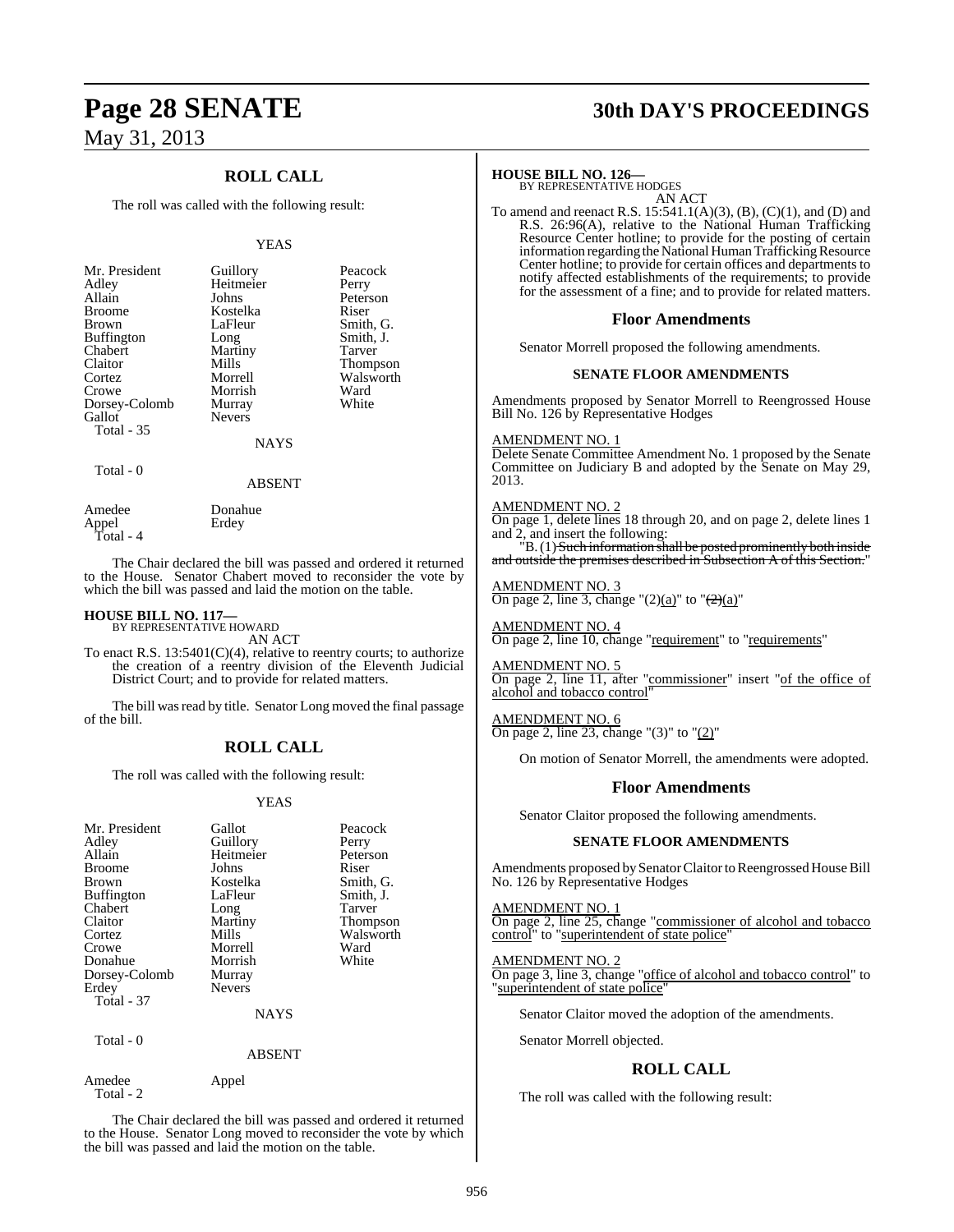## ROLL CALL

The roll was called with the following result:

YEAS

| | | |
|---|---|---|
| Mr. President | Guillory | Peacock |
| Adley | Heitmeier | Perry |
| Allain | Johns | Peterson |
| Broome | Kostelka | Riser |
| Brown | LaFleur | Smith, G. |
| Buffington | Long | Smith, J. |
| Chabert | Martiny | Tarver |
| Claitor | Mills | Thompson |
| Cortez | Morrell | Walsworth |
| Crowe | Morrish | Ward |
| Dorsey-Colomb | Murray | White |
| Gallot | Nevers | |
| Total - 35 | | |

NAYS

Total - 0

ABSENT

| | |
|---|---|
| Amedee | Donahue |
| Appel | Erdey |
| Total - 4 | |

The Chair declared the bill was passed and ordered it returned to the House. Senator Chabert moved to reconsider the vote by which the bill was passed and laid the motion on the table.

**HOUSE BILL NO. 117—**
BY REPRESENTATIVE HOWARD
AN ACT

To enact R.S. 13:5401(C)(4), relative to reentry courts; to authorize the creation of a reentry division of the Eleventh Judicial District Court; and to provide for related matters.

The bill was read by title. Senator Long moved the final passage of the bill.

## ROLL CALL

The roll was called with the following result:

YEAS

| | | |
|---|---|---|
| Mr. President | Gallot | Peacock |
| Adley | Guillory | Perry |
| Allain | Heitmeier | Peterson |
| Broome | Johns | Riser |
| Brown | Kostelka | Smith, G. |
| Buffington | LaFleur | Smith, J. |
| Chabert | Long | Tarver |
| Claitor | Martiny | Thompson |
| Cortez | Mills | Walsworth |
| Crowe | Morrell | Ward |
| Donahue | Morrish | White |
| Dorsey-Colomb | Murray | |
| Erdey | Nevers | |
| Total - 37 | | |

NAYS

Total - 0

ABSENT

| | |
|---|---|
| Amedee | Appel |
| Total - 2 | |

The Chair declared the bill was passed and ordered it returned to the House. Senator Long moved to reconsider the vote by which the bill was passed and laid the motion on the table.

**HOUSE BILL NO. 126—**
BY REPRESENTATIVE HODGES
AN ACT

To amend and reenact R.S. 15:541.1(A)(3), (B), (C)(1), and (D) and R.S. 26:96(A), relative to the National Human Trafficking Resource Center hotline; to provide for the posting of certain information regarding the National Human Trafficking Resource Center hotline; to provide for certain offices and departments to notify affected establishments of the requirements; to provide for the assessment of a fine; and to provide for related matters.

### Floor Amendments

Senator Morrell proposed the following amendments.

#### SENATE FLOOR AMENDMENTS

Amendments proposed by Senator Morrell to Reengrossed House Bill No. 126 by Representative Hodges

AMENDMENT NO. 1
Delete Senate Committee Amendment No. 1 proposed by the Senate Committee on Judiciary B and adopted by the Senate on May 29, 2013.

AMENDMENT NO. 2
On page 1, delete lines 18 through 20, and on page 2, delete lines 1 and 2, and insert the following:
"B. (1) ~~Such information shall be posted prominently both inside and outside the premises described in Subsection A of this Section.~~"

AMENDMENT NO. 3
On page 2, line 3, change "(2)(a)" to "~~(2)~~(a)"

AMENDMENT NO. 4
On page 2, line 10, change "requirement" to "requirements"

AMENDMENT NO. 5
On page 2, line 11, after "commissioner" insert "of the office of alcohol and tobacco control"

AMENDMENT NO. 6
On page 2, line 23, change "(3)" to "(2)"

On motion of Senator Morrell, the amendments were adopted.

### Floor Amendments

Senator Claitor proposed the following amendments.

#### SENATE FLOOR AMENDMENTS

Amendments proposed by Senator Claitor to Reengrossed House Bill No. 126 by Representative Hodges

AMENDMENT NO. 1
On page 2, line 25, change "commissioner of alcohol and tobacco control" to "superintendent of state police"

AMENDMENT NO. 2
On page 3, line 3, change "office of alcohol and tobacco control" to "superintendent of state police"

Senator Claitor moved the adoption of the amendments.

Senator Morrell objected.

## ROLL CALL

The roll was called with the following result: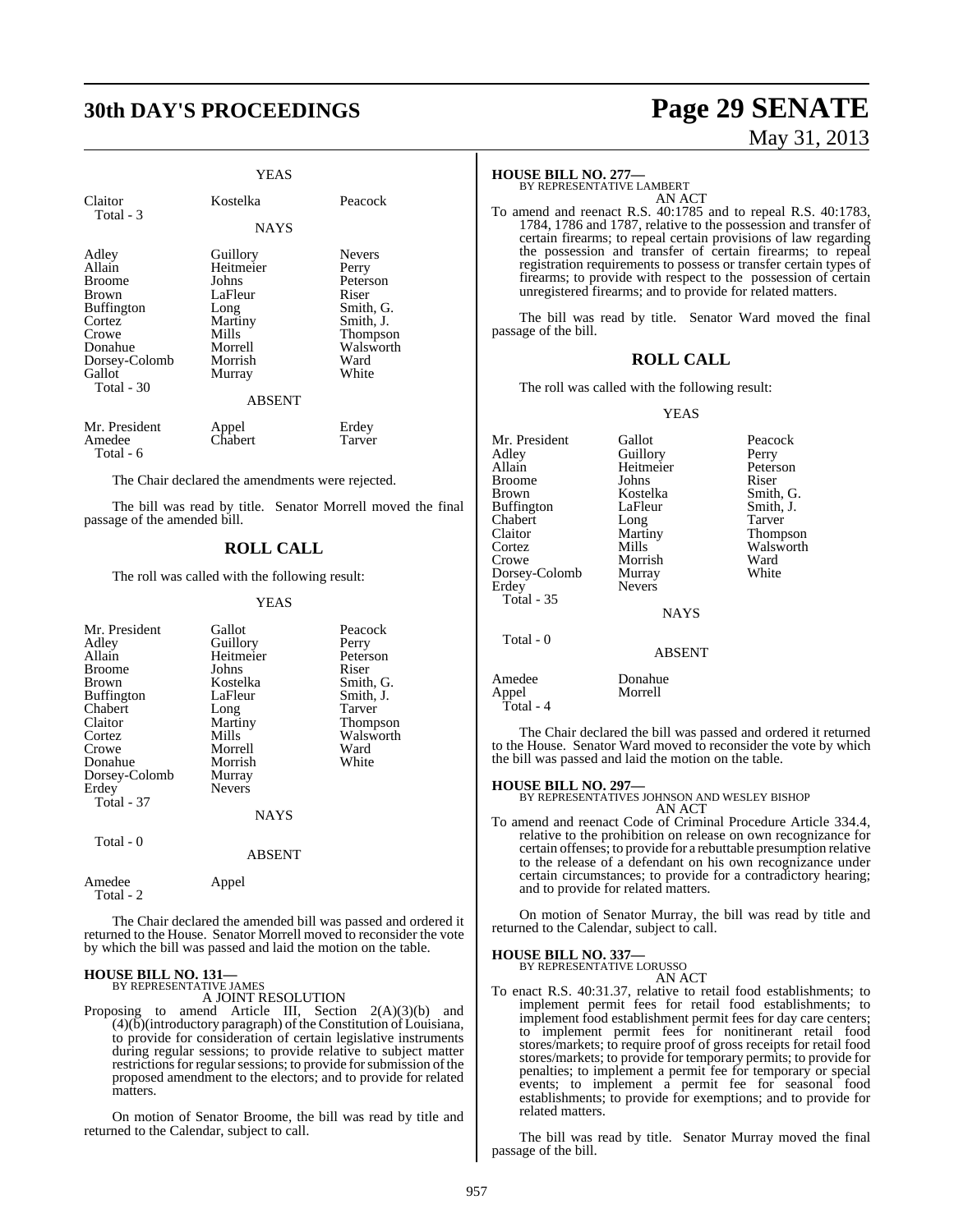YEAS

| | | |
|---|---|---|
| Claitor | Kostelka | Peacock |
| Total - 3 | | |

NAYS

| | | |
|---|---|---|
| Adley | Guillory | Nevers |
| Allain | Heitmeier | Perry |
| Broome | Johns | Peterson |
| Brown | LaFleur | Riser |
| Buffington | Long | Smith, G. |
| Cortez | Martiny | Smith, J. |
| Crowe | Mills | Thompson |
| Donahue | Morrell | Walsworth |
| Dorsey-Colomb | Morrish | Ward |
| Gallot | Murray | White |
| Total - 30 | | |

ABSENT

| | | |
|---|---|---|
| Mr. President | Appel | Erdey |
| Amedee | Chabert | Tarver |
| Total - 6 | | |

The Chair declared the amendments were rejected.

The bill was read by title. Senator Morrell moved the final passage of the amended bill.

## ROLL CALL

The roll was called with the following result:

YEAS

| | | |
|---|---|---|
| Mr. President | Gallot | Peacock |
| Adley | Guillory | Perry |
| Allain | Heitmeier | Peterson |
| Broome | Johns | Riser |
| Brown | Kostelka | Smith, G. |
| Buffington | LaFleur | Smith, J. |
| Chabert | Long | Tarver |
| Claitor | Martiny | Thompson |
| Cortez | Mills | Walsworth |
| Crowe | Morrell | Ward |
| Donahue | Morrish | White |
| Dorsey-Colomb | Murray | |
| Erdey | Nevers | |
| Total - 37 | | |

NAYS

Total - 0

ABSENT

| | |
|---|---|
| Amedee | Appel |
| Total - 2 | |

The Chair declared the amended bill was passed and ordered it returned to the House. Senator Morrell moved to reconsider the vote by which the bill was passed and laid the motion on the table.

**HOUSE BILL NO. 131—**
BY REPRESENTATIVE JAMES
A JOINT RESOLUTION

Proposing to amend Article III, Section 2(A)(3)(b) and (4)(b)(introductory paragraph) of the Constitution of Louisiana, to provide for consideration of certain legislative instruments during regular sessions; to provide relative to subject matter restrictions for regular sessions; to provide for submission of the proposed amendment to the electors; and to provide for related matters.

On motion of Senator Broome, the bill was read by title and returned to the Calendar, subject to call.

**HOUSE BILL NO. 277—**
BY REPRESENTATIVE LAMBERT
AN ACT

To amend and reenact R.S. 40:1785 and to repeal R.S. 40:1783, 1784, 1786 and 1787, relative to the possession and transfer of certain firearms; to repeal certain provisions of law regarding the possession and transfer of certain firearms; to repeal registration requirements to possess or transfer certain types of firearms; to provide with respect to the possession of certain unregistered firearms; and to provide for related matters.

The bill was read by title. Senator Ward moved the final passage of the bill.

## ROLL CALL

The roll was called with the following result:

YEAS

| | | |
|---|---|---|
| Mr. President | Gallot | Peacock |
| Adley | Guillory | Perry |
| Allain | Heitmeier | Peterson |
| Broome | Johns | Riser |
| Brown | Kostelka | Smith, G. |
| Buffington | LaFleur | Smith, J. |
| Chabert | Long | Tarver |
| Claitor | Martiny | Thompson |
| Cortez | Mills | Walsworth |
| Crowe | Morrish | Ward |
| Dorsey-Colomb | Murray | White |
| Erdey | Nevers | |
| Total - 35 | | |

NAYS

Total - 0

ABSENT

| | |
|---|---|
| Amedee | Donahue |
| Appel | Morrell |
| Total - 4 | |

The Chair declared the bill was passed and ordered it returned to the House. Senator Ward moved to reconsider the vote by which the bill was passed and laid the motion on the table.

**HOUSE BILL NO. 297—**
BY REPRESENTATIVES JOHNSON AND WESLEY BISHOP
AN ACT

To amend and reenact Code of Criminal Procedure Article 334.4, relative to the prohibition on release on own recognizance for certain offenses; to provide for a rebuttable presumption relative to the release of a defendant on his own recognizance under certain circumstances; to provide for a contradictory hearing; and to provide for related matters.

On motion of Senator Murray, the bill was read by title and returned to the Calendar, subject to call.

**HOUSE BILL NO. 337—**
BY REPRESENTATIVE LORUSSO
AN ACT

To enact R.S. 40:31.37, relative to retail food establishments; to implement permit fees for retail food establishments; to implement food establishment permit fees for day care centers; to implement permit fees for nonitinerant retail food stores/markets; to require proof of gross receipts for retail food stores/markets; to provide for temporary permits; to provide for penalties; to implement a permit fee for temporary or special events; to implement a permit fee for seasonal food establishments; to provide for exemptions; and to provide for related matters.

The bill was read by title. Senator Murray moved the final passage of the bill.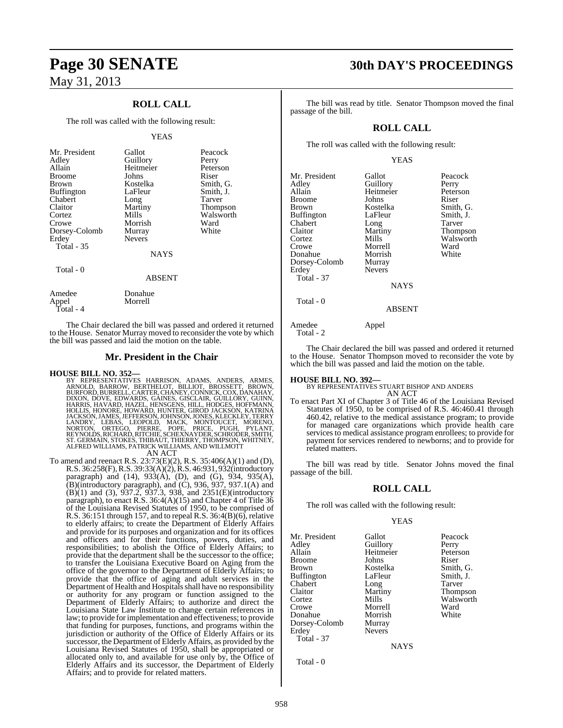## ROLL CALL

The roll was called with the following result:

YEAS

| | | |
|---|---|---|
| Mr. President | Gallot | Peacock |
| Adley | Guillory | Perry |
| Allain | Heitmeier | Peterson |
| Broome | Johns | Riser |
| Brown | Kostelka | Smith, G. |
| Buffington | LaFleur | Smith, J. |
| Chabert | Long | Tarver |
| Claitor | Martiny | Thompson |
| Cortez | Mills | Walsworth |
| Crowe | Morrish | Ward |
| Dorsey-Colomb | Murray | White |
| Erdey | Nevers | |
| Total - 35 | | |

NAYS

Total - 0

ABSENT

| | |
|---|---|
| Amedee | Donahue |
| Appel | Morrell |
| Total - 4 | |

The Chair declared the bill was passed and ordered it returned to the House. Senator Murray moved to reconsider the vote by which the bill was passed and laid the motion on the table.

## Mr. President in the Chair

**HOUSE BILL NO. 352—**

BY REPRESENTATIVES HARRISON, ADAMS, ANDERS, ARMES, ARNOLD, BARROW, BERTHELOT, BILLIOT, BROSSETT, BROWN, BURFORD, BURRELL, CARTER, CHANEY, CONNICK, COX, DANAHAY, DIXON, DOVE, EDWARDS, GAINES, GISCLAIR, GUILLORY, GUINN, HARRIS, HAVARD, HAZEL, HENSGENS, HILL, HODGES, HOFFMANN, HOLLIS, HONORE, HOWARD, HUNTER, GIROD JACKSON, KATRINA JACKSON, JAMES, JEFFERSON, JOHNSON, JONES, KLECKLEY, TERRY LANDRY, LEBAS, LEOPOLD, MACK, MONTOUCET, MORENO, NORTON, ORTEGO, PIERRE, POPE, PRICE, PUGH, PYLANT, REYNOLDS, RICHARD, RITCHIE, SCHEXNAYDER, SCHRODER, SMITH, ST. GERMAIN, STOKES, THIBAUT, THIERRY, THOMPSON, WHITNEY, ALFRED WILLIAMS, PATRICK WILLIAMS, AND WILLMOTT

AN ACT

To amend and reenact R.S. 23:73(E)(2), R.S. 35:406(A)(1) and (D), R.S. 36:258(F), R.S. 39:33(A)(2), R.S. 46:931, 932(introductory paragraph) and (14), 933(A), (D), and (G), 934, 935(A), (B)(introductory paragraph), and (C), 936, 937, 937.1(A) and (B)(1) and (3), 937.2, 937.3, 938, and 2351(E)(introductory paragraph), to enact R.S. 36:4(A)(15) and Chapter 4 of Title 36 of the Louisiana Revised Statutes of 1950, to be comprised of R.S. 36:151 through 157, and to repeal R.S. 36:4(B)(6), relative to elderly affairs; to create the Department of Elderly Affairs and provide for its purposes and organization and for its offices and officers and for their functions, powers, duties, and responsibilities; to abolish the Office of Elderly Affairs; to provide that the department shall be the successor to the office; to transfer the Louisiana Executive Board on Aging from the office of the governor to the Department of Elderly Affairs; to provide that the office of aging and adult services in the Department of Health and Hospitals shall have no responsibility or authority for any program or function assigned to the Department of Elderly Affairs; to authorize and direct the Louisiana State Law Institute to change certain references in law; to provide for implementation and effectiveness; to provide that funding for purposes, functions, and programs within the jurisdiction or authority of the Office of Elderly Affairs or its successor, the Department of Elderly Affairs, as provided by the Louisiana Revised Statutes of 1950, shall be appropriated or allocated only to, and available for use only by, the Office of Elderly Affairs and its successor, the Department of Elderly Affairs; and to provide for related matters.

The bill was read by title. Senator Thompson moved the final passage of the bill.

## ROLL CALL

The roll was called with the following result:

YEAS

| | | |
|---|---|---|
| Mr. President | Gallot | Peacock |
| Adley | Guillory | Perry |
| Allain | Heitmeier | Peterson |
| Broome | Johns | Riser |
| Brown | Kostelka | Smith, G. |
| Buffington | LaFleur | Smith, J. |
| Chabert | Long | Tarver |
| Claitor | Martiny | Thompson |
| Cortez | Mills | Walsworth |
| Crowe | Morrell | Ward |
| Donahue | Morrish | White |
| Dorsey-Colomb | Murray | |
| Erdey | Nevers | |
| Total - 37 | | |

NAYS

Total - 0

ABSENT

| | |
|---|---|
| Amedee | Appel |
| Total - 2 | |

The Chair declared the bill was passed and ordered it returned to the House. Senator Thompson moved to reconsider the vote by which the bill was passed and laid the motion on the table.

**HOUSE BILL NO. 392—**

BY REPRESENTATIVES STUART BISHOP AND ANDERS

AN ACT

To enact Part XI of Chapter 3 of Title 46 of the Louisiana Revised Statutes of 1950, to be comprised of R.S. 46:460.41 through 460.42, relative to the medical assistance program; to provide for managed care organizations which provide health care services to medical assistance program enrollees; to provide for payment for services rendered to newborns; and to provide for related matters.

The bill was read by title. Senator Johns moved the final passage of the bill.

## ROLL CALL

The roll was called with the following result:

YEAS

| | | |
|---|---|---|
| Mr. President | Gallot | Peacock |
| Adley | Guillory | Perry |
| Allain | Heitmeier | Peterson |
| Broome | Johns | Riser |
| Brown | Kostelka | Smith, G. |
| Buffington | LaFleur | Smith, J. |
| Chabert | Long | Tarver |
| Claitor | Martiny | Thompson |
| Cortez | Mills | Walsworth |
| Crowe | Morrell | Ward |
| Donahue | Morrish | White |
| Dorsey-Colomb | Murray | |
| Erdey | Nevers | |
| Total - 37 | | |

NAYS

Total - 0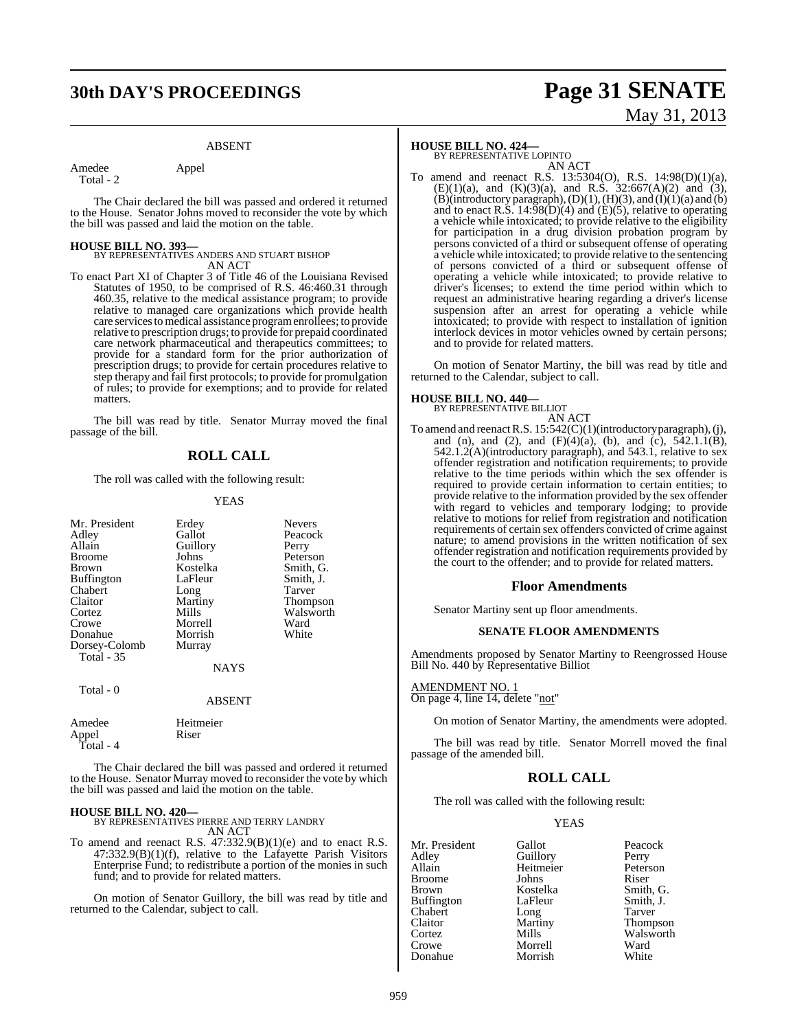ABSENT

| | |
|---|---|
| Amedee | Appel |
| Total - 2 | |

The Chair declared the bill was passed and ordered it returned to the House. Senator Johns moved to reconsider the vote by which the bill was passed and laid the motion on the table.

**HOUSE BILL NO. 393—**
BY REPRESENTATIVES ANDERS AND STUART BISHOP
AN ACT

To enact Part XI of Chapter 3 of Title 46 of the Louisiana Revised Statutes of 1950, to be comprised of R.S. 46:460.31 through 460.35, relative to the medical assistance program; to provide relative to managed care organizations which provide health care services to medical assistance program enrollees; to provide relative to prescription drugs; to provide for prepaid coordinated care network pharmaceutical and therapeutics committees; to provide for a standard form for the prior authorization of prescription drugs; to provide for certain procedures relative to step therapy and fail first protocols; to provide for promulgation of rules; to provide for exemptions; and to provide for related matters.

The bill was read by title. Senator Murray moved the final passage of the bill.

## ROLL CALL

The roll was called with the following result:

YEAS

| | | |
|---|---|---|
| Mr. President | Erdey | Nevers |
| Adley | Gallot | Peacock |
| Allain | Guillory | Perry |
| Broome | Johns | Peterson |
| Brown | Kostelka | Smith, G. |
| Buffington | LaFleur | Smith, J. |
| Chabert | Long | Tarver |
| Claitor | Martiny | Thompson |
| Cortez | Mills | Walsworth |
| Crowe | Morrell | Ward |
| Donahue | Morrish | White |
| Dorsey-Colomb | Murray | |
| Total - 35 | | |

NAYS

Total - 0

ABSENT

| | |
|---|---|
| Amedee | Heitmeier |
| Appel | Riser |
| Total - 4 | |

The Chair declared the bill was passed and ordered it returned to the House. Senator Murray moved to reconsider the vote by which the bill was passed and laid the motion on the table.

**HOUSE BILL NO. 420—**
BY REPRESENTATIVES PIERRE AND TERRY LANDRY
AN ACT

To amend and reenact R.S. 47:332.9(B)(1)(e) and to enact R.S. 47:332.9(B)(1)(f), relative to the Lafayette Parish Visitors Enterprise Fund; to redistribute a portion of the monies in such fund; and to provide for related matters.

On motion of Senator Guillory, the bill was read by title and returned to the Calendar, subject to call.

**HOUSE BILL NO. 424—**
BY REPRESENTATIVE LOPINTO
AN ACT

To amend and reenact R.S. 13:5304(O), R.S. 14:98(D)(1)(a), (E)(1)(a), and (K)(3)(a), and R.S. 32:667(A)(2) and (3), (B)(introductory paragraph), (D)(1), (H)(3), and (I)(1)(a) and (b) and to enact R.S. 14:98(D)(4) and (E)(5), relative to operating a vehicle while intoxicated; to provide relative to the eligibility for participation in a drug division probation program by persons convicted of a third or subsequent offense of operating a vehicle while intoxicated; to provide relative to the sentencing of persons convicted of a third or subsequent offense of operating a vehicle while intoxicated; to provide relative to driver's licenses; to extend the time period within which to request an administrative hearing regarding a driver's license suspension after an arrest for operating a vehicle while intoxicated; to provide with respect to installation of ignition interlock devices in motor vehicles owned by certain persons; and to provide for related matters.

On motion of Senator Martiny, the bill was read by title and returned to the Calendar, subject to call.

**HOUSE BILL NO. 440—**
BY REPRESENTATIVE BILLIOT
AN ACT

To amend and reenact R.S. 15:542(C)(1)(introductory paragraph), (j), and (n), and (2), and (F)(4)(a), (b), and (c), 542.1.1(B), 542.1.2(A)(introductory paragraph), and 543.1, relative to sex offender registration and notification requirements; to provide relative to the time periods within which the sex offender is required to provide certain information to certain entities; to provide relative to the information provided by the sex offender with regard to vehicles and temporary lodging; to provide relative to motions for relief from registration and notification requirements of certain sex offenders convicted of crime against nature; to amend provisions in the written notification of sex offender registration and notification requirements provided by the court to the offender; and to provide for related matters.

## Floor Amendments

Senator Martiny sent up floor amendments.

### SENATE FLOOR AMENDMENTS

Amendments proposed by Senator Martiny to Reengrossed House Bill No. 440 by Representative Billiot

AMENDMENT NO. 1
On page 4, line 14, delete "not"

On motion of Senator Martiny, the amendments were adopted.

The bill was read by title. Senator Morrell moved the final passage of the amended bill.

## ROLL CALL

The roll was called with the following result:

YEAS

| | | |
|---|---|---|
| Mr. President | Gallot | Peacock |
| Adley | Guillory | Perry |
| Allain | Heitmeier | Peterson |
| Broome | Johns | Riser |
| Brown | Kostelka | Smith, G. |
| Buffington | LaFleur | Smith, J. |
| Chabert | Long | Tarver |
| Claitor | Martiny | Thompson |
| Cortez | Mills | Walsworth |
| Crowe | Morrell | Ward |
| Donahue | Morrish | White |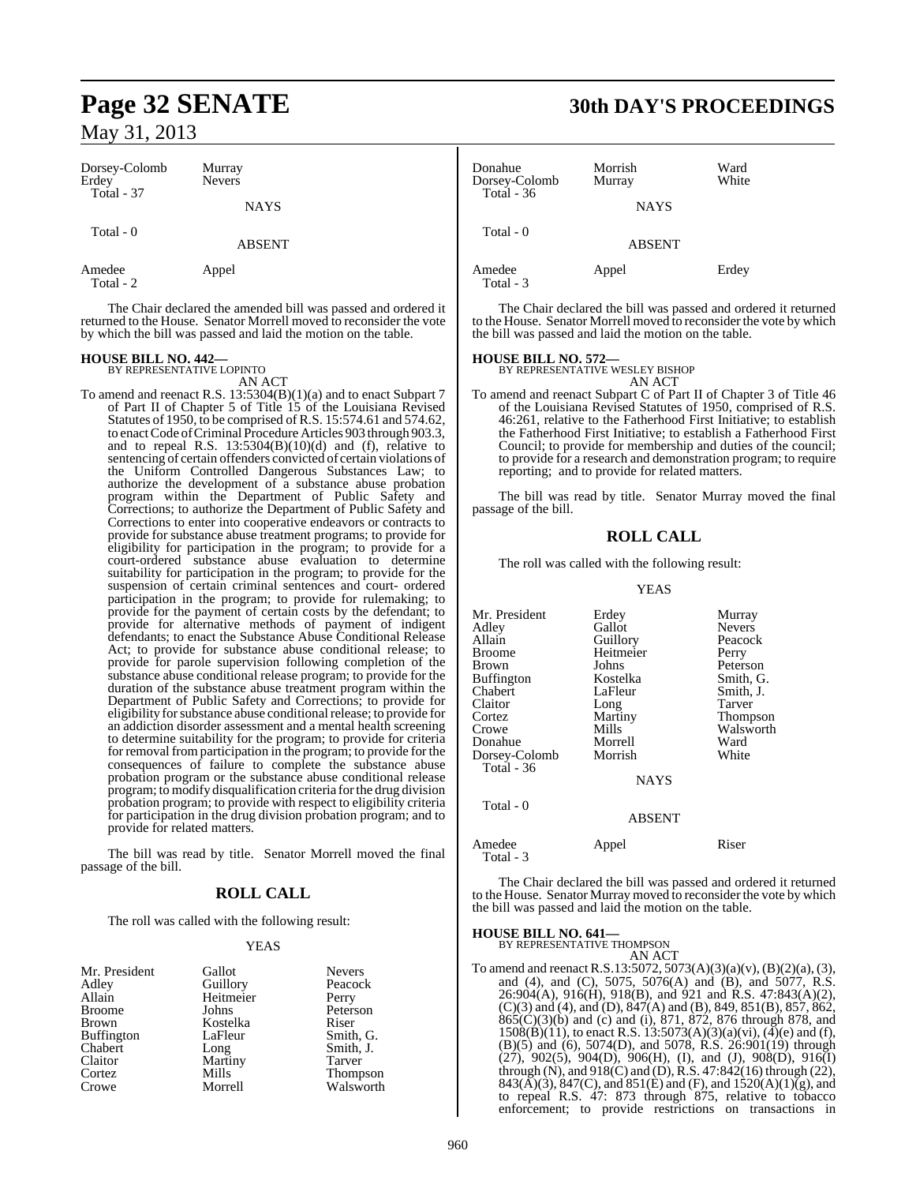| | |
|---|---|
| Dorsey-Colomb | Murray |
| Erdey | Nevers |
| Total - 37 | |

NAYS

Total - 0

ABSENT

| | |
|---|---|
| Amedee | Appel |
| Total - 2 | |

The Chair declared the amended bill was passed and ordered it returned to the House. Senator Morrell moved to reconsider the vote by which the bill was passed and laid the motion on the table.

**HOUSE BILL NO. 442—**
BY REPRESENTATIVE LOPINTO
AN ACT

To amend and reenact R.S. 13:5304(B)(1)(a) and to enact Subpart 7 of Part II of Chapter 5 of Title 15 of the Louisiana Revised Statutes of 1950, to be comprised of R.S. 15:574.61 and 574.62, to enact Code of Criminal Procedure Articles 903 through 903.3, and to repeal R.S. 13:5304(B)(10)(d) and (f), relative to sentencing of certain offenders convicted of certain violations of the Uniform Controlled Dangerous Substances Law; to authorize the development of a substance abuse probation program within the Department of Public Safety and Corrections; to authorize the Department of Public Safety and Corrections to enter into cooperative endeavors or contracts to provide for substance abuse treatment programs; to provide for eligibility for participation in the program; to provide for a court-ordered substance abuse evaluation to determine suitability for participation in the program; to provide for the suspension of certain criminal sentences and court- ordered participation in the program; to provide for rulemaking; to provide for the payment of certain costs by the defendant; to provide for alternative methods of payment of indigent defendants; to enact the Substance Abuse Conditional Release Act; to provide for substance abuse conditional release; to provide for parole supervision following completion of the substance abuse conditional release program; to provide for the duration of the substance abuse treatment program within the Department of Public Safety and Corrections; to provide for eligibility for substance abuse conditional release; to provide for an addiction disorder assessment and a mental health screening to determine suitability for the program; to provide for criteria for removal from participation in the program; to provide for the consequences of failure to complete the substance abuse probation program or the substance abuse conditional release program; to modify disqualification criteria for the drug division probation program; to provide with respect to eligibility criteria for participation in the drug division probation program; and to provide for related matters.

The bill was read by title. Senator Morrell moved the final passage of the bill.

## ROLL CALL

The roll was called with the following result:

YEAS

| | | |
|---|---|---|
| Mr. President | Gallot | Nevers |
| Adley | Guillory | Peacock |
| Allain | Heitmeier | Perry |
| Broome | Johns | Peterson |
| Brown | Kostelka | Riser |
| Buffington | LaFleur | Smith, G. |
| Chabert | Long | Smith, J. |
| Claitor | Martiny | Tarver |
| Cortez | Mills | Thompson |
| Crowe | Morrell | Walsworth |
| Donahue | Morrish | Ward |
| Dorsey-Colomb | Murray | White |
| Total - 36 | | |

NAYS

Total - 0

ABSENT

| | | |
|---|---|---|
| Amedee | Appel | Erdey |
| Total - 3 | | |

The Chair declared the bill was passed and ordered it returned to the House. Senator Morrell moved to reconsider the vote by which the bill was passed and laid the motion on the table.

**HOUSE BILL NO. 572—**
BY REPRESENTATIVE WESLEY BISHOP
AN ACT

To amend and reenact Subpart C of Part II of Chapter 3 of Title 46 of the Louisiana Revised Statutes of 1950, comprised of R.S. 46:261, relative to the Fatherhood First Initiative; to establish the Fatherhood First Initiative; to establish a Fatherhood First Council; to provide for membership and duties of the council; to provide for a research and demonstration program; to require reporting; and to provide for related matters.

The bill was read by title. Senator Murray moved the final passage of the bill.

## ROLL CALL

The roll was called with the following result:

YEAS

| | | |
|---|---|---|
| Mr. President | Erdey | Murray |
| Adley | Gallot | Nevers |
| Allain | Guillory | Peacock |
| Broome | Heitmeier | Perry |
| Brown | Johns | Peterson |
| Buffington | Kostelka | Smith, G. |
| Chabert | LaFleur | Smith, J. |
| Claitor | Long | Tarver |
| Cortez | Martiny | Thompson |
| Crowe | Mills | Walsworth |
| Donahue | Morrell | Ward |
| Dorsey-Colomb | Morrish | White |
| Total - 36 | | |

NAYS

Total - 0

ABSENT

| | | |
|---|---|---|
| Amedee | Appel | Riser |
| Total - 3 | | |

The Chair declared the bill was passed and ordered it returned to the House. Senator Murray moved to reconsider the vote by which the bill was passed and laid the motion on the table.

**HOUSE BILL NO. 641—**
BY REPRESENTATIVE THOMPSON
AN ACT

To amend and reenact R.S.13:5072, 5073(A)(3)(a)(v), (B)(2)(a), (3), and (4), and (C), 5075, 5076(A) and (B), and 5077, R.S. 26:904(A), 916(H), 918(B), and 921 and R.S. 47:843(A)(2), (C)(3) and (4), and (D), 847(A) and (B), 849, 851(B), 857, 862, 865(C)(3)(b) and (c) and (i), 871, 872, 876 through 878, and 1508(B)(11), to enact R.S. 13:5073(A)(3)(a)(vi), (4)(e) and (f), (B)(5) and (6), 5074(D), and 5078, R.S. 26:901(19) through (27), 902(5), 904(D), 906(H), (I), and (J), 908(D), 916(I) through (N), and 918(C) and (D), R.S. 47:842(16) through (22), 843(A)(3), 847(C), and 851(E) and (F), and 1520(A)(1)(g), and to repeal R.S. 47: 873 through 875, relative to tobacco enforcement; to provide restrictions on transactions in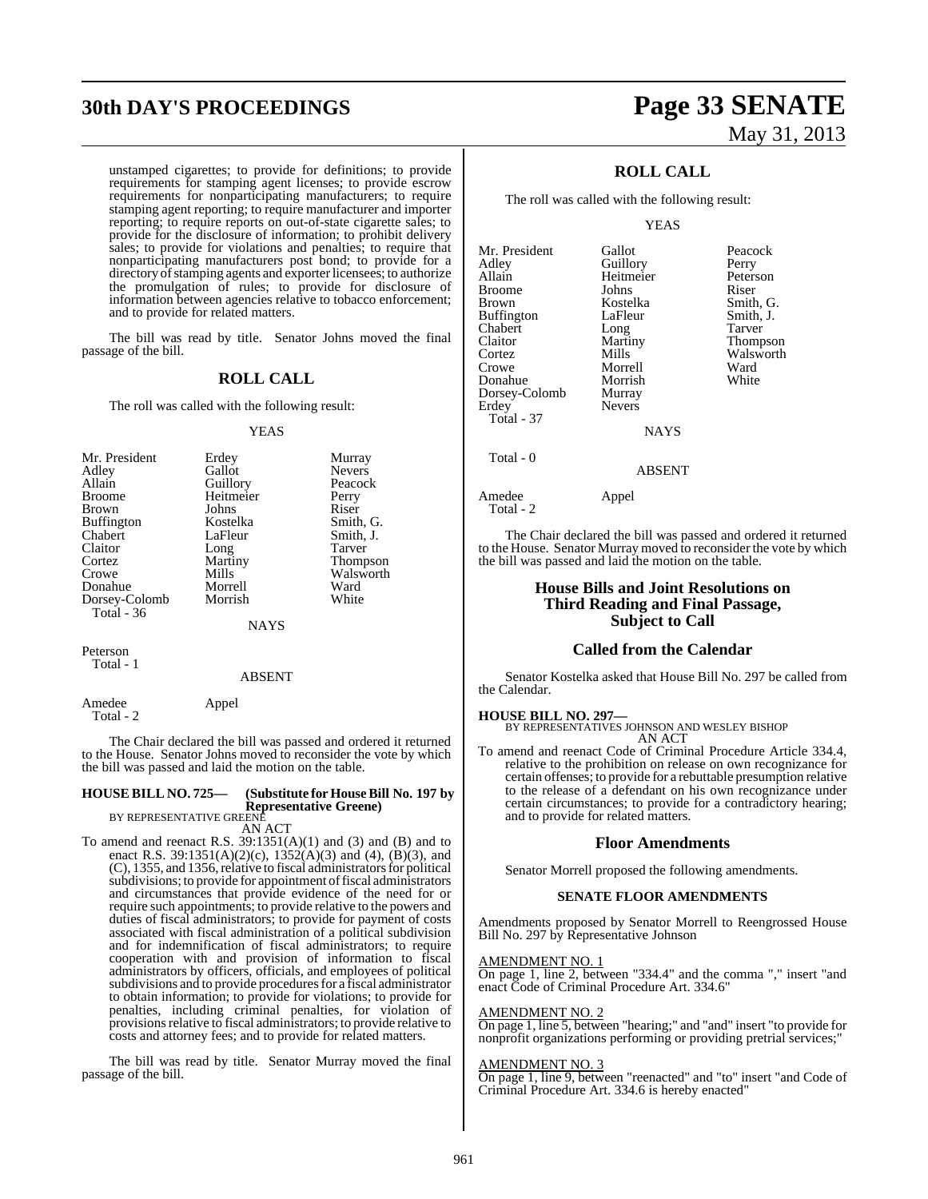unstamped cigarettes; to provide for definitions; to provide requirements for stamping agent licenses; to provide escrow requirements for nonparticipating manufacturers; to require stamping agent reporting; to require manufacturer and importer reporting; to require reports on out-of-state cigarette sales; to provide for the disclosure of information; to prohibit delivery sales; to provide for violations and penalties; to require that nonparticipating manufacturers post bond; to provide for a directory of stamping agents and exporter licensees; to authorize the promulgation of rules; to provide for disclosure of information between agencies relative to tobacco enforcement; and to provide for related matters.

The bill was read by title. Senator Johns moved the final passage of the bill.

## ROLL CALL

The roll was called with the following result:

YEAS

| | | |
|---|---|---|
| Mr. President | Erdey | Murray |
| Adley | Gallot | Nevers |
| Allain | Guillory | Peacock |
| Broome | Heitmeier | Perry |
| Brown | Johns | Riser |
| Buffington | Kostelka | Smith, G. |
| Chabert | LaFleur | Smith, J. |
| Claitor | Long | Tarver |
| Cortez | Martiny | Thompson |
| Crowe | Mills | Walsworth |
| Donahue | Morrell | Ward |
| Dorsey-Colomb | Morrish | White |
| Total - 36 | | |

NAYS

Peterson
Total - 1

ABSENT

Amedee  Appel
Total - 2

The Chair declared the bill was passed and ordered it returned to the House. Senator Johns moved to reconsider the vote by which the bill was passed and laid the motion on the table.

**HOUSE BILL NO. 725— (Substitute for House Bill No. 197 by Representative Greene)**
BY REPRESENTATIVE GREENE
AN ACT

To amend and reenact R.S. 39:1351(A)(1) and (3) and (B) and to enact R.S. 39:1351(A)(2)(c), 1352(A)(3) and (4), (B)(3), and (C), 1355, and 1356, relative to fiscal administrators for political subdivisions; to provide for appointment of fiscal administrators and circumstances that provide evidence of the need for or require such appointments; to provide relative to the powers and duties of fiscal administrators; to provide for payment of costs associated with fiscal administration of a political subdivision and for indemnification of fiscal administrators; to require cooperation with and provision of information to fiscal administrators by officers, officials, and employees of political subdivisions and to provide procedures for a fiscal administrator to obtain information; to provide for violations; to provide for penalties, including criminal penalties, for violation of provisions relative to fiscal administrators; to provide relative to costs and attorney fees; and to provide for related matters.

The bill was read by title. Senator Murray moved the final passage of the bill.

## ROLL CALL

The roll was called with the following result:

YEAS

| | | |
|---|---|---|
| Mr. President | Gallot | Peacock |
| Adley | Guillory | Perry |
| Allain | Heitmeier | Peterson |
| Broome | Johns | Riser |
| Brown | Kostelka | Smith, G. |
| Buffington | LaFleur | Smith, J. |
| Chabert | Long | Tarver |
| Claitor | Martiny | Thompson |
| Cortez | Mills | Walsworth |
| Crowe | Morrell | Ward |
| Donahue | Morrish | White |
| Dorsey-Colomb | Murray | |
| Erdey | Nevers | |
| Total - 37 | | |

NAYS

Total - 0

ABSENT

Amedee  Appel
Total - 2

The Chair declared the bill was passed and ordered it returned to the House. Senator Murray moved to reconsider the vote by which the bill was passed and laid the motion on the table.

## House Bills and Joint Resolutions on Third Reading and Final Passage, Subject to Call

### Called from the Calendar

Senator Kostelka asked that House Bill No. 297 be called from the Calendar.

**HOUSE BILL NO. 297—**
BY REPRESENTATIVES JOHNSON AND WESLEY BISHOP
AN ACT

To amend and reenact Code of Criminal Procedure Article 334.4, relative to the prohibition on release on own recognizance for certain offenses; to provide for a rebuttable presumption relative to the release of a defendant on his own recognizance under certain circumstances; to provide for a contradictory hearing; and to provide for related matters.

### Floor Amendments

Senator Morrell proposed the following amendments.

#### SENATE FLOOR AMENDMENTS

Amendments proposed by Senator Morrell to Reengrossed House Bill No. 297 by Representative Johnson

AMENDMENT NO. 1
On page 1, line 2, between "334.4" and the comma "," insert "and enact Code of Criminal Procedure Art. 334.6"

AMENDMENT NO. 2
On page 1, line 5, between "hearing;" and "and" insert "to provide for nonprofit organizations performing or providing pretrial services;"

AMENDMENT NO. 3
On page 1, line 9, between "reenacted" and "to" insert "and Code of Criminal Procedure Art. 334.6 is hereby enacted"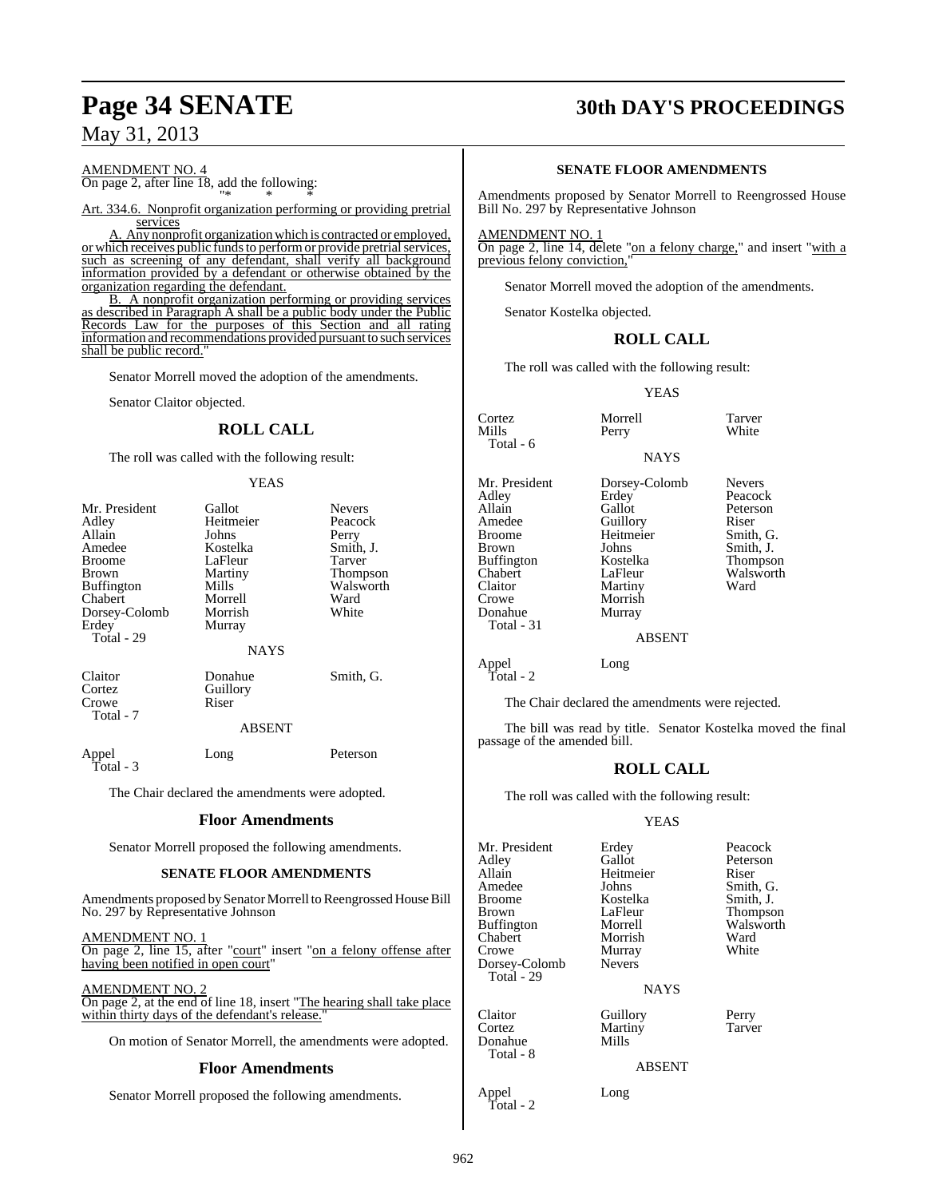AMENDMENT NO. 4

On page 2, after line 18, add the following:

"* * *

Art. 334.6. Nonprofit organization performing or providing pretrial services

A. Any nonprofit organization which is contracted or employed, or which receives public funds to perform or provide pretrial services, such as screening of any defendant, shall verify all background information provided by a defendant or otherwise obtained by the organization regarding the defendant.

B. A nonprofit organization performing or providing services as described in Paragraph A shall be a public body under the Public Records Law for the purposes of this Section and all rating information and recommendations provided pursuant to such services shall be public record."

Senator Morrell moved the adoption of the amendments.

Senator Claitor objected.

## ROLL CALL

The roll was called with the following result:

YEAS

| | | |
|---|---|---|
| Mr. President | Gallot | Nevers |
| Adley | Heitmeier | Peacock |
| Allain | Johns | Perry |
| Amedee | Kostelka | Smith, J. |
| Broome | LaFleur | Tarver |
| Brown | Martiny | Thompson |
| Buffington | Mills | Walsworth |
| Chabert | Morrell | Ward |
| Dorsey-Colomb | Morrish | White |
| Erdey | Murray | |
| Total - 29 | | |

NAYS

| | | |
|---|---|---|
| Claitor | Donahue | Smith, G. |
| Cortez | Guillory | |
| Crowe | Riser | |
| Total - 7 | | |

ABSENT

| | | |
|---|---|---|
| Appel | Long | Peterson |
| Total - 3 | | |

The Chair declared the amendments were adopted.

### Floor Amendments

Senator Morrell proposed the following amendments.

#### SENATE FLOOR AMENDMENTS

Amendments proposed by Senator Morrell to Reengrossed House Bill No. 297 by Representative Johnson

AMENDMENT NO. 1

On page 2, line 15, after "court" insert "on a felony offense after having been notified in open court"

AMENDMENT NO. 2

On page 2, at the end of line 18, insert "The hearing shall take place within thirty days of the defendant's release."

On motion of Senator Morrell, the amendments were adopted.

### Floor Amendments

Senator Morrell proposed the following amendments.

#### SENATE FLOOR AMENDMENTS

Amendments proposed by Senator Morrell to Reengrossed House Bill No. 297 by Representative Johnson

AMENDMENT NO. 1

On page 2, line 14, delete "on a felony charge," and insert "with a previous felony conviction,"

Senator Morrell moved the adoption of the amendments.

Senator Kostelka objected.

## ROLL CALL

The roll was called with the following result:

YEAS

| | | |
|---|---|---|
| Cortez | Morrell | Tarver |
| Mills | Perry | White |
| Total - 6 | | |

NAYS

| | | |
|---|---|---|
| Mr. President | Dorsey-Colomb | Nevers |
| Adley | Erdey | Peacock |
| Allain | Gallot | Peterson |
| Amedee | Guillory | Riser |
| Broome | Heitmeier | Smith, G. |
| Brown | Johns | Smith, J. |
| Buffington | Kostelka | Thompson |
| Chabert | LaFleur | Walsworth |
| Claitor | Martiny | Ward |
| Crowe | Morrish | |
| Donahue | Murray | |
| Total - 31 | | |

ABSENT

| | |
|---|---|
| Appel | Long |
| Total - 2 | |

The Chair declared the amendments were rejected.

The bill was read by title. Senator Kostelka moved the final passage of the amended bill.

## ROLL CALL

The roll was called with the following result:

YEAS

| | | |
|---|---|---|
| Mr. President | Erdey | Peacock |
| Adley | Gallot | Peterson |
| Allain | Heitmeier | Riser |
| Amedee | Johns | Smith, G. |
| Broome | Kostelka | Smith, J. |
| Brown | LaFleur | Thompson |
| Buffington | Morrell | Walsworth |
| Chabert | Morrish | Ward |
| Crowe | Murray | White |
| Dorsey-Colomb | Nevers | |
| Total - 29 | | |

NAYS

| | | |
|---|---|---|
| Claitor | Guillory | Perry |
| Cortez | Martiny | Tarver |
| Donahue | Mills | |
| Total - 8 | | |

ABSENT

| | |
|---|---|
| Appel | Long |
| Total - 2 | |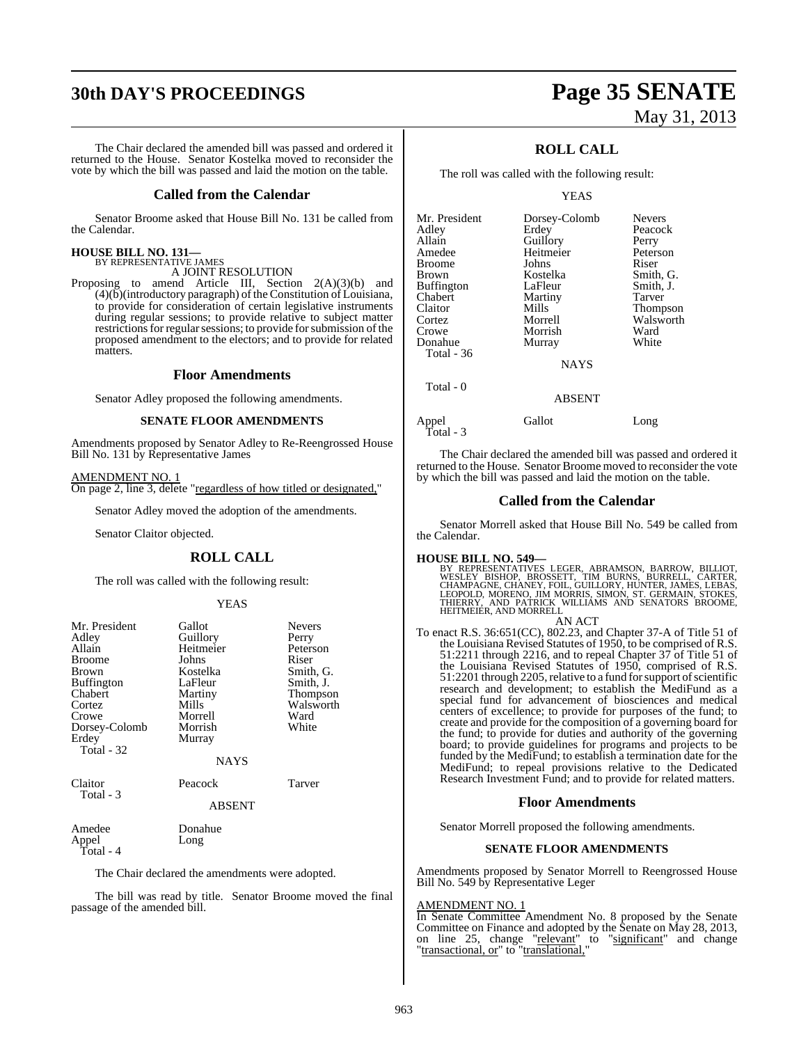The Chair declared the amended bill was passed and ordered it returned to the House. Senator Kostelka moved to reconsider the vote by which the bill was passed and laid the motion on the table.

## Called from the Calendar

Senator Broome asked that House Bill No. 131 be called from the Calendar.

**HOUSE BILL NO. 131—**
BY REPRESENTATIVE JAMES
A JOINT RESOLUTION

Proposing to amend Article III, Section 2(A)(3)(b) and (4)(b)(introductory paragraph) of the Constitution of Louisiana, to provide for consideration of certain legislative instruments during regular sessions; to provide relative to subject matter restrictions for regular sessions; to provide for submission of the proposed amendment to the electors; and to provide for related matters.

## Floor Amendments

Senator Adley proposed the following amendments.

### SENATE FLOOR AMENDMENTS

Amendments proposed by Senator Adley to Re-Reengrossed House Bill No. 131 by Representative James

AMENDMENT NO. 1
On page 2, line 3, delete "regardless of how titled or designated,"

Senator Adley moved the adoption of the amendments.

Senator Claitor objected.

## ROLL CALL

The roll was called with the following result:

YEAS

| | | |
|---|---|---|
| Mr. President | Gallot | Nevers |
| Adley | Guillory | Perry |
| Allain | Heitmeier | Peterson |
| Broome | Johns | Riser |
| Brown | Kostelka | Smith, G. |
| Buffington | LaFleur | Smith, J. |
| Chabert | Martiny | Thompson |
| Cortez | Mills | Walsworth |
| Crowe | Morrell | Ward |
| Dorsey-Colomb | Morrish | White |
| Erdey | Murray | |
| Total - 32 | | |

NAYS

| | | |
|---|---|---|
| Claitor | Peacock | Tarver |
| Total - 3 | | |

ABSENT

| | |
|---|---|
| Amedee | Donahue |
| Appel | Long |
| Total - 4 | |

The Chair declared the amendments were adopted.

The bill was read by title. Senator Broome moved the final passage of the amended bill.

## ROLL CALL

The roll was called with the following result:

YEAS

| | | |
|---|---|---|
| Mr. President | Dorsey-Colomb | Nevers |
| Adley | Erdey | Peacock |
| Allain | Guillory | Perry |
| Amedee | Heitmeier | Peterson |
| Broome | Johns | Riser |
| Brown | Kostelka | Smith, G. |
| Buffington | LaFleur | Smith, J. |
| Chabert | Martiny | Tarver |
| Claitor | Mills | Thompson |
| Cortez | Morrell | Walsworth |
| Crowe | Morrish | Ward |
| Donahue | Murray | White |
| Total - 36 | | |

NAYS

Total - 0

ABSENT

| | | |
|---|---|---|
| Appel | Gallot | Long |
| Total - 3 | | |

The Chair declared the amended bill was passed and ordered it returned to the House. Senator Broome moved to reconsider the vote by which the bill was passed and laid the motion on the table.

## Called from the Calendar

Senator Morrell asked that House Bill No. 549 be called from the Calendar.

**HOUSE BILL NO. 549—**
BY REPRESENTATIVES LEGER, ABRAMSON, BARROW, BILLIOT, WESLEY BISHOP, BROSSETT, TIM BURNS, BURRELL, CARTER, CHAMPAGNE, CHANEY, FOIL, GUILLORY, HUNTER, JAMES, LEBAS, LEOPOLD, MORENO, JIM MORRIS, SIMON, ST. GERMAIN, STOKES, THIERRY, AND PATRICK WILLIAMS AND SENATORS BROOME, HEITMEIER, AND MORRELL
AN ACT

To enact R.S. 36:651(CC), 802.23, and Chapter 37-A of Title 51 of the Louisiana Revised Statutes of 1950, to be comprised of R.S. 51:2211 through 2216, and to repeal Chapter 37 of Title 51 of the Louisiana Revised Statutes of 1950, comprised of R.S. 51:2201 through 2205, relative to a fund for support of scientific research and development; to establish the MediFund as a special fund for advancement of biosciences and medical centers of excellence; to provide for purposes of the fund; to create and provide for the composition of a governing board for the fund; to provide for duties and authority of the governing board; to provide guidelines for programs and projects to be funded by the MediFund; to establish a termination date for the MediFund; to repeal provisions relative to the Dedicated Research Investment Fund; and to provide for related matters.

## Floor Amendments

Senator Morrell proposed the following amendments.

### SENATE FLOOR AMENDMENTS

Amendments proposed by Senator Morrell to Reengrossed House Bill No. 549 by Representative Leger

AMENDMENT NO. 1
In Senate Committee Amendment No. 8 proposed by the Senate Committee on Finance and adopted by the Senate on May 28, 2013, on line 25, change "relevant" to "significant" and change "transactional, or" to "translational,"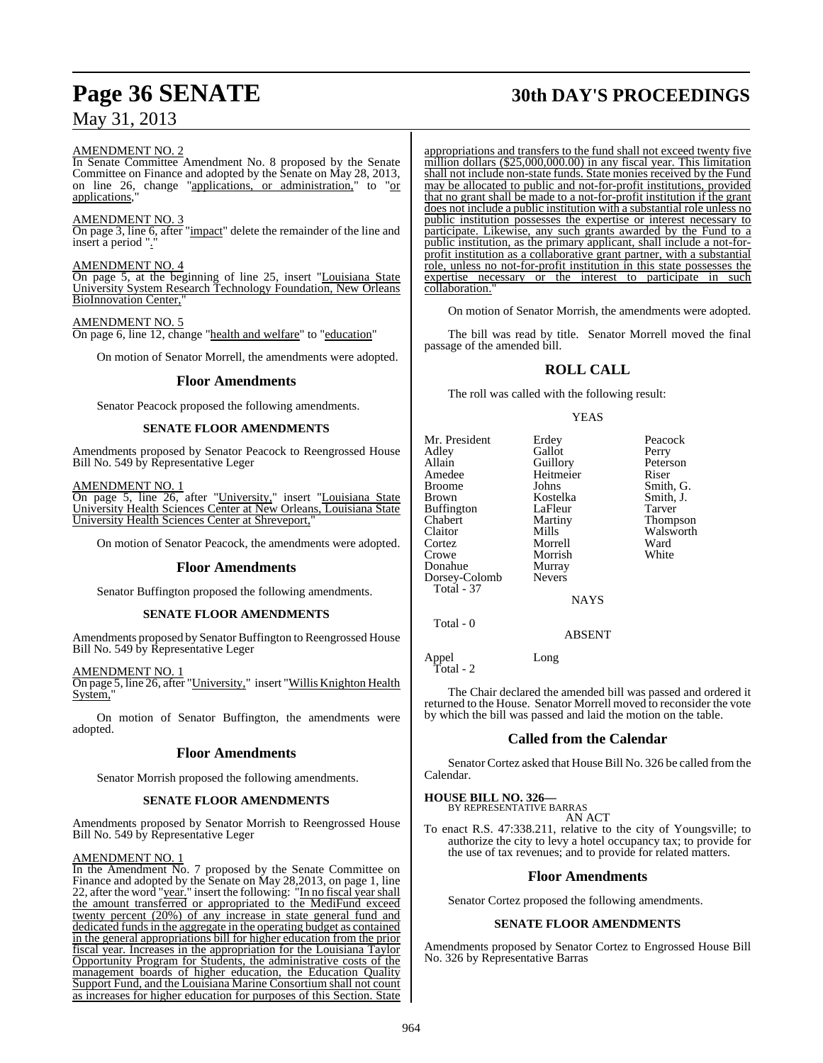AMENDMENT NO. 2

In Senate Committee Amendment No. 8 proposed by the Senate Committee on Finance and adopted by the Senate on May 28, 2013, on line 26, change "applications, or administration," to "or applications,"

AMENDMENT NO. 3

On page 3, line 6, after "impact" delete the remainder of the line and insert a period "."

AMENDMENT NO. 4

On page 5, at the beginning of line 25, insert "Louisiana State University System Research Technology Foundation, New Orleans BioInnovation Center,"

AMENDMENT NO. 5

On page 6, line 12, change "health and welfare" to "education"

On motion of Senator Morrell, the amendments were adopted.

## Floor Amendments

Senator Peacock proposed the following amendments.

### SENATE FLOOR AMENDMENTS

Amendments proposed by Senator Peacock to Reengrossed House Bill No. 549 by Representative Leger

AMENDMENT NO. 1

On page 5, line 26, after "University," insert "Louisiana State University Health Sciences Center at New Orleans, Louisiana State University Health Sciences Center at Shreveport,"

On motion of Senator Peacock, the amendments were adopted.

## Floor Amendments

Senator Buffington proposed the following amendments.

### SENATE FLOOR AMENDMENTS

Amendments proposed by Senator Buffington to Reengrossed House Bill No. 549 by Representative Leger

AMENDMENT NO. 1

On page 5, line 26, after "University," insert "Willis Knighton Health System,"

On motion of Senator Buffington, the amendments were adopted.

## Floor Amendments

Senator Morrish proposed the following amendments.

### SENATE FLOOR AMENDMENTS

Amendments proposed by Senator Morrish to Reengrossed House Bill No. 549 by Representative Leger

AMENDMENT NO. 1

In the Amendment No. 7 proposed by the Senate Committee on Finance and adopted by the Senate on May 28,2013, on page 1, line 22, after the word "year." insert the following: "In no fiscal year shall the amount transferred or appropriated to the MediFund exceed twenty percent (20%) of any increase in state general fund and dedicated funds in the aggregate in the operating budget as contained in the general appropriations bill for higher education from the prior fiscal year. Increases in the appropriation for the Louisiana Taylor Opportunity Program for Students, the administrative costs of the management boards of higher education, the Education Quality Support Fund, and the Louisiana Marine Consortium shall not count as increases for higher education for purposes of this Section. State appropriations and transfers to the fund shall not exceed twenty five million dollars ($25,000,000.00) in any fiscal year. This limitation shall not include non-state funds. State monies received by the Fund may be allocated to public and not-for-profit institutions, provided that no grant shall be made to a not-for-profit institution if the grant does not include a public institution with a substantial role unless no public institution possesses the expertise or interest necessary to participate. Likewise, any such grants awarded by the Fund to a public institution, as the primary applicant, shall include a not-for-profit institution as a collaborative grant partner, with a substantial role, unless no not-for-profit institution in this state possesses the expertise necessary or the interest to participate in such collaboration."

On motion of Senator Morrish, the amendments were adopted.

The bill was read by title. Senator Morrell moved the final passage of the amended bill.

## ROLL CALL

The roll was called with the following result:

YEAS

| | | |
|---|---|---|
| Mr. President | Erdey | Peacock |
| Adley | Gallot | Perry |
| Allain | Guillory | Peterson |
| Amedee | Heitmeier | Riser |
| Broome | Johns | Smith, G. |
| Brown | Kostelka | Smith, J. |
| Buffington | LaFleur | Tarver |
| Chabert | Martiny | Thompson |
| Claitor | Mills | Walsworth |
| Cortez | Morrell | Ward |
| Crowe | Morrish | White |
| Donahue | Murray | |
| Dorsey-Colomb | Nevers | |

Total - 37

NAYS

Total - 0

ABSENT

| | |
|---|---|
| Appel | Long |

Total - 2

The Chair declared the amended bill was passed and ordered it returned to the House. Senator Morrell moved to reconsider the vote by which the bill was passed and laid the motion on the table.

## Called from the Calendar

Senator Cortez asked that House Bill No. 326 be called from the Calendar.

**HOUSE BILL NO. 326—**
BY REPRESENTATIVE BARRAS

AN ACT

To enact R.S. 47:338.211, relative to the city of Youngsville; to authorize the city to levy a hotel occupancy tax; to provide for the use of tax revenues; and to provide for related matters.

## Floor Amendments

Senator Cortez proposed the following amendments.

### SENATE FLOOR AMENDMENTS

Amendments proposed by Senator Cortez to Engrossed House Bill No. 326 by Representative Barras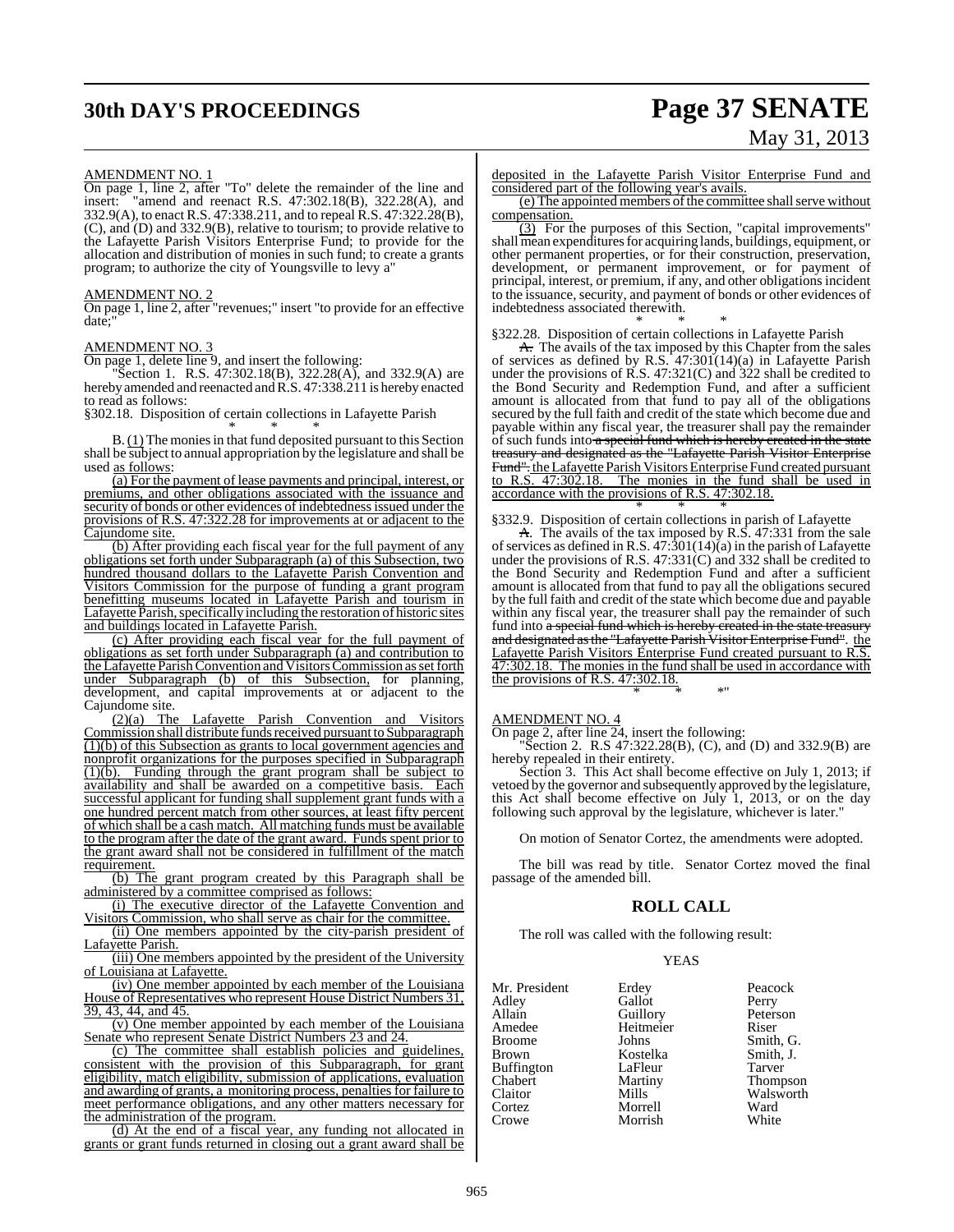AMENDMENT NO. 1

On page 1, line 2, after "To" delete the remainder of the line and insert: "amend and reenact R.S. 47:302.18(B), 322.28(A), and 332.9(A), to enact R.S. 47:338.211, and to repeal R.S. 47:322.28(B), (C), and (D) and 332.9(B), relative to tourism; to provide relative to the Lafayette Parish Visitors Enterprise Fund; to provide for the allocation and distribution of monies in such fund; to create a grants program; to authorize the city of Youngsville to levy a"

AMENDMENT NO. 2

On page 1, line 2, after "revenues;" insert "to provide for an effective date;"

AMENDMENT NO. 3

On page 1, delete line 9, and insert the following:

"Section 1. R.S. 47:302.18(B), 322.28(A), and 332.9(A) are hereby amended and reenacted and R.S. 47:338.211 is hereby enacted to read as follows:

§302.18. Disposition of certain collections in Lafayette Parish

\* \* \*

B. (1) The monies in that fund deposited pursuant to this Section shall be subject to annual appropriation by the legislature and shall be used as follows:

(a) For the payment of lease payments and principal, interest, or premiums, and other obligations associated with the issuance and security of bonds or other evidences of indebtedness issued under the provisions of R.S. 47:322.28 for improvements at or adjacent to the Cajundome site.

(b) After providing each fiscal year for the full payment of any obligations set forth under Subparagraph (a) of this Subsection, two hundred thousand dollars to the Lafayette Parish Convention and Visitors Commission for the purpose of funding a grant program benefitting museums located in Lafayette Parish and tourism in Lafayette Parish, specifically including the restoration of historic sites and buildings located in Lafayette Parish.

(c) After providing each fiscal year for the full payment of obligations as set forth under Subparagraph (a) and contribution to the Lafayette Parish Convention and Visitors Commission as set forth under Subparagraph (b) of this Subsection, for planning, development, and capital improvements at or adjacent to the Cajundome site.

(2)(a) The Lafayette Parish Convention and Visitors Commission shall distribute funds received pursuant to Subparagraph (1)(b) of this Subsection as grants to local government agencies and nonprofit organizations for the purposes specified in Subparagraph (1)(b). Funding through the grant program shall be subject to availability and shall be awarded on a competitive basis. Each successful applicant for funding shall supplement grant funds with a one hundred percent match from other sources, at least fifty percent of which shall be a cash match. All matching funds must be available to the program after the date of the grant award. Funds spent prior to the grant award shall not be considered in fulfillment of the match requirement.

(b) The grant program created by this Paragraph shall be administered by a committee comprised as follows:

(i) The executive director of the Lafayette Convention and Visitors Commission, who shall serve as chair for the committee.

(ii) One members appointed by the city-parish president of Lafayette Parish.

(iii) One members appointed by the president of the University of Louisiana at Lafayette.

(iv) One member appointed by each member of the Louisiana House of Representatives who represent House District Numbers 31, 39, 43, 44, and 45.

(v) One member appointed by each member of the Louisiana Senate who represent Senate District Numbers 23 and 24.

(c) The committee shall establish policies and guidelines, consistent with the provision of this Subparagraph, for grant eligibility, match eligibility, submission of applications, evaluation and awarding of grants, a monitoring process, penalties for failure to meet performance obligations, and any other matters necessary for the administration of the program.

(d) At the end of a fiscal year, any funding not allocated in grants or grant funds returned in closing out a grant award shall be deposited in the Lafayette Parish Visitor Enterprise Fund and considered part of the following year's avails.

(e) The appointed members of the committee shall serve without compensation.

(3) For the purposes of this Section, "capital improvements" shall mean expenditures for acquiring lands, buildings, equipment, or other permanent properties, or for their construction, preservation, development, or permanent improvement, or for payment of principal, interest, or premium, if any, and other obligations incident to the issuance, security, and payment of bonds or other evidences of indebtedness associated therewith.

\* \* \*

§322.28. Disposition of certain collections in Lafayette Parish

A. The avails of the tax imposed by this Chapter from the sales of services as defined by R.S. 47:301(14)(a) in Lafayette Parish under the provisions of R.S. 47:321(C) and 322 shall be credited to the Bond Security and Redemption Fund, and after a sufficient amount is allocated from that fund to pay all of the obligations secured by the full faith and credit of the state which become due and payable within any fiscal year, the treasurer shall pay the remainder of such funds into a special fund which is hereby created in the state treasury and designated as the "Lafayette Parish Visitor Enterprise Fund". the Lafayette Parish Visitors Enterprise Fund created pursuant to R.S. 47:302.18. The monies in the fund shall be used in accordance with the provisions of R.S. 47:302.18.

\* \* \*

§332.9. Disposition of certain collections in parish of Lafayette

A. The avails of the tax imposed by R.S. 47:331 from the sale of services as defined in R.S. 47:301(14)(a) in the parish of Lafayette under the provisions of R.S. 47:331(C) and 332 shall be credited to the Bond Security and Redemption Fund and after a sufficient amount is allocated from that fund to pay all the obligations secured by the full faith and credit of the state which become due and payable within any fiscal year, the treasurer shall pay the remainder of such fund into a special fund which is hereby created in the state treasury and designated as the "Lafayette Parish Visitor Enterprise Fund". the Lafayette Parish Visitors Enterprise Fund created pursuant to R.S. 47:302.18. The monies in the fund shall be used in accordance with the provisions of R.S. 47:302.18.

\* \* \*"

AMENDMENT NO. 4

On page 2, after line 24, insert the following:

"Section 2. R.S 47:322.28(B), (C), and (D) and 332.9(B) are hereby repealed in their entirety.

Section 3. This Act shall become effective on July 1, 2013; if vetoed by the governor and subsequently approved by the legislature, this Act shall become effective on July 1, 2013, or on the day following such approval by the legislature, whichever is later."

On motion of Senator Cortez, the amendments were adopted.

The bill was read by title. Senator Cortez moved the final passage of the amended bill.

## ROLL CALL

The roll was called with the following result:

YEAS

| | | |
|---|---|---|
| Mr. President | Erdey | Peacock |
| Adley | Gallot | Perry |
| Allain | Guillory | Peterson |
| Amedee | Heitmeier | Riser |
| Broome | Johns | Smith, G. |
| Brown | Kostelka | Smith, J. |
| Buffington | LaFleur | Tarver |
| Chabert | Martiny | Thompson |
| Claitor | Mills | Walsworth |
| Cortez | Morrell | Ward |
| Crowe | Morrish | White |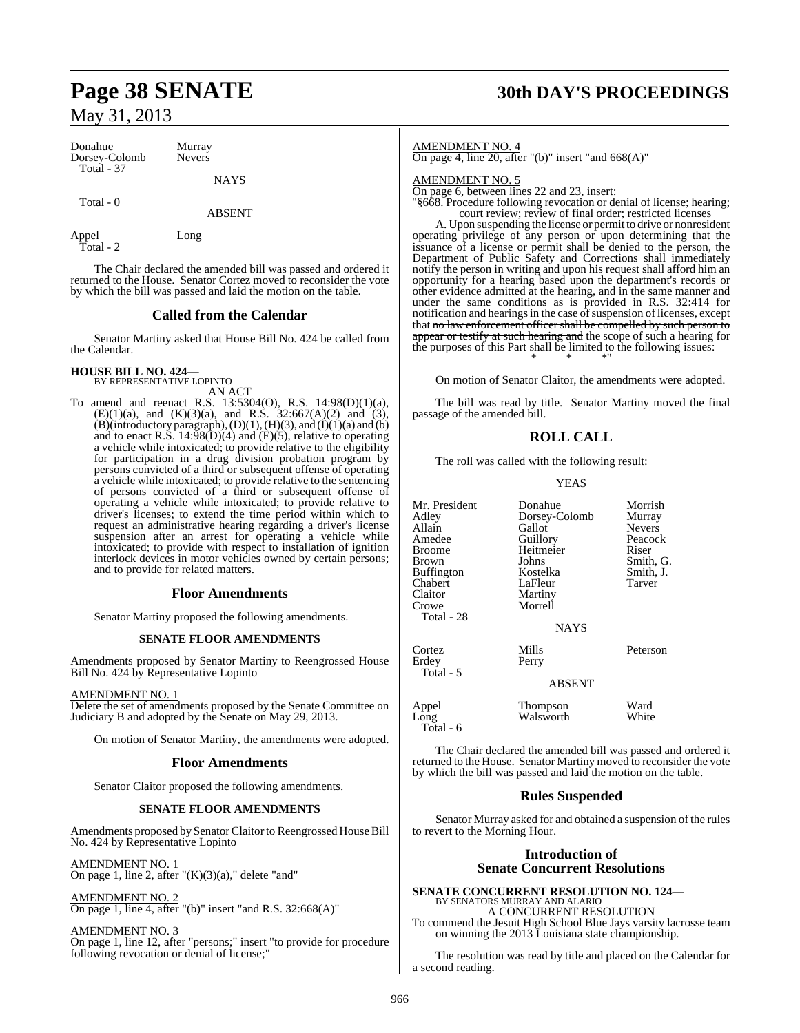| Donahue | Murray |
|---|---|
| Dorsey-Colomb | Nevers |
| Total - 37 | |

NAYS

Total - 0

ABSENT

| Appel | Long |
|---|---|
| Total - 2 | |

The Chair declared the amended bill was passed and ordered it returned to the House. Senator Cortez moved to reconsider the vote by which the bill was passed and laid the motion on the table.

## Called from the Calendar

Senator Martiny asked that House Bill No. 424 be called from the Calendar.

**HOUSE BILL NO. 424—**
BY REPRESENTATIVE LOPINTO
AN ACT

To amend and reenact R.S. 13:5304(O), R.S. 14:98(D)(1)(a), (E)(1)(a), and (K)(3)(a), and R.S. 32:667(A)(2) and (3), (B)(introductory paragraph), (D)(1), (H)(3), and (I)(1)(a) and (b) and to enact R.S. 14:98(D)(4) and (E)(5), relative to operating a vehicle while intoxicated; to provide relative to the eligibility for participation in a drug division probation program by persons convicted of a third or subsequent offense of operating a vehicle while intoxicated; to provide relative to the sentencing of persons convicted of a third or subsequent offense of operating a vehicle while intoxicated; to provide relative to driver's licenses; to extend the time period within which to request an administrative hearing regarding a driver's license suspension after an arrest for operating a vehicle while intoxicated; to provide with respect to installation of ignition interlock devices in motor vehicles owned by certain persons; and to provide for related matters.

## Floor Amendments

Senator Martiny proposed the following amendments.

### SENATE FLOOR AMENDMENTS

Amendments proposed by Senator Martiny to Reengrossed House Bill No. 424 by Representative Lopinto

AMENDMENT NO. 1
Delete the set of amendments proposed by the Senate Committee on Judiciary B and adopted by the Senate on May 29, 2013.

On motion of Senator Martiny, the amendments were adopted.

## Floor Amendments

Senator Claitor proposed the following amendments.

### SENATE FLOOR AMENDMENTS

Amendments proposed by Senator Claitor to Reengrossed House Bill No. 424 by Representative Lopinto

AMENDMENT NO. 1
On page 1, line 2, after "(K)(3)(a)," delete "and"

AMENDMENT NO. 2
On page 1, line 4, after "(b)" insert "and R.S. 32:668(A)"

AMENDMENT NO. 3
On page 1, line 12, after "persons;" insert "to provide for procedure following revocation or denial of license;"

AMENDMENT NO. 4
On page 4, line 20, after "(b)" insert "and 668(A)"

AMENDMENT NO. 5
On page 6, between lines 22 and 23, insert:
"§668. Procedure following revocation or denial of license; hearing; court review; review of final order; restricted licenses

A. Upon suspending the license or permit to drive or nonresident operating privilege of any person or upon determining that the issuance of a license or permit shall be denied to the person, the Department of Public Safety and Corrections shall immediately notify the person in writing and upon his request shall afford him an opportunity for a hearing based upon the department's records or other evidence admitted at the hearing, and in the same manner and under the same conditions as is provided in R.S. 32:414 for notification and hearings in the case of suspension of licenses, except that ~~no law enforcement officer shall be compelled by such person to appear or testify at such hearing and~~ the scope of such a hearing for the purposes of this Part shall be limited to the following issues:

\* \* \*"

On motion of Senator Claitor, the amendments were adopted.

The bill was read by title. Senator Martiny moved the final passage of the amended bill.

## ROLL CALL

The roll was called with the following result:

YEAS

| Mr. President | Donahue | Morrish |
|---|---|---|
| Adley | Dorsey-Colomb | Murray |
| Allain | Gallot | Nevers |
| Amedee | Guillory | Peacock |
| Broome | Heitmeier | Riser |
| Brown | Johns | Smith, G. |
| Buffington | Kostelka | Smith, J. |
| Chabert | LaFleur | Tarver |
| Claitor | Martiny | |
| Crowe | Morrell | |
| Total - 28 | | |

NAYS

| Cortez | Mills | Peterson |
|---|---|---|
| Erdey | Perry | |
| Total - 5 | | |

ABSENT

| Appel | Thompson | Ward |
|---|---|---|
| Long | Walsworth | White |
| Total - 6 | | |

The Chair declared the amended bill was passed and ordered it returned to the House. Senator Martiny moved to reconsider the vote by which the bill was passed and laid the motion on the table.

## Rules Suspended

Senator Murray asked for and obtained a suspension of the rules to revert to the Morning Hour.

## Introduction of Senate Concurrent Resolutions

**SENATE CONCURRENT RESOLUTION NO. 124—**
BY SENATORS MURRAY AND ALARIO
A CONCURRENT RESOLUTION

To commend the Jesuit High School Blue Jays varsity lacrosse team on winning the 2013 Louisiana state championship.

The resolution was read by title and placed on the Calendar for a second reading.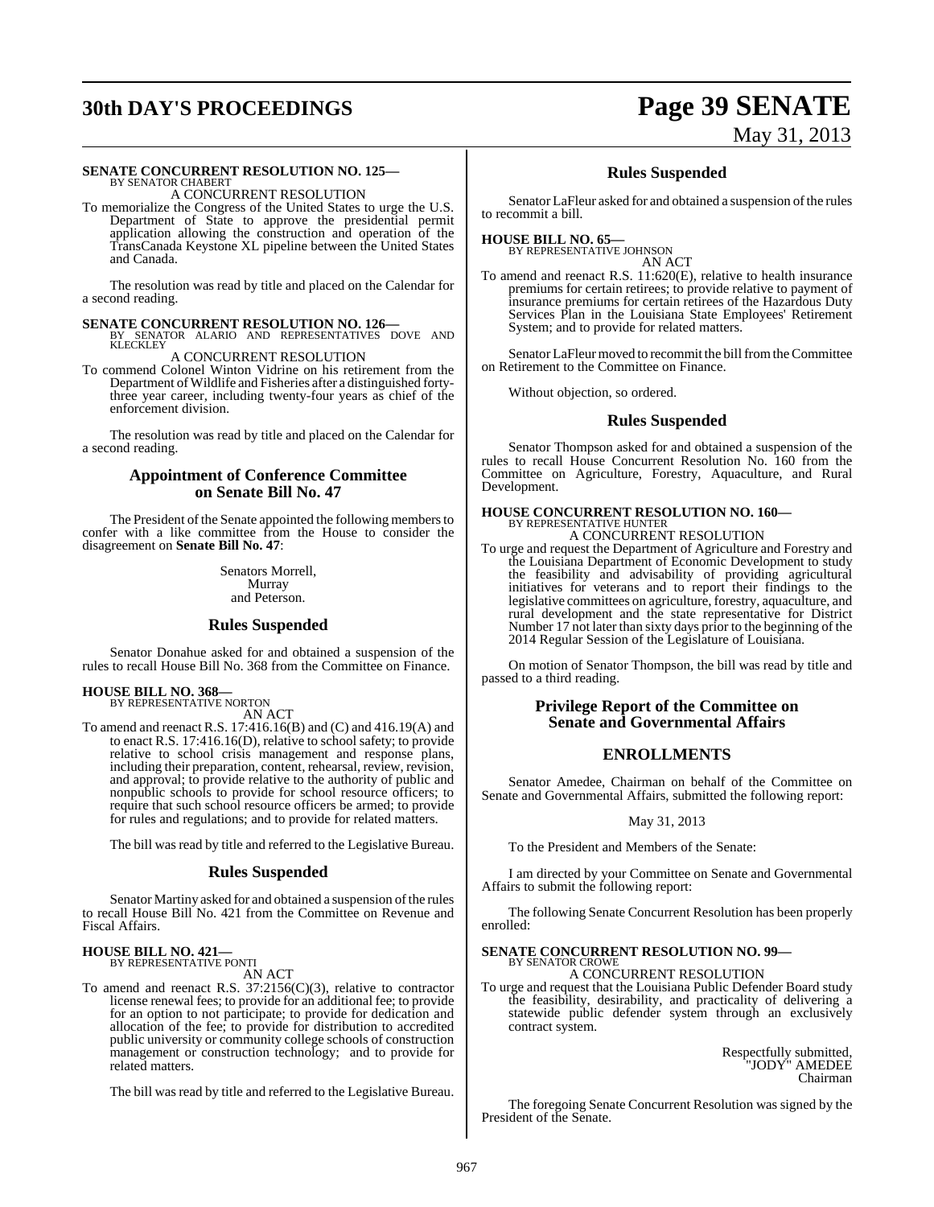**SENATE CONCURRENT RESOLUTION NO. 125—**
BY SENATOR CHABERT

A CONCURRENT RESOLUTION

To memorialize the Congress of the United States to urge the U.S. Department of State to approve the presidential permit application allowing the construction and operation of the TransCanada Keystone XL pipeline between the United States and Canada.

The resolution was read by title and placed on the Calendar for a second reading.

**SENATE CONCURRENT RESOLUTION NO. 126—**
BY SENATOR ALARIO AND REPRESENTATIVES DOVE AND KLECKLEY

A CONCURRENT RESOLUTION

To commend Colonel Winton Vidrine on his retirement from the Department of Wildlife and Fisheries after a distinguished forty-three year career, including twenty-four years as chief of the enforcement division.

The resolution was read by title and placed on the Calendar for a second reading.

## Appointment of Conference Committee on Senate Bill No. 47

The President of the Senate appointed the following members to confer with a like committee from the House to consider the disagreement on **Senate Bill No. 47**:

Senators Morrell,
Murray
and Peterson.

## Rules Suspended

Senator Donahue asked for and obtained a suspension of the rules to recall House Bill No. 368 from the Committee on Finance.

**HOUSE BILL NO. 368—**
BY REPRESENTATIVE NORTON

AN ACT

To amend and reenact R.S. 17:416.16(B) and (C) and 416.19(A) and to enact R.S. 17:416.16(D), relative to school safety; to provide relative to school crisis management and response plans, including their preparation, content, rehearsal, review, revision, and approval; to provide relative to the authority of public and nonpublic schools to provide for school resource officers; to require that such school resource officers be armed; to provide for rules and regulations; and to provide for related matters.

The bill was read by title and referred to the Legislative Bureau.

## Rules Suspended

Senator Martiny asked for and obtained a suspension of the rules to recall House Bill No. 421 from the Committee on Revenue and Fiscal Affairs.

**HOUSE BILL NO. 421—**
BY REPRESENTATIVE PONTI

AN ACT

To amend and reenact R.S. 37:2156(C)(3), relative to contractor license renewal fees; to provide for an additional fee; to provide for an option to not participate; to provide for dedication and allocation of the fee; to provide for distribution to accredited public university or community college schools of construction management or construction technology; and to provide for related matters.

The bill was read by title and referred to the Legislative Bureau.

## Rules Suspended

Senator LaFleur asked for and obtained a suspension of the rules to recommit a bill.

**HOUSE BILL NO. 65—**
BY REPRESENTATIVE JOHNSON

AN ACT

To amend and reenact R.S. 11:620(E), relative to health insurance premiums for certain retirees; to provide relative to payment of insurance premiums for certain retirees of the Hazardous Duty Services Plan in the Louisiana State Employees' Retirement System; and to provide for related matters.

Senator LaFleur moved to recommit the bill from the Committee on Retirement to the Committee on Finance.

Without objection, so ordered.

## Rules Suspended

Senator Thompson asked for and obtained a suspension of the rules to recall House Concurrent Resolution No. 160 from the Committee on Agriculture, Forestry, Aquaculture, and Rural Development.

**HOUSE CONCURRENT RESOLUTION NO. 160—**
BY REPRESENTATIVE HUNTER

A CONCURRENT RESOLUTION

To urge and request the Department of Agriculture and Forestry and the Louisiana Department of Economic Development to study the feasibility and advisability of providing agricultural initiatives for veterans and to report their findings to the legislative committees on agriculture, forestry, aquaculture, and rural development and the state representative for District Number 17 not later than sixty days prior to the beginning of the 2014 Regular Session of the Legislature of Louisiana.

On motion of Senator Thompson, the bill was read by title and passed to a third reading.

## Privilege Report of the Committee on Senate and Governmental Affairs

## ENROLLMENTS

Senator Amedee, Chairman on behalf of the Committee on Senate and Governmental Affairs, submitted the following report:

May 31, 2013

To the President and Members of the Senate:

I am directed by your Committee on Senate and Governmental Affairs to submit the following report:

The following Senate Concurrent Resolution has been properly enrolled:

**SENATE CONCURRENT RESOLUTION NO. 99—**
BY SENATOR CROWE

A CONCURRENT RESOLUTION

To urge and request that the Louisiana Public Defender Board study the feasibility, desirability, and practicality of delivering a statewide public defender system through an exclusively contract system.

Respectfully submitted,
"JODY" AMEDEE
Chairman

The foregoing Senate Concurrent Resolution was signed by the President of the Senate.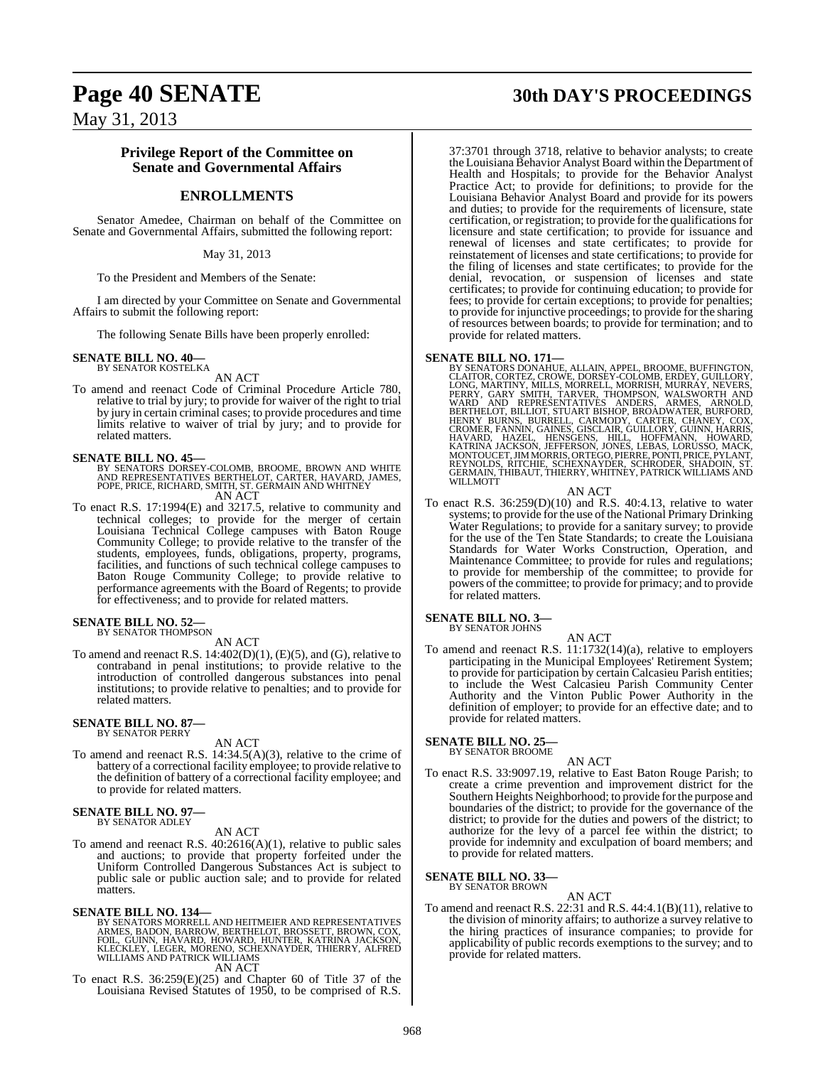## Privilege Report of the Committee on Senate and Governmental Affairs

## ENROLLMENTS

Senator Amedee, Chairman on behalf of the Committee on Senate and Governmental Affairs, submitted the following report:

May 31, 2013

To the President and Members of the Senate:

I am directed by your Committee on Senate and Governmental Affairs to submit the following report:

The following Senate Bills have been properly enrolled:

**SENATE BILL NO. 40—**
BY SENATOR KOSTELKA

AN ACT

To amend and reenact Code of Criminal Procedure Article 780, relative to trial by jury; to provide for waiver of the right to trial by jury in certain criminal cases; to provide procedures and time limits relative to waiver of trial by jury; and to provide for related matters.

**SENATE BILL NO. 45—**
BY SENATORS DORSEY-COLOMB, BROOME, BROWN AND WHITE AND REPRESENTATIVES BERTHELOT, CARTER, HAVARD, JAMES, POPE, PRICE, RICHARD, SMITH, ST. GERMAIN AND WHITNEY

AN ACT

To enact R.S. 17:1994(E) and 3217.5, relative to community and technical colleges; to provide for the merger of certain Louisiana Technical College campuses with Baton Rouge Community College; to provide relative to the transfer of the students, employees, funds, obligations, property, programs, facilities, and functions of such technical college campuses to Baton Rouge Community College; to provide relative to performance agreements with the Board of Regents; to provide for effectiveness; and to provide for related matters.

**SENATE BILL NO. 52—**
BY SENATOR THOMPSON

AN ACT

To amend and reenact R.S. 14:402(D)(1), (E)(5), and (G), relative to contraband in penal institutions; to provide relative to the introduction of controlled dangerous substances into penal institutions; to provide relative to penalties; and to provide for related matters.

**SENATE BILL NO. 87—**
BY SENATOR PERRY

AN ACT

To amend and reenact R.S. 14:34.5(A)(3), relative to the crime of battery of a correctional facility employee; to provide relative to the definition of battery of a correctional facility employee; and to provide for related matters.

**SENATE BILL NO. 97—**
BY SENATOR ADLEY

AN ACT

To amend and reenact R.S. 40:2616(A)(1), relative to public sales and auctions; to provide that property forfeited under the Uniform Controlled Dangerous Substances Act is subject to public sale or public auction sale; and to provide for related matters.

**SENATE BILL NO. 134—**
BY SENATORS MORRELL AND HEITMEIER AND REPRESENTATIVES ARMES, BADON, BARROW, BERTHELOT, BROSSETT, BROWN, COX, FOIL, GUINN, HAVARD, HOWARD, HUNTER, KATRINA JACKSON, KLECKLEY, LEGER, MORENO, SCHEXNAYDER, THIERRY, ALFRED WILLIAMS AND PATRICK WILLIAMS

AN ACT

To enact R.S. 36:259(E)(25) and Chapter 60 of Title 37 of the Louisiana Revised Statutes of 1950, to be comprised of R.S. 37:3701 through 3718, relative to behavior analysts; to create the Louisiana Behavior Analyst Board within the Department of Health and Hospitals; to provide for the Behavior Analyst Practice Act; to provide for definitions; to provide for the Louisiana Behavior Analyst Board and provide for its powers and duties; to provide for the requirements of licensure, state certification, or registration; to provide for the qualifications for licensure and state certification; to provide for issuance and renewal of licenses and state certificates; to provide for reinstatement of licenses and state certifications; to provide for the filing of licenses and state certificates; to provide for the denial, revocation, or suspension of licenses and state certificates; to provide for continuing education; to provide for fees; to provide for certain exceptions; to provide for penalties; to provide for injunctive proceedings; to provide for the sharing of resources between boards; to provide for termination; and to provide for related matters.

**SENATE BILL NO. 171—**
BY SENATORS DONAHUE, ALLAIN, APPEL, BROOME, BUFFINGTON, CLAITOR, CORTEZ, CROWE, DORSEY-COLOMB, ERDEY, GUILLORY, LONG, MARTINY, MILLS, MORRELL, MORRISH, MURRAY, NEVERS, PERRY, GARY SMITH, TARVER, THOMPSON, WALSWORTH AND WARD AND REPRESENTATIVES ANDERS, ARMES, ARNOLD, BERTHELOT, BILLIOT, STUART BISHOP, BROADWATER, BURFORD, HENRY BURNS, BURRELL, CARMODY, CARTER, CHANEY, COX, CROMER, FANNIN, GAINES, GISCLAIR, GUILLORY, GUINN, HARRIS, HAVARD, HAZEL, HENSGENS, HILL, HOFFMANN, HOWARD, KATRINA JACKSON, JEFFERSON, JONES, LEBAS, LORUSSO, MACK, MONTOUCET, JIM MORRIS, ORTEGO, PIERRE, PONTI, PRICE, PYLANT, REYNOLDS, RITCHIE, SCHEXNAYDER, SCHRODER, SHADOIN, ST. GERMAIN, THIBAUT, THIERRY, WHITNEY, PATRICK WILLIAMS AND WILLMOTT

AN ACT

To enact R.S. 36:259(D)(10) and R.S. 40:4.13, relative to water systems; to provide for the use of the National Primary Drinking Water Regulations; to provide for a sanitary survey; to provide for the use of the Ten State Standards; to create the Louisiana Standards for Water Works Construction, Operation, and Maintenance Committee; to provide for rules and regulations; to provide for membership of the committee; to provide for powers of the committee; to provide for primacy; and to provide for related matters.

**SENATE BILL NO. 3—**
BY SENATOR JOHNS

AN ACT

To amend and reenact R.S. 11:1732(14)(a), relative to employers participating in the Municipal Employees' Retirement System; to provide for participation by certain Calcasieu Parish entities; to include the West Calcasieu Parish Community Center Authority and the Vinton Public Power Authority in the definition of employer; to provide for an effective date; and to provide for related matters.

**SENATE BILL NO. 25—**
BY SENATOR BROOME

AN ACT

To enact R.S. 33:9097.19, relative to East Baton Rouge Parish; to create a crime prevention and improvement district for the Southern Heights Neighborhood; to provide for the purpose and boundaries of the district; to provide for the governance of the district; to provide for the duties and powers of the district; to authorize for the levy of a parcel fee within the district; to provide for indemnity and exculpation of board members; and to provide for related matters.

**SENATE BILL NO. 33—**
BY SENATOR BROWN

AN ACT

To amend and reenact R.S. 22:31 and R.S. 44:4.1(B)(11), relative to the division of minority affairs; to authorize a survey relative to the hiring practices of insurance companies; to provide for applicability of public records exemptions to the survey; and to provide for related matters.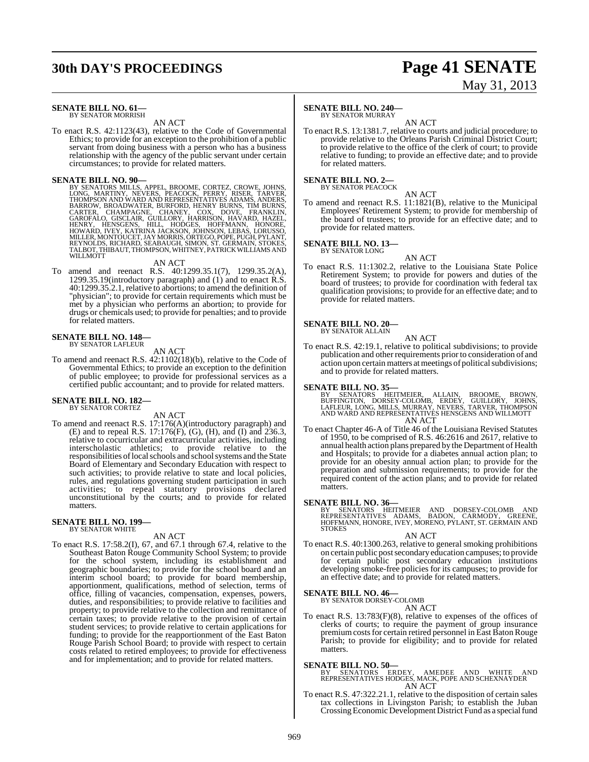**SENATE BILL NO. 61—**
BY SENATOR MORRISH

AN ACT

To enact R.S. 42:1123(43), relative to the Code of Governmental Ethics; to provide for an exception to the prohibition of a public servant from doing business with a person who has a business relationship with the agency of the public servant under certain circumstances; to provide for related matters.

**SENATE BILL NO. 90—**
BY SENATORS MILLS, APPEL, BROOME, CORTEZ, CROWE, JOHNS, LONG, MARTINY, NEVERS, PEACOCK, PERRY, RISER, TARVER, THOMPSON AND WARD AND REPRESENTATIVES ADAMS, ANDERS, BARROW, BROADWATER, BURFORD, HENRY BURNS, TIM BURNS, CARTER, CHAMPAGNE, CHANEY, COX, DOVE, FRANKLIN, GAROFALO, GISCLAIR, GUILLORY, HARRISON, HAVARD, HAZEL, HENRY, HENSGENS, HILL, HODGES, HOFFMANN, HONORE, HOWARD, IVEY, KATRINA JACKSON, JOHNSON, LEBAS, LORUSSO, MILLER, MONTOUCET, JAY MORRIS, ORTEGO, POPE, PUGH, PYLANT, REYNOLDS, RICHARD, SEABAUGH, SIMON, ST. GERMAIN, STOKES, TALBOT, THIBAUT, THOMPSON, WHITNEY, PATRICK WILLIAMS AND WILLMOTT

AN ACT

To amend and reenact R.S. 40:1299.35.1(7), 1299.35.2(A), 1299.35.19(introductory paragraph) and (1) and to enact R.S. 40:1299.35.2.1, relative to abortions; to amend the definition of "physician"; to provide for certain requirements which must be met by a physician who performs an abortion; to provide for drugs or chemicals used; to provide for penalties; and to provide for related matters.

**SENATE BILL NO. 148—**
BY SENATOR LAFLEUR

AN ACT

To amend and reenact R.S. 42:1102(18)(b), relative to the Code of Governmental Ethics; to provide an exception to the definition of public employee; to provide for professional services as a certified public accountant; and to provide for related matters.

**SENATE BILL NO. 182—**
BY SENATOR CORTEZ

AN ACT

To amend and reenact R.S. 17:176(A)(introductory paragraph) and (E) and to repeal R.S. 17:176(F), (G), (H), and (I) and 236.3, relative to cocurricular and extracurricular activities, including interscholastic athletics; to provide relative to the responsibilities of local schools and school systems and the State Board of Elementary and Secondary Education with respect to such activities; to provide relative to state and local policies, rules, and regulations governing student participation in such activities; to repeal statutory provisions declared unconstitutional by the courts; and to provide for related matters.

**SENATE BILL NO. 199—**
BY SENATOR WHITE

AN ACT

To enact R.S. 17:58.2(I), 67, and 67.1 through 67.4, relative to the Southeast Baton Rouge Community School System; to provide for the school system, including its establishment and geographic boundaries; to provide for the school board and an interim school board; to provide for board membership, apportionment, qualifications, method of selection, terms of office, filling of vacancies, compensation, expenses, powers, duties, and responsibilities; to provide relative to facilities and property; to provide relative to the collection and remittance of certain taxes; to provide relative to the provision of certain student services; to provide relative to certain applications for funding; to provide for the reapportionment of the East Baton Rouge Parish School Board; to provide with respect to certain costs related to retired employees; to provide for effectiveness and for implementation; and to provide for related matters.

**SENATE BILL NO. 240—**
BY SENATOR MURRAY

AN ACT

To enact R.S. 13:1381.7, relative to courts and judicial procedure; to provide relative to the Orleans Parish Criminal District Court; to provide relative to the office of the clerk of court; to provide relative to funding; to provide an effective date; and to provide for related matters.

**SENATE BILL NO. 2—**
BY SENATOR PEACOCK

AN ACT

To amend and reenact R.S. 11:1821(B), relative to the Municipal Employees' Retirement System; to provide for membership of the board of trustees; to provide for an effective date; and to provide for related matters.

**SENATE BILL NO. 13—**
BY SENATOR LONG

AN ACT

To enact R.S. 11:1302.2, relative to the Louisiana State Police Retirement System; to provide for powers and duties of the board of trustees; to provide for coordination with federal tax qualification provisions; to provide for an effective date; and to provide for related matters.

**SENATE BILL NO. 20—**
BY SENATOR ALLAIN

AN ACT

To enact R.S. 42:19.1, relative to political subdivisions; to provide publication and other requirements prior to consideration of and action upon certain matters at meetings of political subdivisions; and to provide for related matters.

**SENATE BILL NO. 35—**
BY SENATORS HEITMEIER, ALLAIN, BROOME, BROWN, BUFFINGTON, DORSEY-COLOMB, ERDEY, GUILLORY, JOHNS, LAFLEUR, LONG, MILLS, MURRAY, NEVERS, TARVER, THOMPSON AND WARD AND REPRESENTATIVES HENSGENS AND WILLMOTT

AN ACT

To enact Chapter 46-A of Title 46 of the Louisiana Revised Statutes of 1950, to be comprised of R.S. 46:2616 and 2617, relative to annual health action plans prepared by the Department of Health and Hospitals; to provide for a diabetes annual action plan; to provide for an obesity annual action plan; to provide for the preparation and submission requirements; to provide for the required content of the action plans; and to provide for related matters.

**SENATE BILL NO. 36—**
BY SENATORS HEITMEIER AND DORSEY-COLOMB AND REPRESENTATIVES ADAMS, BADON, CARMODY, GREENE, HOFFMANN, HONORE, IVEY, MORENO, PYLANT, ST. GERMAIN AND STOKES

AN ACT

To enact R.S. 40:1300.263, relative to general smoking prohibitions on certain public post secondary education campuses; to provide for certain public post secondary education institutions developing smoke-free policies for its campuses; to provide for an effective date; and to provide for related matters.

**SENATE BILL NO. 46—**
BY SENATOR DORSEY-COLOMB

AN ACT

To enact R.S. 13:783(F)(8), relative to expenses of the offices of clerks of courts; to require the payment of group insurance premium costs for certain retired personnel in East Baton Rouge Parish; to provide for eligibility; and to provide for related matters.

**SENATE BILL NO. 50—**
BY SENATORS ERDEY, AMEDEE AND WHITE AND REPRESENTATIVES HODGES, MACK, POPE AND SCHEXNAYDER

AN ACT

To enact R.S. 47:322.21.1, relative to the disposition of certain sales tax collections in Livingston Parish; to establish the Juban Crossing Economic Development District Fund as a special fund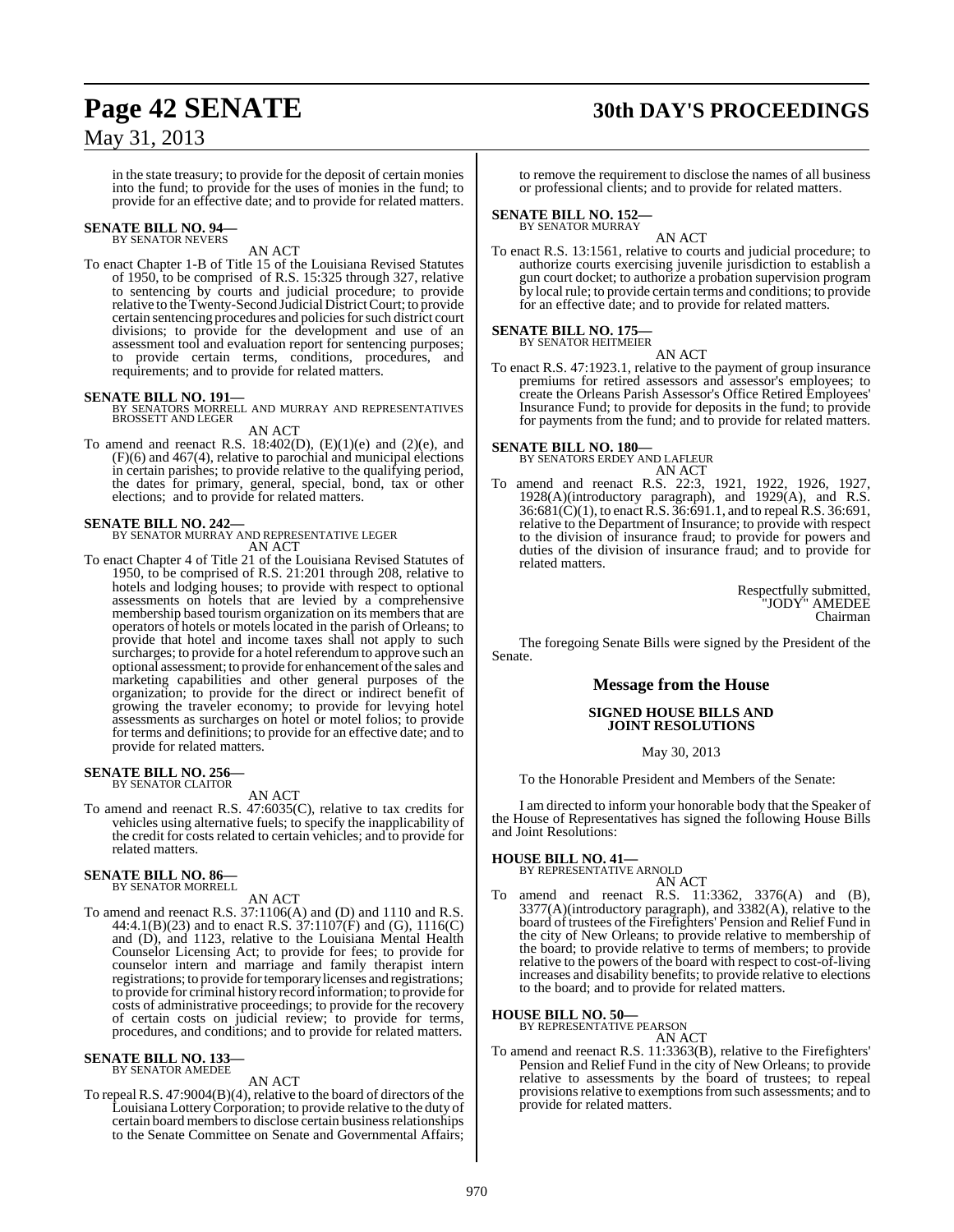in the state treasury; to provide for the deposit of certain monies into the fund; to provide for the uses of monies in the fund; to provide for an effective date; and to provide for related matters.

**SENATE BILL NO. 94—**
BY SENATOR NEVERS

AN ACT

To enact Chapter 1-B of Title 15 of the Louisiana Revised Statutes of 1950, to be comprised of R.S. 15:325 through 327, relative to sentencing by courts and judicial procedure; to provide relative to the Twenty-Second Judicial District Court; to provide certain sentencing procedures and policies for such district court divisions; to provide for the development and use of an assessment tool and evaluation report for sentencing purposes; to provide certain terms, conditions, procedures, and requirements; and to provide for related matters.

**SENATE BILL NO. 191—**
BY SENATORS MORRELL AND MURRAY AND REPRESENTATIVES BROSSETT AND LEGER

AN ACT

To amend and reenact R.S. 18:402(D), (E)(1)(e) and (2)(e), and (F)(6) and 467(4), relative to parochial and municipal elections in certain parishes; to provide relative to the qualifying period, the dates for primary, general, special, bond, tax or other elections; and to provide for related matters.

**SENATE BILL NO. 242—**
BY SENATOR MURRAY AND REPRESENTATIVE LEGER

AN ACT

To enact Chapter 4 of Title 21 of the Louisiana Revised Statutes of 1950, to be comprised of R.S. 21:201 through 208, relative to hotels and lodging houses; to provide with respect to optional assessments on hotels that are levied by a comprehensive membership based tourism organization on its members that are operators of hotels or motels located in the parish of Orleans; to provide that hotel and income taxes shall not apply to such surcharges; to provide for a hotel referendum to approve such an optional assessment; to provide for enhancement of the sales and marketing capabilities and other general purposes of the organization; to provide for the direct or indirect benefit of growing the traveler economy; to provide for levying hotel assessments as surcharges on hotel or motel folios; to provide for terms and definitions; to provide for an effective date; and to provide for related matters.

**SENATE BILL NO. 256—**
BY SENATOR CLAITOR

AN ACT

To amend and reenact R.S. 47:6035(C), relative to tax credits for vehicles using alternative fuels; to specify the inapplicability of the credit for costs related to certain vehicles; and to provide for related matters.

**SENATE BILL NO. 86—**
BY SENATOR MORRELL

AN ACT

To amend and reenact R.S. 37:1106(A) and (D) and 1110 and R.S. 44:4.1(B)(23) and to enact R.S. 37:1107(F) and (G), 1116(C) and (D), and 1123, relative to the Louisiana Mental Health Counselor Licensing Act; to provide for fees; to provide for counselor intern and marriage and family therapist intern registrations; to provide for temporary licenses and registrations; to provide for criminal history record information; to provide for costs of administrative proceedings; to provide for the recovery of certain costs on judicial review; to provide for terms, procedures, and conditions; and to provide for related matters.

**SENATE BILL NO. 133—**
BY SENATOR AMEDEE

AN ACT

To repeal R.S. 47:9004(B)(4), relative to the board of directors of the Louisiana Lottery Corporation; to provide relative to the duty of certain board members to disclose certain business relationships to the Senate Committee on Senate and Governmental Affairs; to remove the requirement to disclose the names of all business or professional clients; and to provide for related matters.

**SENATE BILL NO. 152—**
BY SENATOR MURRAY

AN ACT

To enact R.S. 13:1561, relative to courts and judicial procedure; to authorize courts exercising juvenile jurisdiction to establish a gun court docket; to authorize a probation supervision program by local rule; to provide certain terms and conditions; to provide for an effective date; and to provide for related matters.

**SENATE BILL NO. 175—**
BY SENATOR HEITMEIER

AN ACT

To enact R.S. 47:1923.1, relative to the payment of group insurance premiums for retired assessors and assessor's employees; to create the Orleans Parish Assessor's Office Retired Employees' Insurance Fund; to provide for deposits in the fund; to provide for payments from the fund; and to provide for related matters.

**SENATE BILL NO. 180—**
BY SENATORS ERDEY AND LAFLEUR

AN ACT

To amend and reenact R.S. 22:3, 1921, 1922, 1926, 1927, 1928(A)(introductory paragraph), and 1929(A), and R.S. 36:681(C)(1), to enact R.S. 36:691.1, and to repeal R.S. 36:691, relative to the Department of Insurance; to provide with respect to the division of insurance fraud; to provide for powers and duties of the division of insurance fraud; and to provide for related matters.

Respectfully submitted,
"JODY" AMEDEE
Chairman

The foregoing Senate Bills were signed by the President of the Senate.

## Message from the House

### SIGNED HOUSE BILLS AND JOINT RESOLUTIONS

May 30, 2013

To the Honorable President and Members of the Senate:

I am directed to inform your honorable body that the Speaker of the House of Representatives has signed the following House Bills and Joint Resolutions:

**HOUSE BILL NO. 41—**
BY REPRESENTATIVE ARNOLD

AN ACT

To amend and reenact R.S. 11:3362, 3376(A) and (B), 3377(A)(introductory paragraph), and 3382(A), relative to the board of trustees of the Firefighters' Pension and Relief Fund in the city of New Orleans; to provide relative to membership of the board; to provide relative to terms of members; to provide relative to the powers of the board with respect to cost-of-living increases and disability benefits; to provide relative to elections to the board; and to provide for related matters.

**HOUSE BILL NO. 50—**
BY REPRESENTATIVE PEARSON

AN ACT

To amend and reenact R.S. 11:3363(B), relative to the Firefighters' Pension and Relief Fund in the city of New Orleans; to provide relative to assessments by the board of trustees; to repeal provisions relative to exemptions from such assessments; and to provide for related matters.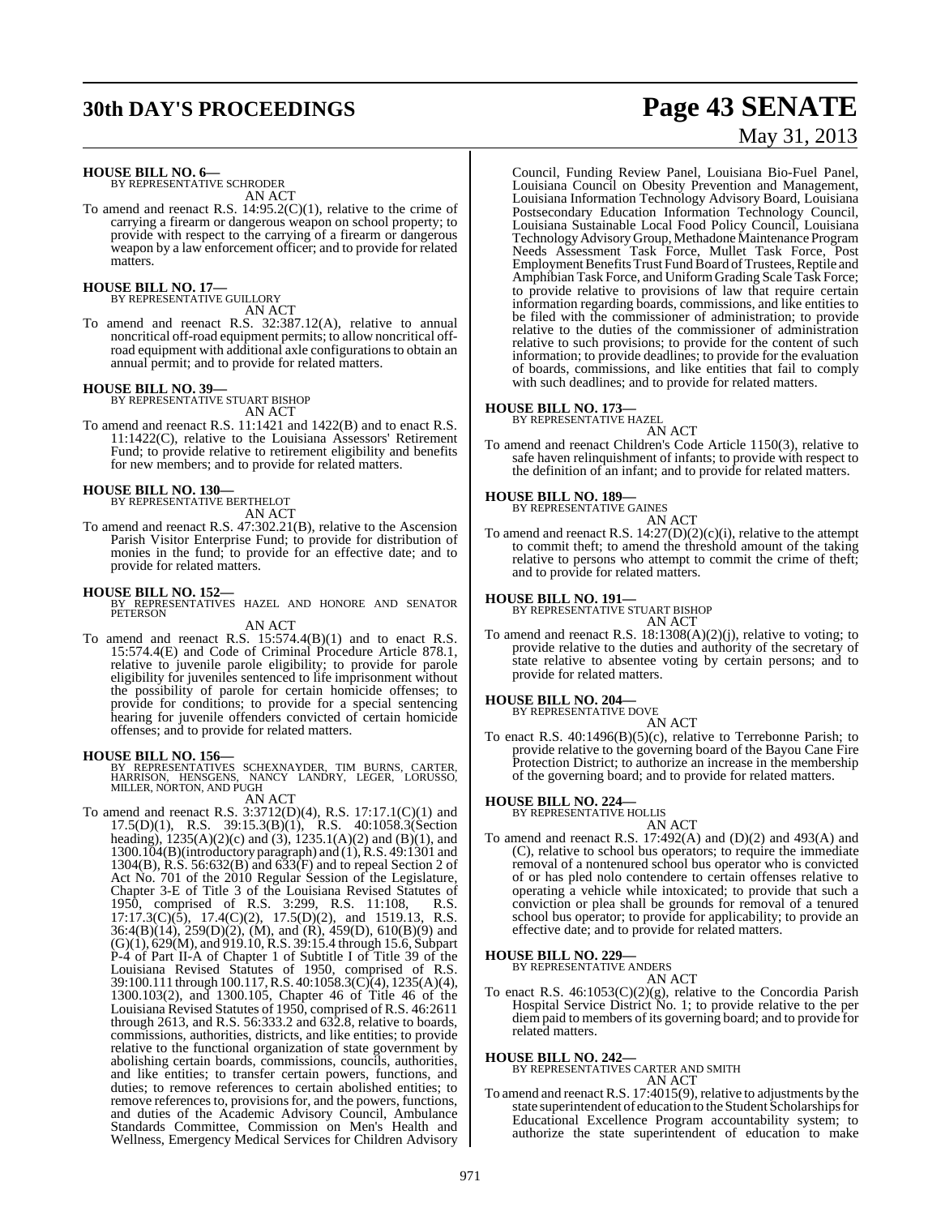**HOUSE BILL NO. 6—**
BY REPRESENTATIVE SCHRODER

AN ACT

To amend and reenact R.S. 14:95.2(C)(1), relative to the crime of carrying a firearm or dangerous weapon on school property; to provide with respect to the carrying of a firearm or dangerous weapon by a law enforcement officer; and to provide for related matters.

**HOUSE BILL NO. 17—**
BY REPRESENTATIVE GUILLORY

AN ACT

To amend and reenact R.S. 32:387.12(A), relative to annual noncritical off-road equipment permits; to allow noncritical off-road equipment with additional axle configurations to obtain an annual permit; and to provide for related matters.

**HOUSE BILL NO. 39—**
BY REPRESENTATIVE STUART BISHOP

AN ACT

To amend and reenact R.S. 11:1421 and 1422(B) and to enact R.S. 11:1422(C), relative to the Louisiana Assessors' Retirement Fund; to provide relative to retirement eligibility and benefits for new members; and to provide for related matters.

**HOUSE BILL NO. 130—**
BY REPRESENTATIVE BERTHELOT

AN ACT

To amend and reenact R.S. 47:302.21(B), relative to the Ascension Parish Visitor Enterprise Fund; to provide for distribution of monies in the fund; to provide for an effective date; and to provide for related matters.

**HOUSE BILL NO. 152—**
BY REPRESENTATIVES HAZEL AND HONORE AND SENATOR PETERSON

AN ACT

To amend and reenact R.S. 15:574.4(B)(1) and to enact R.S. 15:574.4(E) and Code of Criminal Procedure Article 878.1, relative to juvenile parole eligibility; to provide for parole eligibility for juveniles sentenced to life imprisonment without the possibility of parole for certain homicide offenses; to provide for conditions; to provide for a special sentencing hearing for juvenile offenders convicted of certain homicide offenses; and to provide for related matters.

**HOUSE BILL NO. 156—**
BY REPRESENTATIVES SCHEXNAYDER, TIM BURNS, CARTER, HARRISON, HENSGENS, NANCY LANDRY, LEGER, LORUSSO, MILLER, NORTON, AND PUGH

AN ACT

To amend and reenact R.S. 3:3712(D)(4), R.S. 17:17.1(C)(1) and 17.5(D)(1), R.S. 39:15.3(B)(1), R.S. 40:1058.3(Section heading), 1235(A)(2)(c) and (3), 1235.1(A)(2) and (B)(1), and 1300.104(B)(introductory paragraph) and (1), R.S. 49:1301 and 1304(B), R.S. 56:632(B) and 633(F) and to repeal Section 2 of Act No. 701 of the 2010 Regular Session of the Legislature, Chapter 3-E of Title 3 of the Louisiana Revised Statutes of 1950, comprised of R.S. 3:299, R.S. 11:108, R.S. 17:17.3(C)(5), 17.4(C)(2), 17.5(D)(2), and 1519.13, R.S. 36:4(B)(14), 259(D)(2), (M), and (R), 459(D), 610(B)(9) and (G)(1), 629(M), and 919.10, R.S. 39:15.4 through 15.6, Subpart P-4 of Part II-A of Chapter 1 of Subtitle I of Title 39 of the Louisiana Revised Statutes of 1950, comprised of R.S. 39:100.111 through 100.117, R.S. 40:1058.3(C)(4), 1235(A)(4), 1300.103(2), and 1300.105, Chapter 46 of Title 46 of the Louisiana Revised Statutes of 1950, comprised of R.S. 46:2611 through 2613, and R.S. 56:333.2 and 632.8, relative to boards, commissions, authorities, districts, and like entities; to provide relative to the functional organization of state government by abolishing certain boards, commissions, councils, authorities, and like entities; to transfer certain powers, functions, and duties; to remove references to certain abolished entities; to remove references to, provisions for, and the powers, functions, and duties of the Academic Advisory Council, Ambulance Standards Committee, Commission on Men's Health and Wellness, Emergency Medical Services for Children Advisory Council, Funding Review Panel, Louisiana Bio-Fuel Panel, Louisiana Council on Obesity Prevention and Management, Louisiana Information Technology Advisory Board, Louisiana Postsecondary Education Information Technology Council, Louisiana Sustainable Local Food Policy Council, Louisiana Technology Advisory Group, Methadone Maintenance Program Needs Assessment Task Force, Mullet Task Force, Post Employment Benefits Trust Fund Board of Trustees, Reptile and Amphibian Task Force, and Uniform Grading Scale Task Force; to provide relative to provisions of law that require certain information regarding boards, commissions, and like entities to be filed with the commissioner of administration; to provide relative to the duties of the commissioner of administration relative to such provisions; to provide for the content of such information; to provide deadlines; to provide for the evaluation of boards, commissions, and like entities that fail to comply with such deadlines; and to provide for related matters.

**HOUSE BILL NO. 173—**
BY REPRESENTATIVE HAZEL

AN ACT

To amend and reenact Children's Code Article 1150(3), relative to safe haven relinquishment of infants; to provide with respect to the definition of an infant; and to provide for related matters.

**HOUSE BILL NO. 189—**
BY REPRESENTATIVE GAINES

AN ACT

To amend and reenact R.S. 14:27(D)(2)(c)(i), relative to the attempt to commit theft; to amend the threshold amount of the taking relative to persons who attempt to commit the crime of theft; and to provide for related matters.

**HOUSE BILL NO. 191—**
BY REPRESENTATIVE STUART BISHOP

AN ACT

To amend and reenact R.S. 18:1308(A)(2)(j), relative to voting; to provide relative to the duties and authority of the secretary of state relative to absentee voting by certain persons; and to provide for related matters.

**HOUSE BILL NO. 204—**
BY REPRESENTATIVE DOVE

AN ACT

To enact R.S. 40:1496(B)(5)(c), relative to Terrebonne Parish; to provide relative to the governing board of the Bayou Cane Fire Protection District; to authorize an increase in the membership of the governing board; and to provide for related matters.

**HOUSE BILL NO. 224—**
BY REPRESENTATIVE HOLLIS

AN ACT

To amend and reenact R.S. 17:492(A) and (D)(2) and 493(A) and (C), relative to school bus operators; to require the immediate removal of a nontenured school bus operator who is convicted of or has pled nolo contendere to certain offenses relative to operating a vehicle while intoxicated; to provide that such a conviction or plea shall be grounds for removal of a tenured school bus operator; to provide for applicability; to provide an effective date; and to provide for related matters.

**HOUSE BILL NO. 229—**
BY REPRESENTATIVE ANDERS

AN ACT

To enact R.S. 46:1053(C)(2)(g), relative to the Concordia Parish Hospital Service District No. 1; to provide relative to the per diem paid to members of its governing board; and to provide for related matters.

**HOUSE BILL NO. 242—**
BY REPRESENTATIVES CARTER AND SMITH

AN ACT

To amend and reenact R.S. 17:4015(9), relative to adjustments by the state superintendent of education to the Student Scholarships for Educational Excellence Program accountability system; to authorize the state superintendent of education to make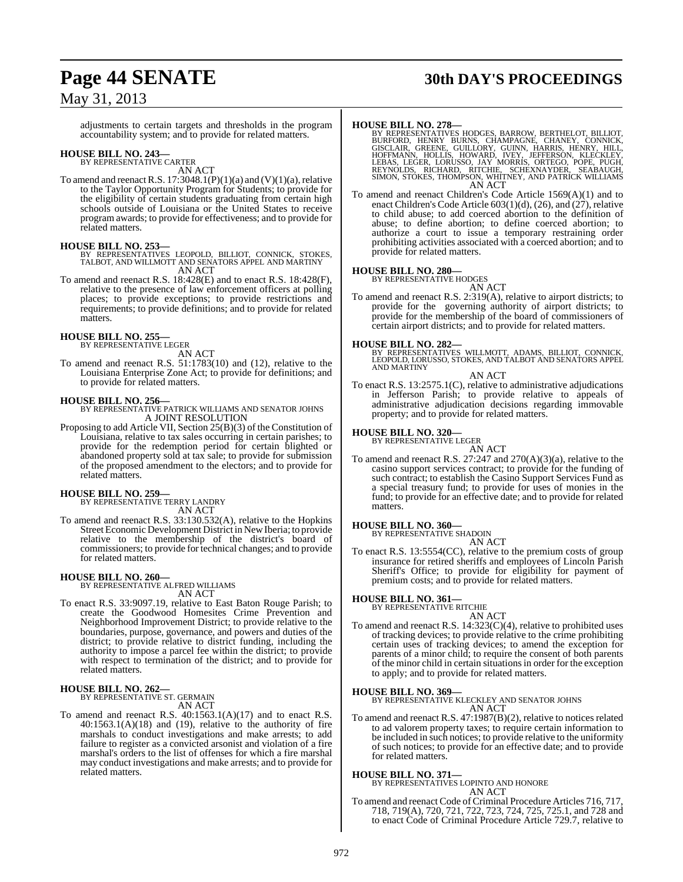adjustments to certain targets and thresholds in the program accountability system; and to provide for related matters.

**HOUSE BILL NO. 243—**
BY REPRESENTATIVE CARTER
AN ACT

To amend and reenact R.S. 17:3048.1(P)(1)(a) and (V)(1)(a), relative to the Taylor Opportunity Program for Students; to provide for the eligibility of certain students graduating from certain high schools outside of Louisiana or the United States to receive program awards; to provide for effectiveness; and to provide for related matters.

**HOUSE BILL NO. 253—**
BY REPRESENTATIVES LEOPOLD, BILLIOT, CONNICK, STOKES, TALBOT, AND WILLMOTT AND SENATORS APPEL AND MARTINY
AN ACT

To amend and reenact R.S. 18:428(E) and to enact R.S. 18:428(F), relative to the presence of law enforcement officers at polling places; to provide exceptions; to provide restrictions and requirements; to provide definitions; and to provide for related matters.

**HOUSE BILL NO. 255—**
BY REPRESENTATIVE LEGER
AN ACT

To amend and reenact R.S. 51:1783(10) and (12), relative to the Louisiana Enterprise Zone Act; to provide for definitions; and to provide for related matters.

**HOUSE BILL NO. 256—**
BY REPRESENTATIVE PATRICK WILLIAMS AND SENATOR JOHNS
A JOINT RESOLUTION

Proposing to add Article VII, Section 25(B)(3) of the Constitution of Louisiana, relative to tax sales occurring in certain parishes; to provide for the redemption period for certain blighted or abandoned property sold at tax sale; to provide for submission of the proposed amendment to the electors; and to provide for related matters.

**HOUSE BILL NO. 259—**
BY REPRESENTATIVE TERRY LANDRY
AN ACT

To amend and reenact R.S. 33:130.532(A), relative to the Hopkins Street Economic Development District in New Iberia; to provide relative to the membership of the district's board of commissioners; to provide for technical changes; and to provide for related matters.

**HOUSE BILL NO. 260—**
BY REPRESENTATIVE ALFRED WILLIAMS
AN ACT

To enact R.S. 33:9097.19, relative to East Baton Rouge Parish; to create the Goodwood Homesites Crime Prevention and Neighborhood Improvement District; to provide relative to the boundaries, purpose, governance, and powers and duties of the district; to provide relative to district funding, including the authority to impose a parcel fee within the district; to provide with respect to termination of the district; and to provide for related matters.

**HOUSE BILL NO. 262—**
BY REPRESENTATIVE ST. GERMAIN
AN ACT

To amend and reenact R.S. 40:1563.1(A)(17) and to enact R.S. 40:1563.1(A)(18) and (19), relative to the authority of fire marshals to conduct investigations and make arrests; to add failure to register as a convicted arsonist and violation of a fire marshal's orders to the list of offenses for which a fire marshal may conduct investigations and make arrests; and to provide for related matters.

**HOUSE BILL NO. 278—**
BY REPRESENTATIVES HODGES, BARROW, BERTHELOT, BILLIOT, BURFORD, HENRY BURNS, CHAMPAGNE, CHANEY, CONNICK, GISCLAIR, GREENE, GUILLORY, GUINN, HARRIS, HENRY, HILL, HOFFMANN, HOLLIS, HOWARD, IVEY, JEFFERSON, KLECKLEY, LEBAS, LEGER, LORUSSO, JAY MORRIS, ORTEGO, POPE, PUGH, REYNOLDS, RICHARD, RITCHIE, SCHEXNAYDER, SEABAUGH, SIMON, STOKES, THOMPSON, WHITNEY, AND PATRICK WILLIAMS
AN ACT

To amend and reenact Children's Code Article 1569(A)(1) and to enact Children's Code Article 603(1)(d), (26), and (27), relative to child abuse; to add coerced abortion to the definition of abuse; to define abortion; to define coerced abortion; to authorize a court to issue a temporary restraining order prohibiting activities associated with a coerced abortion; and to provide for related matters.

**HOUSE BILL NO. 280—**
BY REPRESENTATIVE HODGES
AN ACT

To amend and reenact R.S. 2:319(A), relative to airport districts; to provide for the governing authority of airport districts; to provide for the membership of the board of commissioners of certain airport districts; and to provide for related matters.

**HOUSE BILL NO. 282—**
BY REPRESENTATIVES WILLMOTT, ADAMS, BILLIOT, CONNICK, LEOPOLD, LORUSSO, STOKES, AND TALBOT AND SENATORS APPEL AND MARTINY
AN ACT

To enact R.S. 13:2575.1(C), relative to administrative adjudications in Jefferson Parish; to provide relative to appeals of administrative adjudication decisions regarding immovable property; and to provide for related matters.

**HOUSE BILL NO. 320—**
BY REPRESENTATIVE LEGER
AN ACT

To amend and reenact R.S. 27:247 and 270(A)(3)(a), relative to the casino support services contract; to provide for the funding of such contract; to establish the Casino Support Services Fund as a special treasury fund; to provide for uses of monies in the fund; to provide for an effective date; and to provide for related matters.

**HOUSE BILL NO. 360—**
BY REPRESENTATIVE SHADOIN
AN ACT

To enact R.S. 13:5554(CC), relative to the premium costs of group insurance for retired sheriffs and employees of Lincoln Parish Sheriff's Office; to provide for eligibility for payment of premium costs; and to provide for related matters.

**HOUSE BILL NO. 361—**
BY REPRESENTATIVE RITCHIE
AN ACT

To amend and reenact R.S. 14:323(C)(4), relative to prohibited uses of tracking devices; to provide relative to the crime prohibiting certain uses of tracking devices; to amend the exception for parents of a minor child; to require the consent of both parents of the minor child in certain situations in order for the exception to apply; and to provide for related matters.

**HOUSE BILL NO. 369—**
BY REPRESENTATIVE KLECKLEY AND SENATOR JOHNS
AN ACT

To amend and reenact R.S. 47:1987(B)(2), relative to notices related to ad valorem property taxes; to require certain information to be included in such notices; to provide relative to the uniformity of such notices; to provide for an effective date; and to provide for related matters.

**HOUSE BILL NO. 371—**
BY REPRESENTATIVES LOPINTO AND HONORE
AN ACT

To amend and reenact Code of Criminal Procedure Articles 716, 717, 718, 719(A), 720, 721, 722, 723, 724, 725, 725.1, and 728 and to enact Code of Criminal Procedure Article 729.7, relative to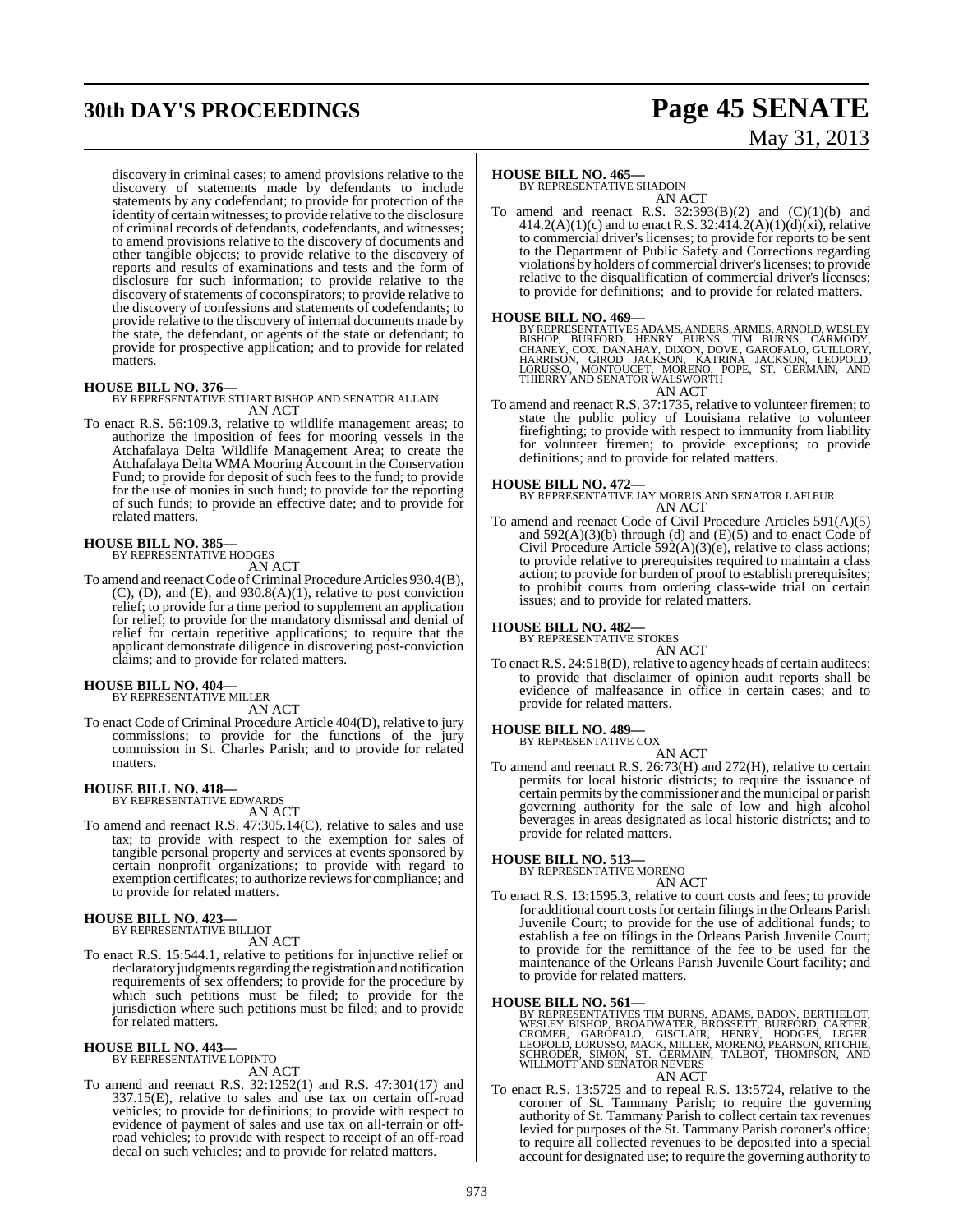discovery in criminal cases; to amend provisions relative to the discovery of statements made by defendants to include statements by any codefendant; to provide for protection of the identity of certain witnesses; to provide relative to the disclosure of criminal records of defendants, codefendants, and witnesses; to amend provisions relative to the discovery of documents and other tangible objects; to provide relative to the discovery of reports and results of examinations and tests and the form of disclosure for such information; to provide relative to the discovery of statements of coconspirators; to provide relative to the discovery of confessions and statements of codefendants; to provide relative to the discovery of internal documents made by the state, the defendant, or agents of the state or defendant; to provide for prospective application; and to provide for related matters.

**HOUSE BILL NO. 376—**
BY REPRESENTATIVE STUART BISHOP AND SENATOR ALLAIN
AN ACT

To enact R.S. 56:109.3, relative to wildlife management areas; to authorize the imposition of fees for mooring vessels in the Atchafalaya Delta Wildlife Management Area; to create the Atchafalaya Delta WMA Mooring Account in the Conservation Fund; to provide for deposit of such fees to the fund; to provide for the use of monies in such fund; to provide for the reporting of such funds; to provide an effective date; and to provide for related matters.

**HOUSE BILL NO. 385—**
BY REPRESENTATIVE HODGES
AN ACT

To amend and reenact Code of Criminal Procedure Articles 930.4(B), (C), (D), and (E), and 930.8(A)(1), relative to post conviction relief; to provide for a time period to supplement an application for relief; to provide for the mandatory dismissal and denial of relief for certain repetitive applications; to require that the applicant demonstrate diligence in discovering post-conviction claims; and to provide for related matters.

**HOUSE BILL NO. 404—**
BY REPRESENTATIVE MILLER
AN ACT

To enact Code of Criminal Procedure Article 404(D), relative to jury commissions; to provide for the functions of the jury commission in St. Charles Parish; and to provide for related matters.

**HOUSE BILL NO. 418—**
BY REPRESENTATIVE EDWARDS
AN ACT

To amend and reenact R.S. 47:305.14(C), relative to sales and use tax; to provide with respect to the exemption for sales of tangible personal property and services at events sponsored by certain nonprofit organizations; to provide with regard to exemption certificates; to authorize reviews for compliance; and to provide for related matters.

**HOUSE BILL NO. 423—**
BY REPRESENTATIVE BILLIOT
AN ACT

To enact R.S. 15:544.1, relative to petitions for injunctive relief or declaratory judgments regarding the registration and notification requirements of sex offenders; to provide for the procedure by which such petitions must be filed; to provide for the jurisdiction where such petitions must be filed; and to provide for related matters.

**HOUSE BILL NO. 443—**
BY REPRESENTATIVE LOPINTO
AN ACT

To amend and reenact R.S. 32:1252(1) and R.S. 47:301(17) and 337.15(E), relative to sales and use tax on certain off-road vehicles; to provide for definitions; to provide with respect to evidence of payment of sales and use tax on all-terrain or off-road vehicles; to provide with respect to receipt of an off-road decal on such vehicles; and to provide for related matters.

**HOUSE BILL NO. 465—**
BY REPRESENTATIVE SHADOIN
AN ACT

To amend and reenact R.S. 32:393(B)(2) and (C)(1)(b) and 414.2(A)(1)(c) and to enact R.S. 32:414.2(A)(1)(d)(xi), relative to commercial driver's licenses; to provide for reports to be sent to the Department of Public Safety and Corrections regarding violations by holders of commercial driver's licenses; to provide relative to the disqualification of commercial driver's licenses; to provide for definitions; and to provide for related matters.

**HOUSE BILL NO. 469—**
BY REPRESENTATIVES ADAMS, ANDERS, ARMES, ARNOLD, WESLEY BISHOP, BURFORD, HENRY BURNS, TIM BURNS, CARMODY, CHANEY, COX, DANAHAY, DIXON, DOVE, GAROFALO, GUILLORY, HARRISON, GIROD JACKSON, KATRINA JACKSON, LEOPOLD, LORUSSO, MONTOUCET, MORENO, POPE, ST. GERMAIN, AND THIERRY AND SENATOR WALSWORTH
AN ACT

To amend and reenact R.S. 37:1735, relative to volunteer firemen; to state the public policy of Louisiana relative to volunteer firefighting; to provide with respect to immunity from liability for volunteer firemen; to provide exceptions; to provide definitions; and to provide for related matters.

**HOUSE BILL NO. 472—**
BY REPRESENTATIVE JAY MORRIS AND SENATOR LAFLEUR
AN ACT

To amend and reenact Code of Civil Procedure Articles 591(A)(5) and 592(A)(3)(b) through (d) and (E)(5) and to enact Code of Civil Procedure Article 592(A)(3)(e), relative to class actions; to provide relative to prerequisites required to maintain a class action; to provide for burden of proof to establish prerequisites; to prohibit courts from ordering class-wide trial on certain issues; and to provide for related matters.

**HOUSE BILL NO. 482—**
BY REPRESENTATIVE STOKES
AN ACT

To enact R.S. 24:518(D), relative to agency heads of certain auditees; to provide that disclaimer of opinion audit reports shall be evidence of malfeasance in office in certain cases; and to provide for related matters.

**HOUSE BILL NO. 489—**
BY REPRESENTATIVE COX
AN ACT

To amend and reenact R.S. 26:73(H) and 272(H), relative to certain permits for local historic districts; to require the issuance of certain permits by the commissioner and the municipal or parish governing authority for the sale of low and high alcohol beverages in areas designated as local historic districts; and to provide for related matters.

**HOUSE BILL NO. 513—**
BY REPRESENTATIVE MORENO
AN ACT

To enact R.S. 13:1595.3, relative to court costs and fees; to provide for additional court costs for certain filings in the Orleans Parish Juvenile Court; to provide for the use of additional funds; to establish a fee on filings in the Orleans Parish Juvenile Court; to provide for the remittance of the fee to be used for the maintenance of the Orleans Parish Juvenile Court facility; and to provide for related matters.

**HOUSE BILL NO. 561—**
BY REPRESENTATIVES TIM BURNS, ADAMS, BADON, BERTHELOT, WESLEY BISHOP, BROADWATER, BROSSETT, BURFORD, CARTER, CROMER, GAROFALO, GISCLAIR, HENRY, HODGES, LEGER, LEOPOLD, LORUSSO, MACK, MILLER, MORENO, PEARSON, RITCHIE, SCHRODER, SIMON, ST. GERMAIN, TALBOT, THOMPSON, AND WILLMOTT AND SENATOR NEVERS
AN ACT

To enact R.S. 13:5725 and to repeal R.S. 13:5724, relative to the coroner of St. Tammany Parish; to require the governing authority of St. Tammany Parish to collect certain tax revenues levied for purposes of the St. Tammany Parish coroner's office; to require all collected revenues to be deposited into a special account for designated use; to require the governing authority to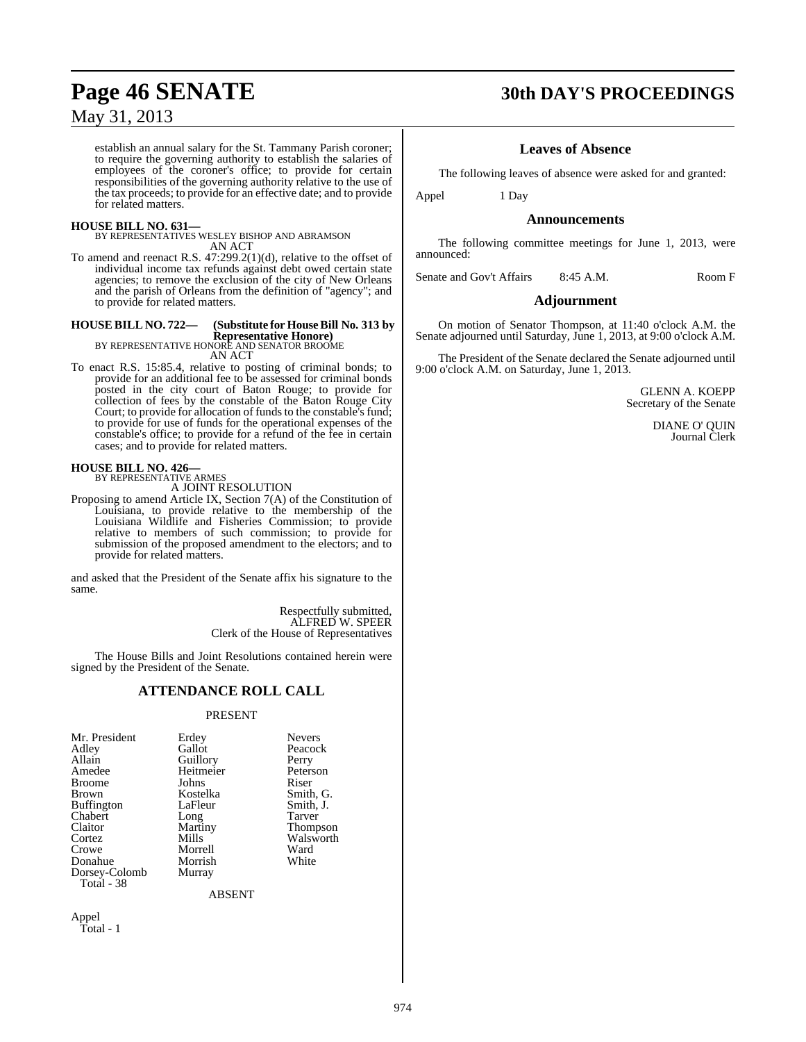establish an annual salary for the St. Tammany Parish coroner; to require the governing authority to establish the salaries of employees of the coroner's office; to provide for certain responsibilities of the governing authority relative to the use of the tax proceeds; to provide for an effective date; and to provide for related matters.

**HOUSE BILL NO. 631—**
BY REPRESENTATIVES WESLEY BISHOP AND ABRAMSON
AN ACT

To amend and reenact R.S. 47:299.2(1)(d), relative to the offset of individual income tax refunds against debt owed certain state agencies; to remove the exclusion of the city of New Orleans and the parish of Orleans from the definition of "agency"; and to provide for related matters.

**HOUSE BILL NO. 722— (Substitute for House Bill No. 313 by Representative Honore)**
BY REPRESENTATIVE HONORE AND SENATOR BROOME
AN ACT

To enact R.S. 15:85.4, relative to posting of criminal bonds; to provide for an additional fee to be assessed for criminal bonds posted in the city court of Baton Rouge; to provide for collection of fees by the constable of the Baton Rouge City Court; to provide for allocation of funds to the constable's fund; to provide for use of funds for the operational expenses of the constable's office; to provide for a refund of the fee in certain cases; and to provide for related matters.

**HOUSE BILL NO. 426—**
BY REPRESENTATIVE ARMES
A JOINT RESOLUTION

Proposing to amend Article IX, Section 7(A) of the Constitution of Louisiana, to provide relative to the membership of the Louisiana Wildlife and Fisheries Commission; to provide relative to members of such commission; to provide for submission of the proposed amendment to the electors; and to provide for related matters.

and asked that the President of the Senate affix his signature to the same.

Respectfully submitted,
ALFRED W. SPEER
Clerk of the House of Representatives

The House Bills and Joint Resolutions contained herein were signed by the President of the Senate.

## ATTENDANCE ROLL CALL

PRESENT

| | | |
|---|---|---|
| Mr. President | Erdey | Nevers |
| Adley | Gallot | Peacock |
| Allain | Guillory | Perry |
| Amedee | Heitmeier | Peterson |
| Broome | Johns | Riser |
| Brown | Kostelka | Smith, G. |
| Buffington | LaFleur | Smith, J. |
| Chabert | Long | Tarver |
| Claitor | Martiny | Thompson |
| Cortez | Mills | Walsworth |
| Crowe | Morrell | Ward |
| Donahue | Morrish | White |
| Dorsey-Colomb | Murray | |

Total - 38

ABSENT

Appel
Total - 1

## Leaves of Absence

The following leaves of absence were asked for and granted:

Appel 1 Day

## Announcements

The following committee meetings for June 1, 2013, were announced:

Senate and Gov't Affairs 8:45 A.M. Room F

## Adjournment

On motion of Senator Thompson, at 11:40 o'clock A.M. the Senate adjourned until Saturday, June 1, 2013, at 9:00 o'clock A.M.

The President of the Senate declared the Senate adjourned until 9:00 o'clock A.M. on Saturday, June 1, 2013.

GLENN A. KOEPP
Secretary of the Senate

DIANE O' QUIN
Journal Clerk